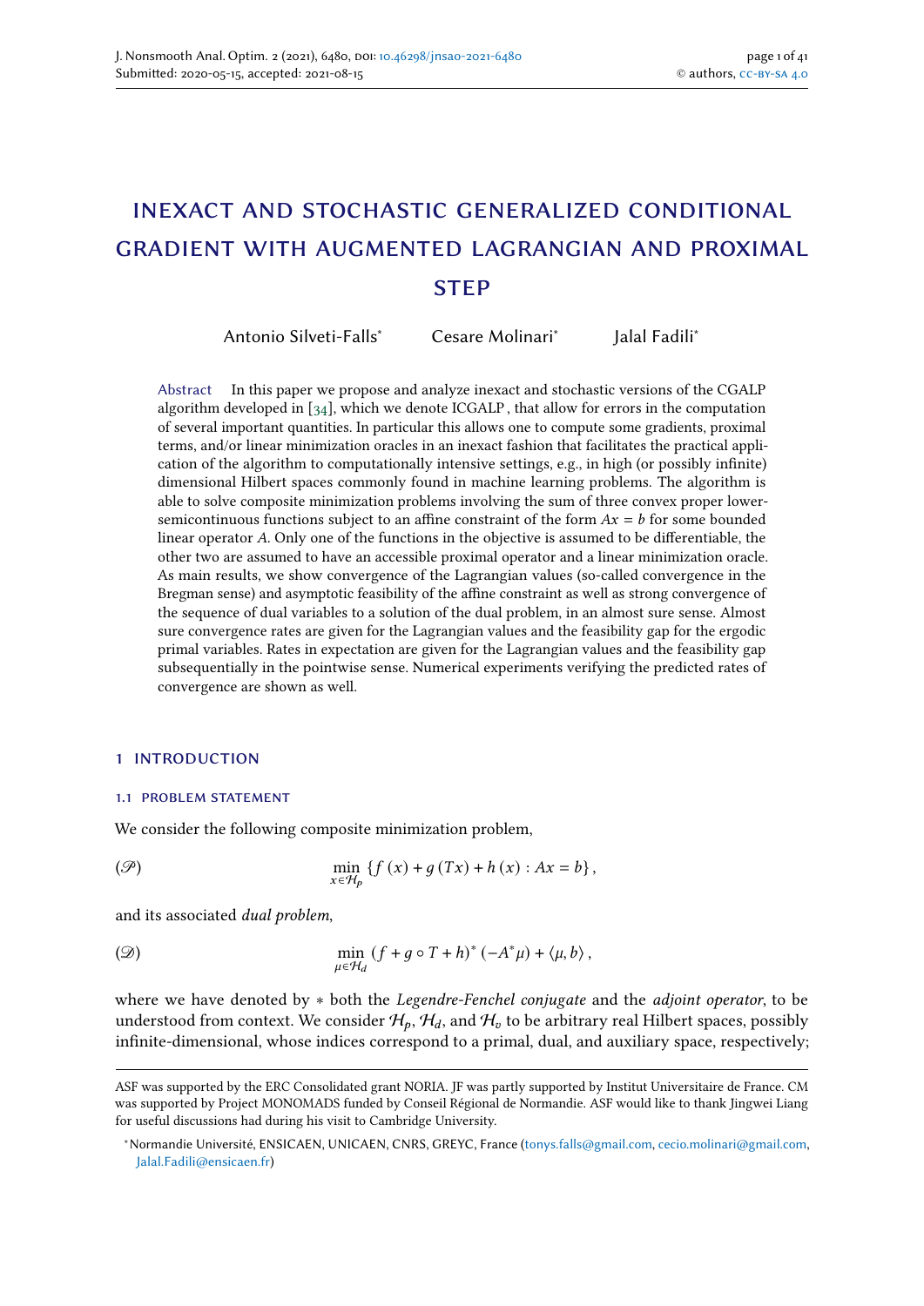# INEXACT AND STOCHASTIC GENERALIZED CONDITIONAL GRADIENT WITH AUGMENTED LAGRANGIAN AND PROXIMAL STEP

Antonio Silveti-Falls[*] Cesare Molinari[*] Jalal Fadili[*]

**Abstract** In this paper we propose and analyze inexact and stochastic versions of the CGALP algorithm developed in [34], which we denote ICGALP , that allow for errors in the computation of several important quantities. In particular this allows one to compute some gradients, proximal terms, and/or linear minimization oracles in an inexact fashion that facilitates the practical application of the algorithm to computationally intensive settings, e.g., in high (or possibly infinite) dimensional Hilbert spaces commonly found in machine learning problems. The algorithm is able to solve composite minimization problems involving the sum of three convex proper lower-semicontinuous functions subject to an affine constraint of the form $Ax = b$ for some bounded linear operator $A$. Only one of the functions in the objective is assumed to be differentiable, the other two are assumed to have an accessible proximal operator and a linear minimization oracle. As main results, we show convergence of the Lagrangian values (so-called convergence in the Bregman sense) and asymptotic feasibility of the affine constraint as well as strong convergence of the sequence of dual variables to a solution of the dual problem, in an almost sure sense. Almost sure convergence rates are given for the Lagrangian values and the feasibility gap for the ergodic primal variables. Rates in expectation are given for the Lagrangian values and the feasibility gap subsequentially in the pointwise sense. Numerical experiments verifying the predicted rates of convergence are shown as well.

## 1 INTRODUCTION

### 1.1 PROBLEM STATEMENT

We consider the following composite minimization problem,

$$(\mathscr{P}) \qquad \min_{x \in \mathcal{H}_p} \left\{ f(x) + g(Tx) + h(x) : Ax = b \right\},$$

and its associated *dual problem*,

$$(\mathscr{D}) \qquad \min_{\mu \in \mathcal{H}_d} \left( f + g \circ T + h \right)^* (-A^* \mu) + \langle \mu, b \rangle,$$

where we have denoted by $*$ both the *Legendre-Fenchel conjugate* and the *adjoint operator*, to be understood from context. We consider $\mathcal{H}_p$, $\mathcal{H}_d$, and $\mathcal{H}_v$ to be arbitrary real Hilbert spaces, possibly infinite-dimensional, whose indices correspond to a primal, dual, and auxiliary space, respectively;

---

ASF was supported by the ERC Consolidated grant NORIA. JF was partly supported by Institut Universitaire de France. CM was supported by Project MONOMADS funded by Conseil Régional de Normandie. ASF would like to thank Jingwei Liang for useful discussions had during his visit to Cambridge University.

[*] Normandie Université, ENSICAEN, UNICAEN, CNRS, GREYC, France (tonys.falls@gmail.com, cecio.molinari@gmail.com, Jalal.Fadili@ensicaen.fr)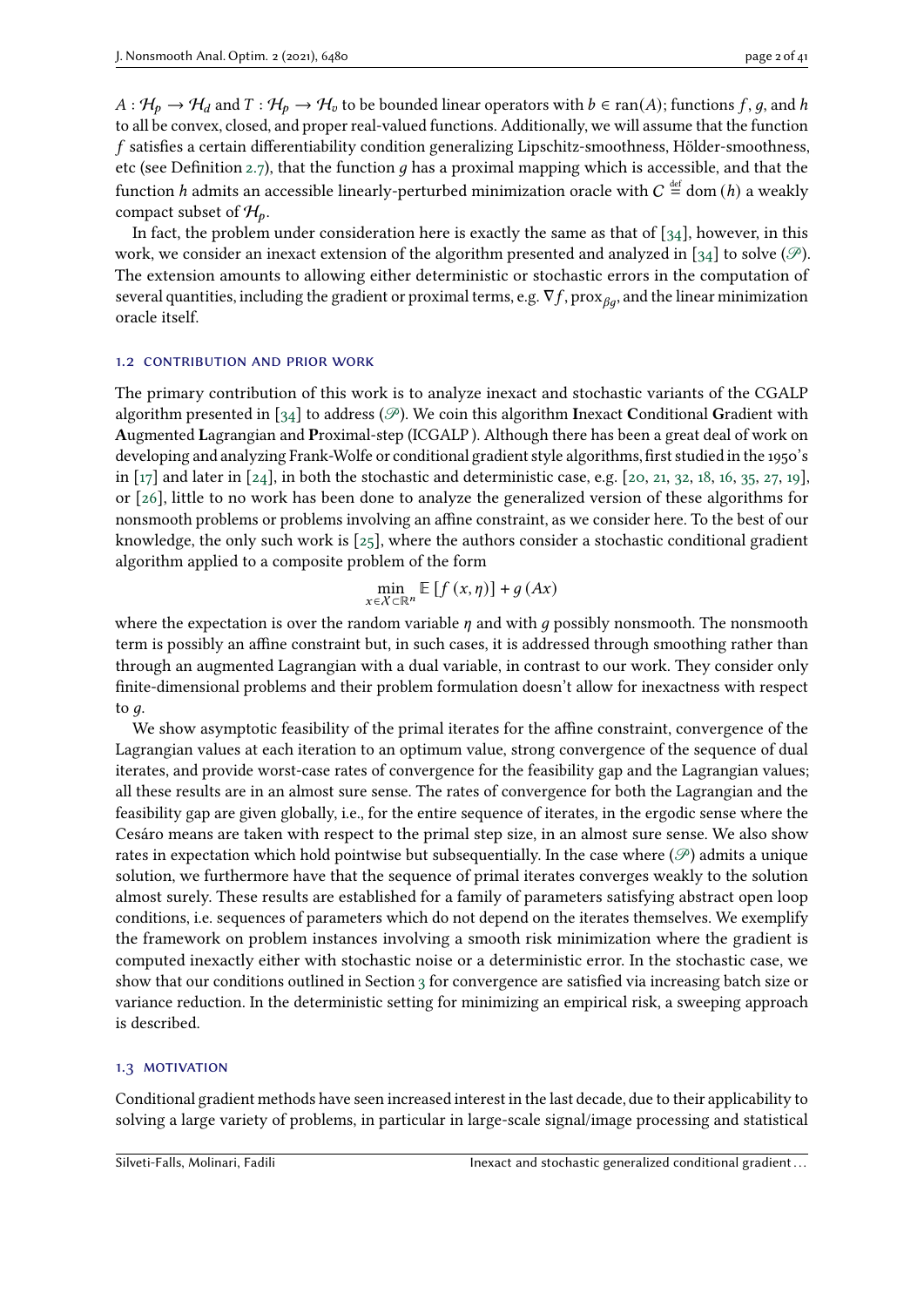$A : \mathcal{H}_p \to \mathcal{H}_d$ and $T : \mathcal{H}_p \to \mathcal{H}_v$ to be bounded linear operators with $b \in \operatorname{ran}(A)$; functions $f$, $g$, and $h$ to all be convex, closed, and proper real-valued functions. Additionally, we will assume that the function $f$ satisfies a certain differentiability condition generalizing Lipschitz-smoothness, Hölder-smoothness, etc (see Definition 2.7), that the function $g$ has a proximal mapping which is accessible, and that the function $h$ admits an accessible linearly-perturbed minimization oracle with $C \stackrel{\text{def}}{=} \operatorname{dom}(h)$ a weakly compact subset of $\mathcal{H}_p$.

In fact, the problem under consideration here is exactly the same as that of [34], however, in this work, we consider an inexact extension of the algorithm presented and analyzed in [34] to solve ($\mathscr{P}$). The extension amounts to allowing either deterministic or stochastic errors in the computation of several quantities, including the gradient or proximal terms, e.g. $\nabla f$, $\operatorname{prox}_{\beta g}$, and the linear minimization oracle itself.

### 1.2 Contribution and prior work

The primary contribution of this work is to analyze inexact and stochastic variants of the CGALP algorithm presented in [34] to address ($\mathscr{P}$). We coin this algorithm **I**nexact **C**onditional **G**radient with **A**ugmented **L**agrangian and **P**roximal-step (ICGALP). Although there has been a great deal of work on developing and analyzing Frank-Wolfe or conditional gradient style algorithms, first studied in the 1950's in [17] and later in [24], in both the stochastic and deterministic case, e.g. [20, 21, 32, 18, 16, 35, 27, 19], or [26], little to no work has been done to analyze the generalized version of these algorithms for nonsmooth problems or problems involving an affine constraint, as we consider here. To the best of our knowledge, the only such work is [25], where the authors consider a stochastic conditional gradient algorithm applied to a composite problem of the form

$$\min_{x \in \mathcal{X} \subset \mathbb{R}^n} \mathbb{E}\left[f(x, \eta)\right] + g(Ax)$$

where the expectation is over the random variable $\eta$ and with $g$ possibly nonsmooth. The nonsmooth term is possibly an affine constraint but, in such cases, it is addressed through smoothing rather than through an augmented Lagrangian with a dual variable, in contrast to our work. They consider only finite-dimensional problems and their problem formulation doesn't allow for inexactness with respect to $g$.

We show asymptotic feasibility of the primal iterates for the affine constraint, convergence of the Lagrangian values at each iteration to an optimum value, strong convergence of the sequence of dual iterates, and provide worst-case rates of convergence for the feasibility gap and the Lagrangian values; all these results are in an almost sure sense. The rates of convergence for both the Lagrangian and the feasibility gap are given globally, i.e., for the entire sequence of iterates, in the ergodic sense where the Cesáro means are taken with respect to the primal step size, in an almost sure sense. We also show rates in expectation which hold pointwise but subsequentially. In the case where ($\mathscr{P}$) admits a unique solution, we furthermore have that the sequence of primal iterates converges weakly to the solution almost surely. These results are established for a family of parameters satisfying abstract open loop conditions, i.e. sequences of parameters which do not depend on the iterates themselves. We exemplify the framework on problem instances involving a smooth risk minimization where the gradient is computed inexactly either with stochastic noise or a deterministic error. In the stochastic case, we show that our conditions outlined in Section 3 for convergence are satisfied via increasing batch size or variance reduction. In the deterministic setting for minimizing an empirical risk, a sweeping approach is described.

### 1.3 Motivation

Conditional gradient methods have seen increased interest in the last decade, due to their applicability to solving a large variety of problems, in particular in large-scale signal/image processing and statistical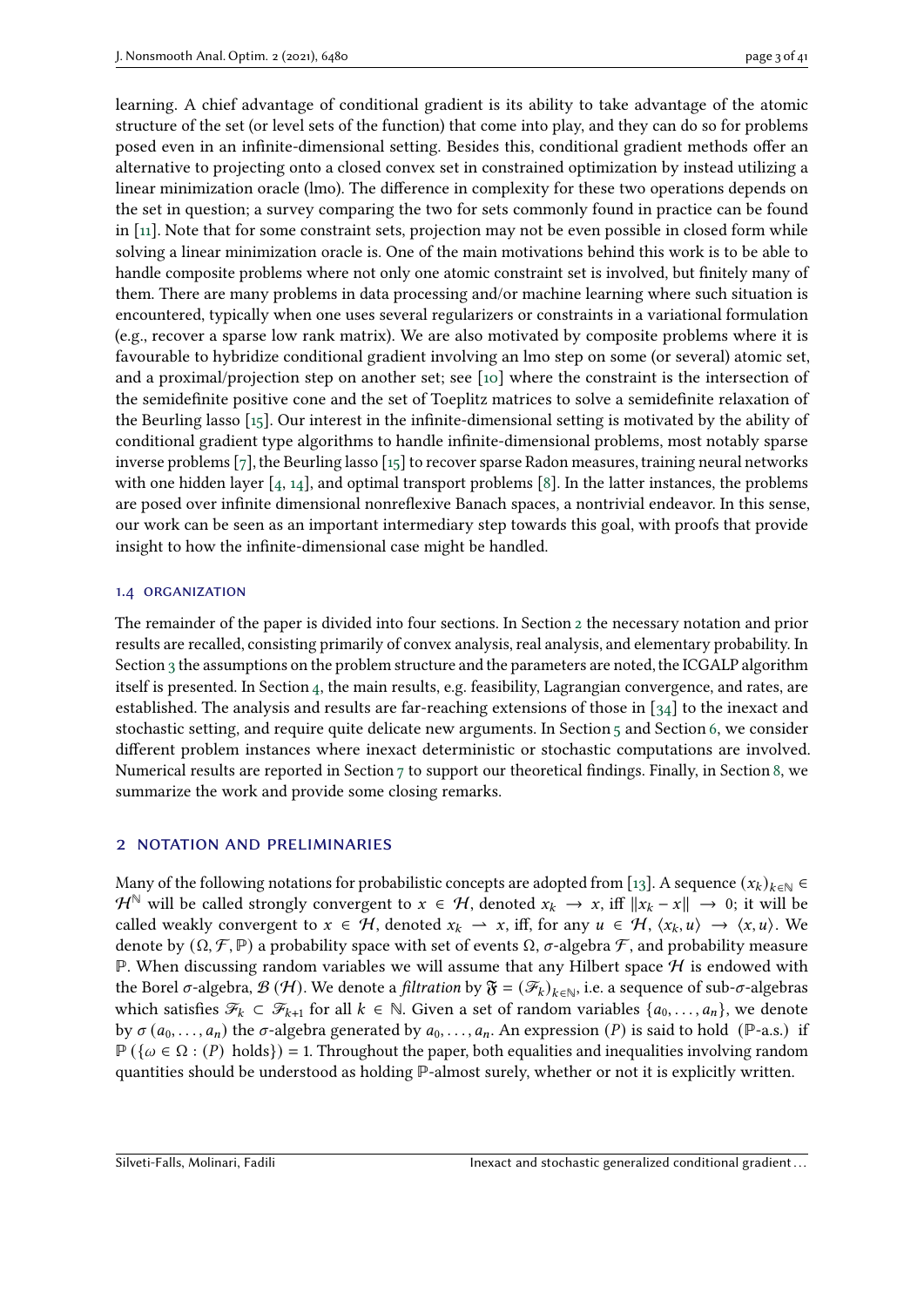learning. A chief advantage of conditional gradient is its ability to take advantage of the atomic structure of the set (or level sets of the function) that come into play, and they can do so for problems posed even in an infinite-dimensional setting. Besides this, conditional gradient methods offer an alternative to projecting onto a closed convex set in constrained optimization by instead utilizing a linear minimization oracle (lmo). The difference in complexity for these two operations depends on the set in question; a survey comparing the two for sets commonly found in practice can be found in [11]. Note that for some constraint sets, projection may not be even possible in closed form while solving a linear minimization oracle is. One of the main motivations behind this work is to be able to handle composite problems where not only one atomic constraint set is involved, but finitely many of them. There are many problems in data processing and/or machine learning where such situation is encountered, typically when one uses several regularizers or constraints in a variational formulation (e.g., recover a sparse low rank matrix). We are also motivated by composite problems where it is favourable to hybridize conditional gradient involving an lmo step on some (or several) atomic set, and a proximal/projection step on another set; see [10] where the constraint is the intersection of the semidefinite positive cone and the set of Toeplitz matrices to solve a semidefinite relaxation of the Beurling lasso [15]. Our interest in the infinite-dimensional setting is motivated by the ability of conditional gradient type algorithms to handle infinite-dimensional problems, most notably sparse inverse problems [7], the Beurling lasso [15] to recover sparse Radon measures, training neural networks with one hidden layer [4, 14], and optimal transport problems [8]. In the latter instances, the problems are posed over infinite dimensional nonreflexive Banach spaces, a nontrivial endeavor. In this sense, our work can be seen as an important intermediary step towards this goal, with proofs that provide insight to how the infinite-dimensional case might be handled.

### 1.4 organization

The remainder of the paper is divided into four sections. In Section 2 the necessary notation and prior results are recalled, consisting primarily of convex analysis, real analysis, and elementary probability. In Section 3 the assumptions on the problem structure and the parameters are noted, the ICGALP algorithm itself is presented. In Section 4, the main results, e.g. feasibility, Lagrangian convergence, and rates, are established. The analysis and results are far-reaching extensions of those in [34] to the inexact and stochastic setting, and require quite delicate new arguments. In Section 5 and Section 6, we consider different problem instances where inexact deterministic or stochastic computations are involved. Numerical results are reported in Section 7 to support our theoretical findings. Finally, in Section 8, we summarize the work and provide some closing remarks.

## 2 notation and preliminaries

Many of the following notations for probabilistic concepts are adopted from [13]. A sequence $(x_k)_{k\in\mathbb{N}} \in \mathcal{H}^{\mathbb{N}}$ will be called strongly convergent to $x \in \mathcal{H}$, denoted $x_k \to x$, iff $\|x_k - x\| \to 0$; it will be called weakly convergent to $x \in \mathcal{H}$, denoted $x_k \rightharpoonup x$, iff, for any $u \in \mathcal{H}$, $\langle x_k, u\rangle \to \langle x, u\rangle$. We denote by $(\Omega, \mathcal{F}, \mathbb{P})$ a probability space with set of events $\Omega$, $\sigma$-algebra $\mathcal{F}$, and probability measure $\mathbb{P}$. When discussing random variables we will assume that any Hilbert space $\mathcal{H}$ is endowed with the Borel $\sigma$-algebra, $\mathcal{B}(\mathcal{H})$. We denote a *filtration* by $\mathfrak{F} = (\mathcal{F}_k)_{k\in\mathbb{N}}$, i.e. a sequence of sub-$\sigma$-algebras which satisfies $\mathcal{F}_k \subset \mathcal{F}_{k+1}$ for all $k \in \mathbb{N}$. Given a set of random variables $\{a_0, \ldots, a_n\}$, we denote by $\sigma(a_0, \ldots, a_n)$ the $\sigma$-algebra generated by $a_0, \ldots, a_n$. An expression $(P)$ is said to hold ($\mathbb{P}$-a.s.) if $\mathbb{P}(\{\omega \in \Omega : (P) \text{ holds}\}) = 1$. Throughout the paper, both equalities and inequalities involving random quantities should be understood as holding $\mathbb{P}$-almost surely, whether or not it is explicitly written.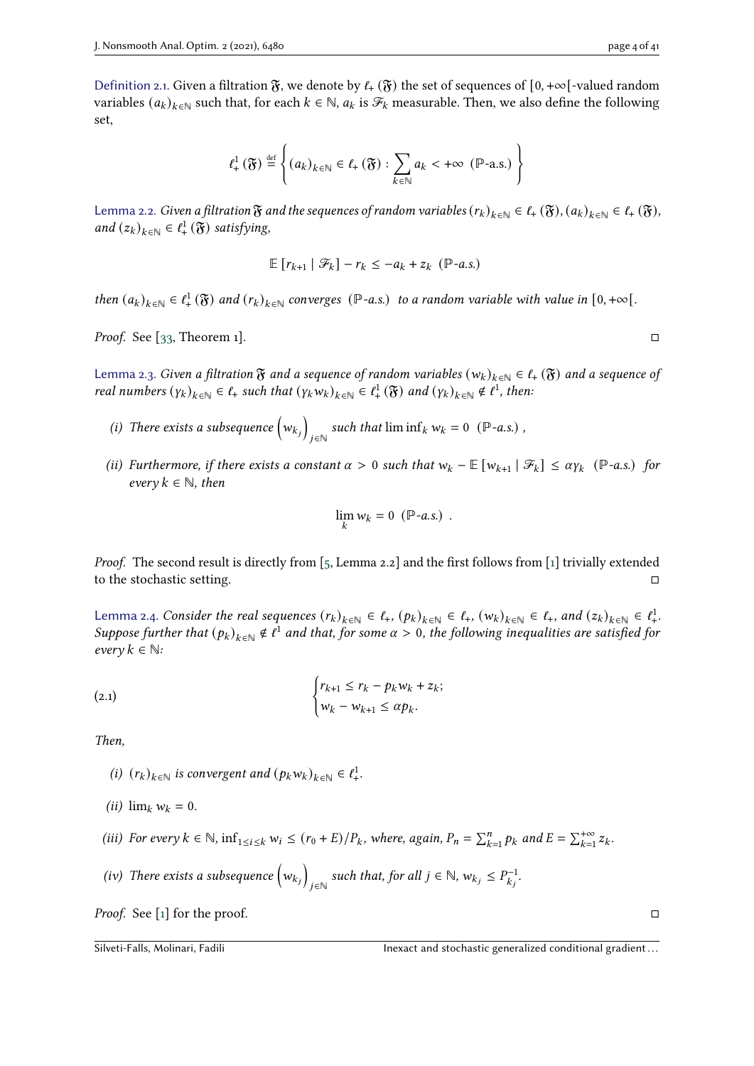Definition 2.1. Given a filtration $\mathfrak{F}$, we denote by $\ell_+(\mathfrak{F})$ the set of sequences of $[0,+\infty[$-valued random variables $(a_k)_{k\in\mathbb{N}}$ such that, for each $k \in \mathbb{N}$, $a_k$ is $\mathscr{F}_k$ measurable. Then, we also define the following set,

$$\ell_+^1(\mathfrak{F}) \stackrel{\text{def}}{=} \left\{ (a_k)_{k\in\mathbb{N}} \in \ell_+(\mathfrak{F}) : \sum_{k\in\mathbb{N}} a_k < +\infty \ (\mathbb{P}\text{-a.s.}) \right\}$$

Lemma 2.2. *Given a filtration $\mathfrak{F}$ and the sequences of random variables $(r_k)_{k\in\mathbb{N}} \in \ell_+(\mathfrak{F})$, $(a_k)_{k\in\mathbb{N}} \in \ell_+(\mathfrak{F})$, and $(z_k)_{k\in\mathbb{N}} \in \ell_+^1(\mathfrak{F})$ satisfying,*

$$\mathbb{E}\left[r_{k+1} \mid \mathscr{F}_k\right] - r_k \leq -a_k + z_k \ \ (\mathbb{P}\text{-a.s.})$$

*then $(a_k)_{k\in\mathbb{N}} \in \ell_+^1(\mathfrak{F})$ and $(r_k)_{k\in\mathbb{N}}$ converges $(\mathbb{P}\text{-a.s.})$ to a random variable with value in $[0,+\infty[$.*

*Proof.* See [33, Theorem 1]. □

Lemma 2.3. *Given a filtration $\mathfrak{F}$ and a sequence of random variables $(w_k)_{k\in\mathbb{N}} \in \ell_+(\mathfrak{F})$ and a sequence of real numbers $(\gamma_k)_{k\in\mathbb{N}} \in \ell_+$ such that $(\gamma_k w_k)_{k\in\mathbb{N}} \in \ell_+^1(\mathfrak{F})$ and $(\gamma_k)_{k\in\mathbb{N}} \notin \ell^1$, then:*

*(i) There exists a subsequence $\left(w_{k_j}\right)_{j\in\mathbb{N}}$ such that $\liminf_k w_k = 0 \ (\mathbb{P}\text{-a.s.})$,*

*(ii) Furthermore, if there exists a constant $\alpha > 0$ such that $w_k - \mathbb{E}\left[w_{k+1} \mid \mathscr{F}_k\right] \leq \alpha\gamma_k \ (\mathbb{P}\text{-a.s.})$ for every $k \in \mathbb{N}$, then*

$$\lim_k w_k = 0 \ \ (\mathbb{P}\text{-a.s.}) \ .$$

*Proof.* The second result is directly from [5, Lemma 2.2] and the first follows from [1] trivially extended to the stochastic setting. □

Lemma 2.4. *Consider the real sequences $(r_k)_{k\in\mathbb{N}} \in \ell_+$, $(p_k)_{k\in\mathbb{N}} \in \ell_+$, $(w_k)_{k\in\mathbb{N}} \in \ell_+$, and $(z_k)_{k\in\mathbb{N}} \in \ell_+^1$. Suppose further that $(p_k)_{k\in\mathbb{N}} \notin \ell^1$ and that, for some $\alpha > 0$, the following inequalities are satisfied for every $k \in \mathbb{N}$:*

$$\begin{cases} r_{k+1} \leq r_k - p_k w_k + z_k; \\ w_k - w_{k+1} \leq \alpha p_k. \end{cases} \tag{2.1}$$

*Then,*

*(i) $(r_k)_{k\in\mathbb{N}}$ is convergent and $(p_k w_k)_{k\in\mathbb{N}} \in \ell_+^1$.*

*(ii) $\lim_k w_k = 0$.*

*(iii) For every $k \in \mathbb{N}$, $\inf_{1\leq i\leq k} w_i \leq (r_0 + E)/P_k$, where, again, $P_n = \sum_{k=1}^n p_k$ and $E = \sum_{k=1}^{+\infty} z_k$.*

*(iv) There exists a subsequence $\left(w_{k_j}\right)_{j\in\mathbb{N}}$ such that, for all $j \in \mathbb{N}$, $w_{k_j} \leq P_{k_j}^{-1}$.*

*Proof.* See [1] for the proof. □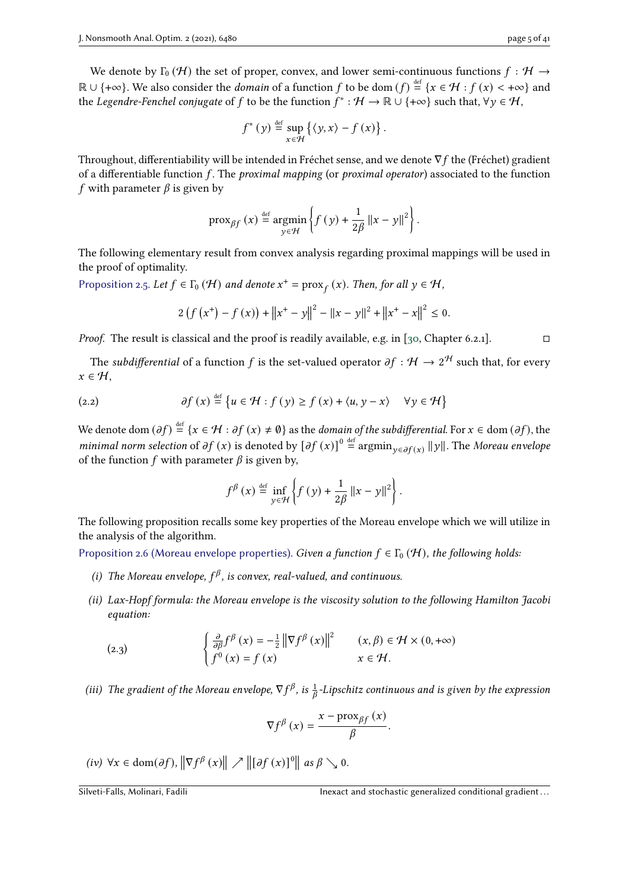We denote by $\Gamma_0(\mathcal{H})$ the set of proper, convex, and lower semi-continuous functions $f : \mathcal{H} \to \mathbb{R} \cup \{+\infty\}$. We also consider the *domain* of a function $f$ to be $\operatorname{dom}(f) \stackrel{\text{def}}{=} \{x \in \mathcal{H} : f(x) < +\infty\}$ and the *Legendre-Fenchel conjugate* of $f$ to be the function $f^* : \mathcal{H} \to \mathbb{R} \cup \{+\infty\}$ such that, $\forall y \in \mathcal{H}$,

$$f^*(y) \stackrel{\text{def}}{=} \sup_{x \in \mathcal{H}} \left\{ \langle y, x \rangle - f(x) \right\}.$$

Throughout, differentiability will be intended in Fréchet sense, and we denote $\nabla f$ the (Fréchet) gradient of a differentiable function $f$. The *proximal mapping* (or *proximal operator*) associated to the function $f$ with parameter $\beta$ is given by

$$\operatorname{prox}_{\beta f}(x) \stackrel{\text{def}}{=} \operatorname*{argmin}_{y \in \mathcal{H}} \left\{ f(y) + \frac{1}{2\beta} \|x - y\|^2 \right\}.$$

The following elementary result from convex analysis regarding proximal mappings will be used in the proof of optimality.

Proposition 2.5. *Let $f \in \Gamma_0(\mathcal{H})$ and denote $x^+ = \operatorname{prox}_f(x)$. Then, for all $y \in \mathcal{H}$,*

$$2\left(f(x^+) - f(x)\right) + \left\|x^+ - y\right\|^2 - \|x - y\|^2 + \left\|x^+ - x\right\|^2 \leq 0.$$

*Proof.* The result is classical and the proof is readily available, e.g. in [30, Chapter 6.2.1]. □

The *subdifferential* of a function $f$ is the set-valued operator $\partial f : \mathcal{H} \to 2^{\mathcal{H}}$ such that, for every $x \in \mathcal{H}$,

$$\partial f(x) \stackrel{\text{def}}{=} \left\{ u \in \mathcal{H} : f(y) \geq f(x) + \langle u, y - x \rangle \quad \forall y \in \mathcal{H} \right\} \tag{2.2}$$

We denote $\operatorname{dom}(\partial f) \stackrel{\text{def}}{=} \{x \in \mathcal{H} : \partial f(x) \neq \emptyset\}$ as the *domain of the subdifferential*. For $x \in \operatorname{dom}(\partial f)$, the *minimal norm selection* of $\partial f(x)$ is denoted by $[\partial f(x)]^0 \stackrel{\text{def}}{=} \operatorname{argmin}_{y \in \partial f(x)} \|y\|$. The *Moreau envelope* of the function $f$ with parameter $\beta$ is given by,

$$f^\beta(x) \stackrel{\text{def}}{=} \inf_{y \in \mathcal{H}} \left\{ f(y) + \frac{1}{2\beta} \|x - y\|^2 \right\}.$$

The following proposition recalls some key properties of the Moreau envelope which we will utilize in the analysis of the algorithm.

Proposition 2.6 (Moreau envelope properties). *Given a function $f \in \Gamma_0(\mathcal{H})$, the following holds:*

*(i) The Moreau envelope, $f^\beta$, is convex, real-valued, and continuous.*

*(ii) Lax-Hopf formula: the Moreau envelope is the viscosity solution to the following Hamilton Jacobi equation:*

$$\begin{cases} \frac{\partial}{\partial \beta} f^\beta(x) = -\frac{1}{2} \left\|\nabla f^\beta(x)\right\|^2 & (x, \beta) \in \mathcal{H} \times (0, +\infty) \\ f^0(x) = f(x) & x \in \mathcal{H}. \end{cases} \tag{2.3}$$

*(iii) The gradient of the Moreau envelope, $\nabla f^\beta$, is $\frac{1}{\beta}$-Lipschitz continuous and is given by the expression*

$$\nabla f^\beta(x) = \frac{x - \operatorname{prox}_{\beta f}(x)}{\beta}.$$

*(iv) $\forall x \in \operatorname{dom}(\partial f)$, $\left\|\nabla f^\beta(x)\right\| \nearrow \left\|[\partial f(x)]^0\right\|$ as $\beta \searrow 0$.*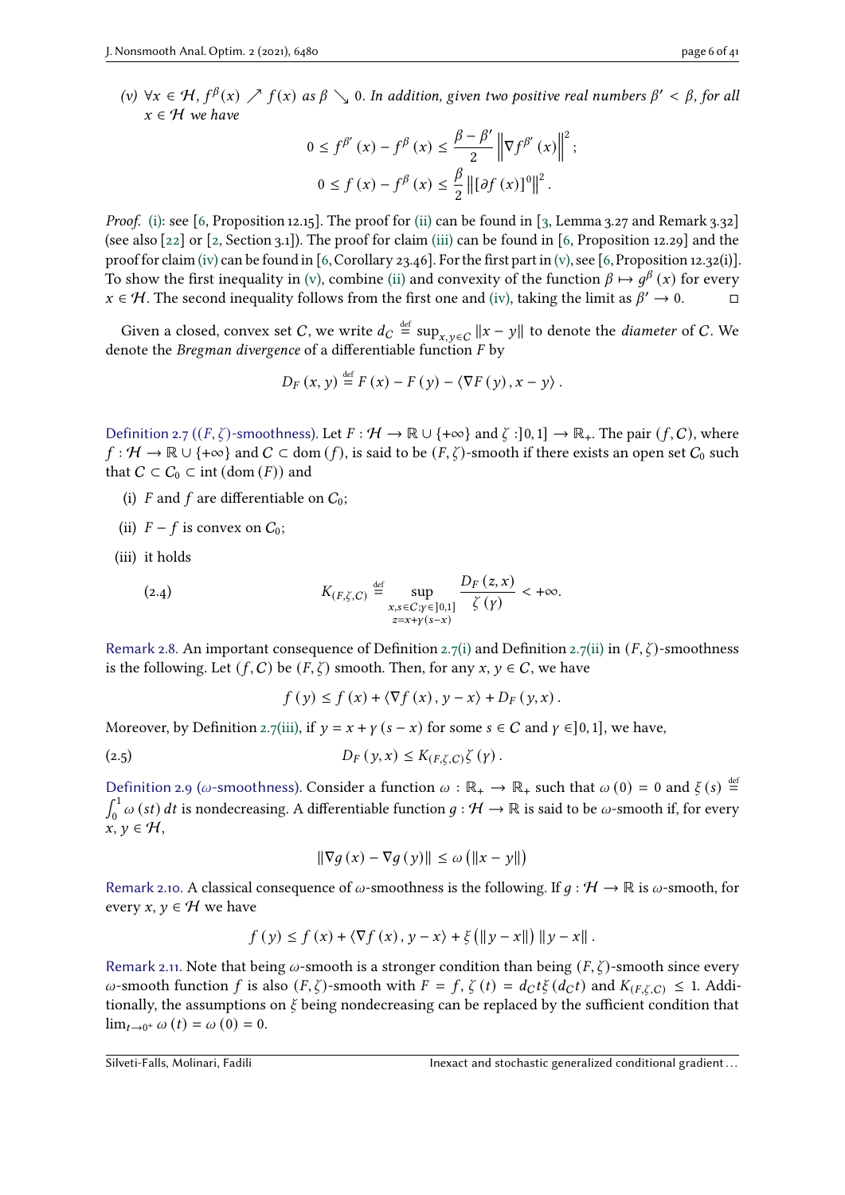*(v)* $\forall x \in \mathcal{H}$, $f^{\beta}(x) \nearrow f(x)$ *as* $\beta \searrow 0$. *In addition, given two positive real numbers* $\beta' < \beta$, *for all* $x \in \mathcal{H}$ *we have*

$$0 \le f^{\beta'}(x) - f^{\beta}(x) \le \frac{\beta - \beta'}{2} \left\| \nabla f^{\beta'}(x) \right\|^2;$$

$$0 \le f(x) - f^{\beta}(x) \le \frac{\beta}{2} \left\| [\partial f(x)]^0 \right\|^2.$$

*Proof.* (i): see [6, Proposition 12.15]. The proof for (ii) can be found in [3, Lemma 3.27 and Remark 3.32] (see also [22] or [2, Section 3.1]). The proof for claim (iii) can be found in [6, Proposition 12.29] and the proof for claim (iv) can be found in [6, Corollary 23.46]. For the first part in (v), see [6, Proposition 12.32(i)]. To show the first inequality in (v), combine (ii) and convexity of the function $\beta \mapsto g^{\beta}(x)$ for every $x \in \mathcal{H}$. The second inequality follows from the first one and (iv), taking the limit as $\beta' \to 0$. □

Given a closed, convex set $C$, we write $d_C \overset{\text{def}}{=} \sup_{x,y \in C} \|x - y\|$ to denote the *diameter* of $C$. We denote the *Bregman divergence* of a differentiable function $F$ by

$$D_F(x, y) \overset{\text{def}}{=} F(x) - F(y) - \langle \nabla F(y), x - y \rangle.$$

Definition 2.7 ($(F, \zeta)$-smoothness). Let $F : \mathcal{H} \to \mathbb{R} \cup \{+\infty\}$ and $\zeta : ]0, 1] \to \mathbb{R}_+$. The pair $(f, C)$, where $f : \mathcal{H} \to \mathbb{R} \cup \{+\infty\}$ and $C \subset \operatorname{dom}(f)$, is said to be $(F, \zeta)$-smooth if there exists an open set $C_0$ such that $C \subset C_0 \subset \operatorname{int}(\operatorname{dom}(F))$ and

(i) $F$ and $f$ are differentiable on $C_0$;

(ii) $F - f$ is convex on $C_0$;

(iii) it holds

$$K_{(F,\zeta,C)} \overset{\text{def}}{=} \sup_{\substack{x,s \in C; \gamma \in ]0,1] \\ z = x + \gamma(s - x)}} \frac{D_F(z, x)}{\zeta(\gamma)} < +\infty. \tag{2.4}$$

Remark 2.8. An important consequence of Definition 2.7(i) and Definition 2.7(ii) in $(F, \zeta)$-smoothness is the following. Let $(f, C)$ be $(F, \zeta)$ smooth. Then, for any $x, y \in C$, we have

$$f(y) \le f(x) + \langle \nabla f(x), y - x \rangle + D_F(y, x).$$

Moreover, by Definition 2.7(iii), if $y = x + \gamma(s - x)$ for some $s \in C$ and $\gamma \in ]0, 1]$, we have,

$$D_F(y, x) \le K_{(F,\zeta,C)} \zeta(\gamma). \tag{2.5}$$

Definition 2.9 ($\omega$-smoothness). Consider a function $\omega : \mathbb{R}_+ \to \mathbb{R}_+$ such that $\omega(0) = 0$ and $\xi(s) \overset{\text{def}}{=} \int_0^1 \omega(st)\, dt$ is nondecreasing. A differentiable function $g : \mathcal{H} \to \mathbb{R}$ is said to be $\omega$-smooth if, for every $x, y \in \mathcal{H}$,

$$\|\nabla g(x) - \nabla g(y)\| \le \omega(\|x - y\|)$$

Remark 2.10. A classical consequence of $\omega$-smoothness is the following. If $g : \mathcal{H} \to \mathbb{R}$ is $\omega$-smooth, for every $x, y \in \mathcal{H}$ we have

$$f(y) \le f(x) + \langle \nabla f(x), y - x \rangle + \xi(\|y - x\|) \|y - x\|.$$

Remark 2.11. Note that being $\omega$-smooth is a stronger condition than being $(F, \zeta)$-smooth since every $\omega$-smooth function $f$ is also $(F, \zeta)$-smooth with $F = f$, $\zeta(t) = d_C t \xi(d_C t)$ and $K_{(F,\zeta,C)} \le 1$. Additionally, the assumptions on $\xi$ being nondecreasing can be replaced by the sufficient condition that $\lim_{t \to 0^+} \omega(t) = \omega(0) = 0$.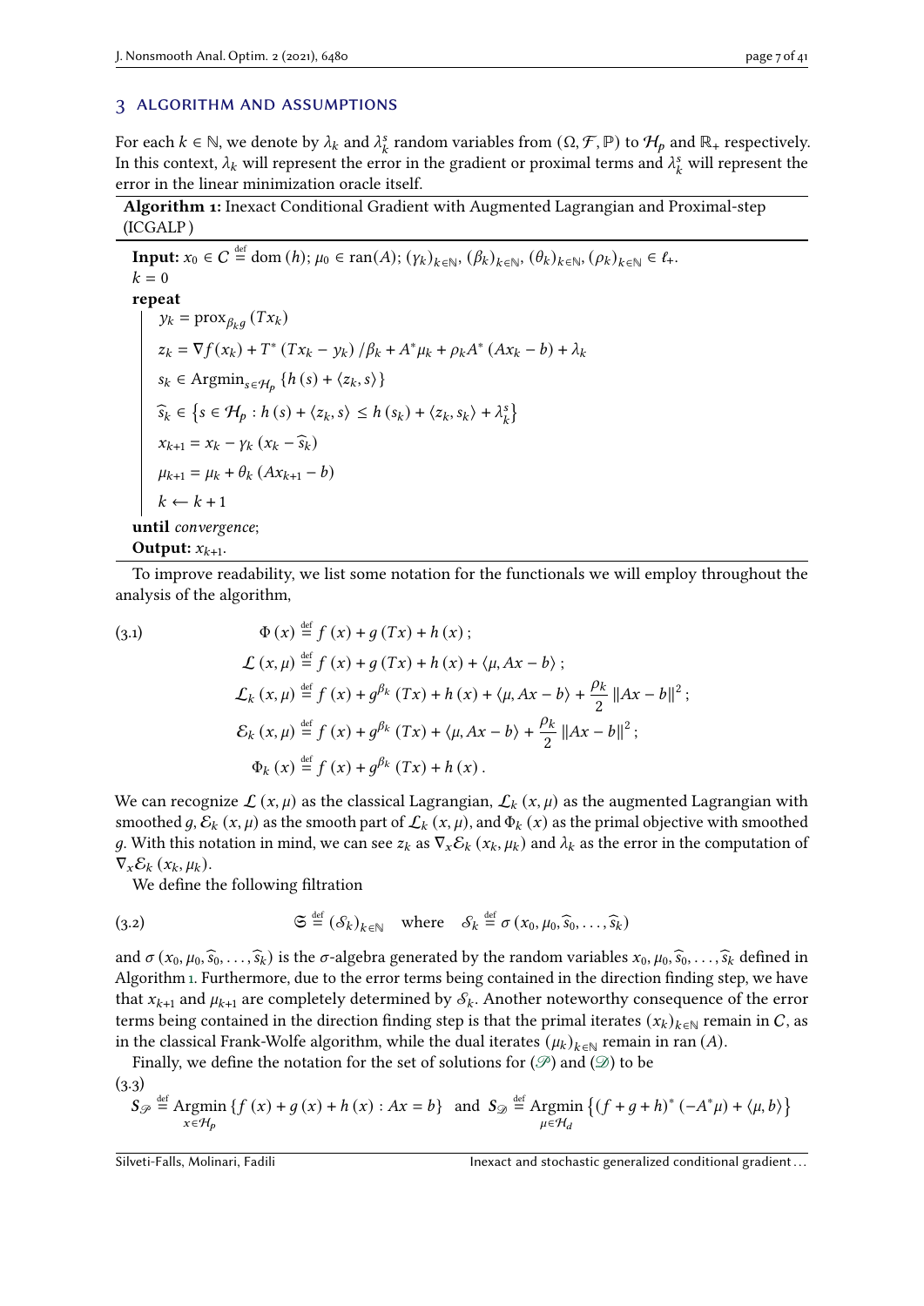## 3 Algorithm and Assumptions

For each $k \in \mathbb{N}$, we denote by $\lambda_k$ and $\lambda_k^s$ random variables from $(\Omega, \mathcal{F}, \mathbb{P})$ to $\mathcal{H}_p$ and $\mathbb{R}_+$ respectively. In this context, $\lambda_k$ will represent the error in the gradient or proximal terms and $\lambda_k^s$ will represent the error in the linear minimization oracle itself.

**Algorithm 1:** Inexact Conditional Gradient with Augmented Lagrangian and Proximal-step (ICGALP)

**Input:** $x_0 \in \mathcal{C} \stackrel{\text{def}}{=} \operatorname{dom}(h)$; $\mu_0 \in \operatorname{ran}(A)$; $(\gamma_k)_{k\in\mathbb{N}}, (\beta_k)_{k\in\mathbb{N}}, (\theta_k)_{k\in\mathbb{N}}, (\rho_k)_{k\in\mathbb{N}} \in \ell_+$.
$k = 0$
**repeat**

$$y_k = \operatorname{prox}_{\beta_k g}(Tx_k)$$
$$z_k = \nabla f(x_k) + T^*(Tx_k - y_k)/\beta_k + A^*\mu_k + \rho_k A^*(Ax_k - b) + \lambda_k$$
$$s_k \in \operatorname{Argmin}_{s\in\mathcal{H}_p}\{h(s) + \langle z_k, s\rangle\}$$
$$\widehat{s}_k \in \left\{s \in \mathcal{H}_p : h(s) + \langle z_k, s\rangle \le h(s_k) + \langle z_k, s_k\rangle + \lambda_k^s\right\}$$
$$x_{k+1} = x_k - \gamma_k(x_k - \widehat{s}_k)$$
$$\mu_{k+1} = \mu_k + \theta_k(Ax_{k+1} - b)$$
$$k \leftarrow k + 1$$

**until** *convergence*;
**Output:** $x_{k+1}$.

To improve readability, we list some notation for the functionals we will employ throughout the analysis of the algorithm,

$$
\begin{aligned}
\Phi(x) &\stackrel{\text{def}}{=} f(x) + g(Tx) + h(x);\\
\mathcal{L}(x,\mu) &\stackrel{\text{def}}{=} f(x) + g(Tx) + h(x) + \langle \mu, Ax - b\rangle;\\
\mathcal{L}_k(x,\mu) &\stackrel{\text{def}}{=} f(x) + g^{\beta_k}(Tx) + h(x) + \langle \mu, Ax - b\rangle + \frac{\rho_k}{2}\|Ax - b\|^2;\\
\mathcal{E}_k(x,\mu) &\stackrel{\text{def}}{=} f(x) + g^{\beta_k}(Tx) + \langle \mu, Ax - b\rangle + \frac{\rho_k}{2}\|Ax - b\|^2;\\
\Phi_k(x) &\stackrel{\text{def}}{=} f(x) + g^{\beta_k}(Tx) + h(x).
\end{aligned}
\tag{3.1}
$$

We can recognize $\mathcal{L}(x,\mu)$ as the classical Lagrangian, $\mathcal{L}_k(x,\mu)$ as the augmented Lagrangian with smoothed $g$, $\mathcal{E}_k(x,\mu)$ as the smooth part of $\mathcal{L}_k(x,\mu)$, and $\Phi_k(x)$ as the primal objective with smoothed $g$. With this notation in mind, we can see $z_k$ as $\nabla_x \mathcal{E}_k(x_k,\mu_k)$ and $\lambda_k$ as the error in the computation of $\nabla_x \mathcal{E}_k(x_k,\mu_k)$.

We define the following filtration

$$
\mathfrak{S} \stackrel{\text{def}}{=} (\mathcal{S}_k)_{k\in\mathbb{N}} \quad \text{where} \quad \mathcal{S}_k \stackrel{\text{def}}{=} \sigma(x_0, \mu_0, \widehat{s}_0, \ldots, \widehat{s}_k)
\tag{3.2}
$$

and $\sigma(x_0, \mu_0, \widehat{s}_0, \ldots, \widehat{s}_k)$ is the $\sigma$-algebra generated by the random variables $x_0, \mu_0, \widehat{s}_0, \ldots, \widehat{s}_k$ defined in Algorithm 1. Furthermore, due to the error terms being contained in the direction finding step, we have that $x_{k+1}$ and $\mu_{k+1}$ are completely determined by $\mathcal{S}_k$. Another noteworthy consequence of the error terms being contained in the direction finding step is that the primal iterates $(x_k)_{k\in\mathbb{N}}$ remain in $\mathcal{C}$, as in the classical Frank-Wolfe algorithm, while the dual iterates $(\mu_k)_{k\in\mathbb{N}}$ remain in $\operatorname{ran}(A)$.

Finally, we define the notation for the set of solutions for ($\mathscr{P}$) and ($\mathscr{D}$) to be

$$
\boldsymbol{S}_{\mathscr{P}} \stackrel{\text{def}}{=} \operatorname*{Argmin}_{x\in\mathcal{H}_p}\{f(x) + g(x) + h(x) : Ax = b\} \quad \text{and} \quad \boldsymbol{S}_{\mathscr{D}} \stackrel{\text{def}}{=} \operatorname*{Argmin}_{\mu\in\mathcal{H}_d}\left\{(f+g+h)^*(-A^*\mu) + \langle \mu, b\rangle\right\}
\tag{3.3}
$$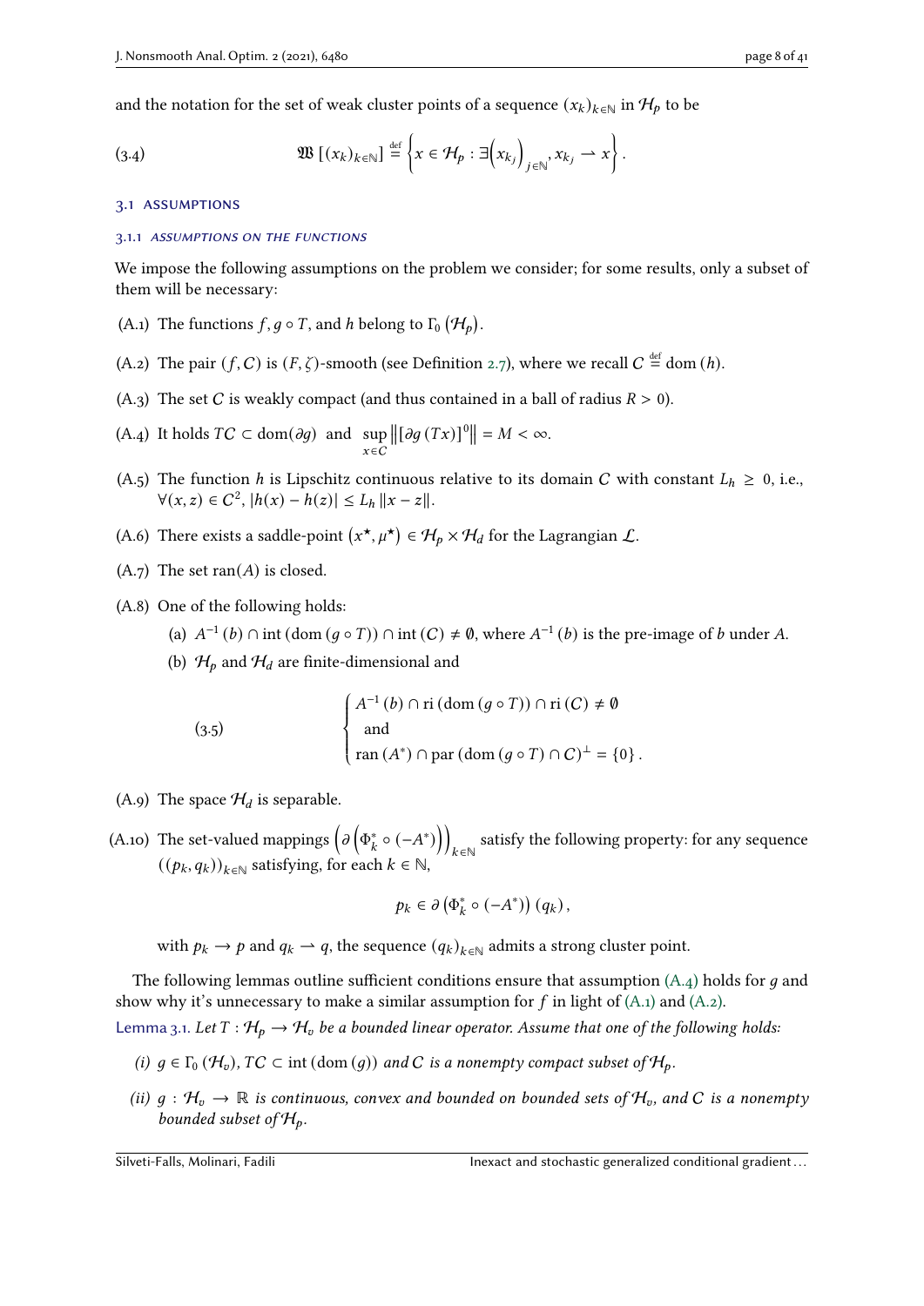and the notation for the set of weak cluster points of a sequence $(x_k)_{k\in\mathbb{N}}$ in $\mathcal{H}_p$ to be

$$\mathfrak{W}\left[(x_k)_{k\in\mathbb{N}}\right] \stackrel{\text{def}}{=} \left\{x \in \mathcal{H}_p : \exists\left(x_{k_j}\right)_{j\in\mathbb{N}}, x_{k_j} \rightharpoonup x\right\}. \tag{3.4}$$

### 3.1 Assumptions

#### 3.1.1 Assumptions on the functions

We impose the following assumptions on the problem we consider; for some results, only a subset of them will be necessary:

(A.1) The functions $f, g\circ T$, and $h$ belong to $\Gamma_0\left(\mathcal{H}_p\right)$.

(A.2) The pair $(f, C)$ is $(F, \zeta)$-smooth (see Definition 2.7), where we recall $C \stackrel{\text{def}}{=} \mathrm{dom}\,(h)$.

(A.3) The set $C$ is weakly compact (and thus contained in a ball of radius $R > 0$).

(A.4) It holds $TC \subset \mathrm{dom}(\partial g)$ and $\sup_{x\in C} \left\|\left[\partial g\,(Tx)\right]^0\right\| = M < \infty$.

(A.5) The function $h$ is Lipschitz continuous relative to its domain $C$ with constant $L_h \geq 0$, i.e., $\forall (x, z) \in C^2$, $|h(x) - h(z)| \leq L_h \|x - z\|$.

(A.6) There exists a saddle-point $\left(x^\star, \mu^\star\right) \in \mathcal{H}_p \times \mathcal{H}_d$ for the Lagrangian $\mathcal{L}$.

(A.7) The set $\mathrm{ran}(A)$ is closed.

(A.8) One of the following holds:

(a) $A^{-1}(b) \cap \mathrm{int}\,(\mathrm{dom}\,(g\circ T)) \cap \mathrm{int}\,(C) \neq \emptyset$, where $A^{-1}(b)$ is the pre-image of $b$ under $A$.

(b) $\mathcal{H}_p$ and $\mathcal{H}_d$ are finite-dimensional and

$$\begin{cases} A^{-1}(b) \cap \mathrm{ri}\,(\mathrm{dom}\,(g\circ T)) \cap \mathrm{ri}\,(C) \neq \emptyset \\ \text{and} \\ \mathrm{ran}\,(A^*) \cap \mathrm{par}\,(\mathrm{dom}\,(g\circ T) \cap C)^\perp = \{0\}\,. \end{cases} \tag{3.5}$$

(A.9) The space $\mathcal{H}_d$ is separable.

(A.10) The set-valued mappings $\left(\partial\left(\Phi_k^* \circ (-A^*)\right)\right)_{k\in\mathbb{N}}$ satisfy the following property: for any sequence $((p_k, q_k))_{k\in\mathbb{N}}$ satisfying, for each $k \in \mathbb{N}$,

$$p_k \in \partial\left(\Phi_k^* \circ (-A^*)\right)(q_k),$$

with $p_k \to p$ and $q_k \rightharpoonup q$, the sequence $(q_k)_{k\in\mathbb{N}}$ admits a strong cluster point.

The following lemmas outline sufficient conditions ensure that assumption (A.4) holds for $g$ and show why it's unnecessary to make a similar assumption for $f$ in light of (A.1) and (A.2).

**Lemma 3.1.** *Let $T : \mathcal{H}_p \to \mathcal{H}_v$ be a bounded linear operator. Assume that one of the following holds:*

*(i) $g \in \Gamma_0\left(\mathcal{H}_v\right)$, $TC \subset \mathrm{int}\,(\mathrm{dom}\,(g))$ and $C$ is a nonempty compact subset of $\mathcal{H}_p$.*

*(ii) $g : \mathcal{H}_v \to \mathbb{R}$ is continuous, convex and bounded on bounded sets of $\mathcal{H}_v$, and $C$ is a nonempty bounded subset of $\mathcal{H}_p$.*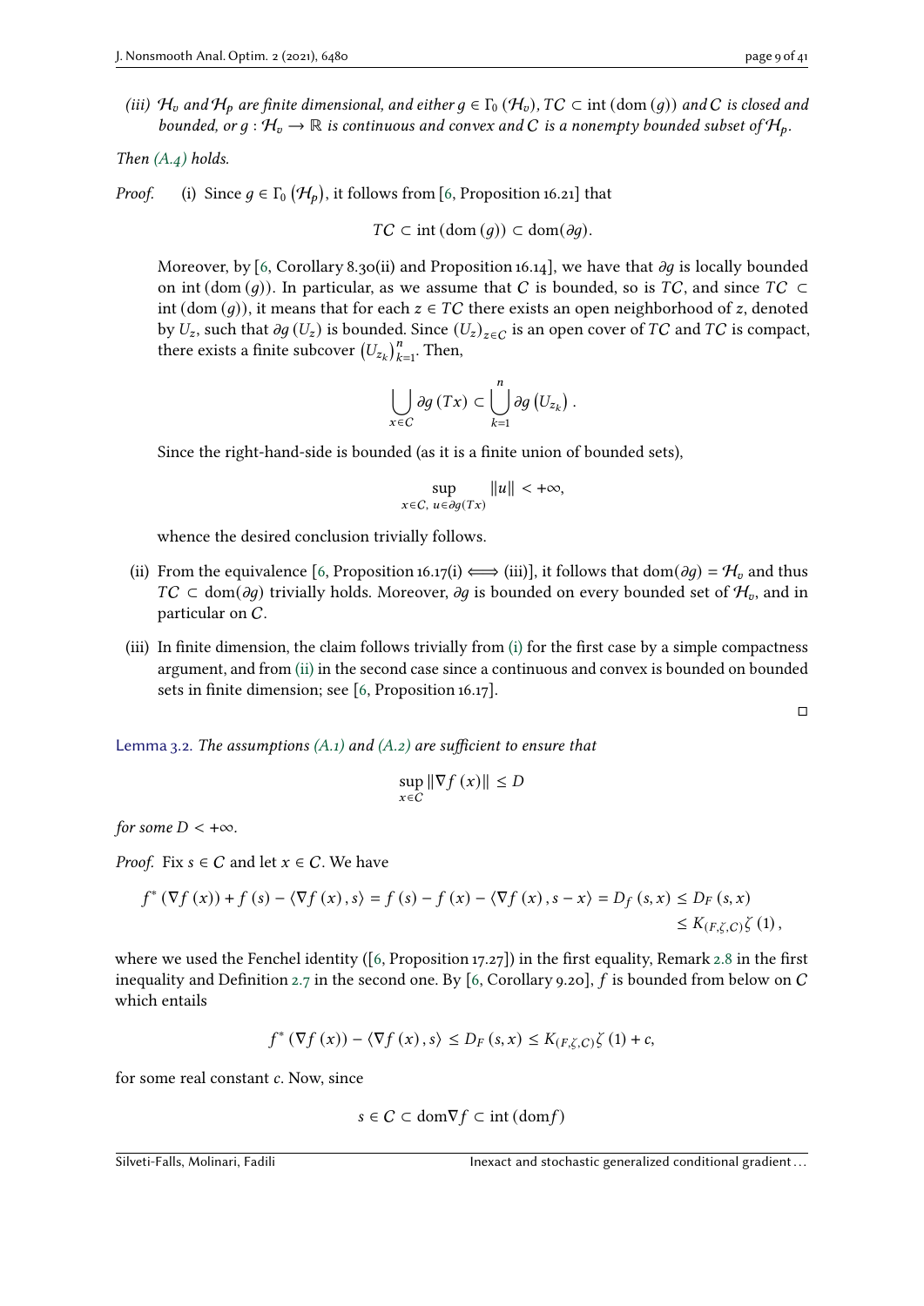*(iii) $\mathcal{H}_v$ and $\mathcal{H}_p$ are finite dimensional, and either $g \in \Gamma_0(\mathcal{H}_v)$, $TC \subset \operatorname{int}(\operatorname{dom}(g))$ and $C$ is closed and bounded, or $g : \mathcal{H}_v \to \mathbb{R}$ is continuous and convex and $C$ is a nonempty bounded subset of $\mathcal{H}_p$.*

*Then (A.4) holds.*

*Proof.* (i) Since $g \in \Gamma_0(\mathcal{H}_p)$, it follows from [6, Proposition 16.21] that

$$TC \subset \operatorname{int}(\operatorname{dom}(g)) \subset \operatorname{dom}(\partial g).$$

Moreover, by [6, Corollary 8.30(ii) and Proposition 16.14], we have that $\partial g$ is locally bounded on $\operatorname{int}(\operatorname{dom}(g))$. In particular, as we assume that $C$ is bounded, so is $TC$, and since $TC \subset \operatorname{int}(\operatorname{dom}(g))$, it means that for each $z \in TC$ there exists an open neighborhood of $z$, denoted by $U_z$, such that $\partial g(U_z)$ is bounded. Since $(U_z)_{z\in C}$ is an open cover of $TC$ and $TC$ is compact, there exists a finite subcover $(U_{z_k})_{k=1}^n$. Then,

$$\bigcup_{x\in C} \partial g(Tx) \subset \bigcup_{k=1}^{n} \partial g(U_{z_k}).$$

Since the right-hand-side is bounded (as it is a finite union of bounded sets),

$$\sup_{x\in C,\ u\in\partial g(Tx)} \|u\| < +\infty,$$

whence the desired conclusion trivially follows.

(ii) From the equivalence [6, Proposition 16.17(i) $\iff$ (iii)], it follows that $\operatorname{dom}(\partial g) = \mathcal{H}_v$ and thus $TC \subset \operatorname{dom}(\partial g)$ trivially holds. Moreover, $\partial g$ is bounded on every bounded set of $\mathcal{H}_v$, and in particular on $C$.

(iii) In finite dimension, the claim follows trivially from (i) for the first case by a simple compactness argument, and from (ii) in the second case since a continuous and convex is bounded on bounded sets in finite dimension; see [6, Proposition 16.17].

□

Lemma 3.2. *The assumptions (A.1) and (A.2) are sufficient to ensure that*

$$\sup_{x\in C} \|\nabla f(x)\| \leq D$$

*for some $D < +\infty$.*

*Proof.* Fix $s \in C$ and let $x \in C$. We have

$$f^*(\nabla f(x)) + f(s) - \langle \nabla f(x), s\rangle = f(s) - f(x) - \langle \nabla f(x), s - x\rangle = D_f(s,x) \leq D_F(s,x) \leq K_{(F,\zeta,C)}\zeta(1),$$

where we used the Fenchel identity ([6, Proposition 17.27]) in the first equality, Remark 2.8 in the first inequality and Definition 2.7 in the second one. By [6, Corollary 9.20], $f$ is bounded from below on $C$ which entails

$$f^*(\nabla f(x)) - \langle \nabla f(x), s\rangle \leq D_F(s,x) \leq K_{(F,\zeta,C)}\zeta(1) + c,$$

for some real constant $c$. Now, since

$$s \in C \subset \operatorname{dom}\nabla f \subset \operatorname{int}(\operatorname{dom} f)$$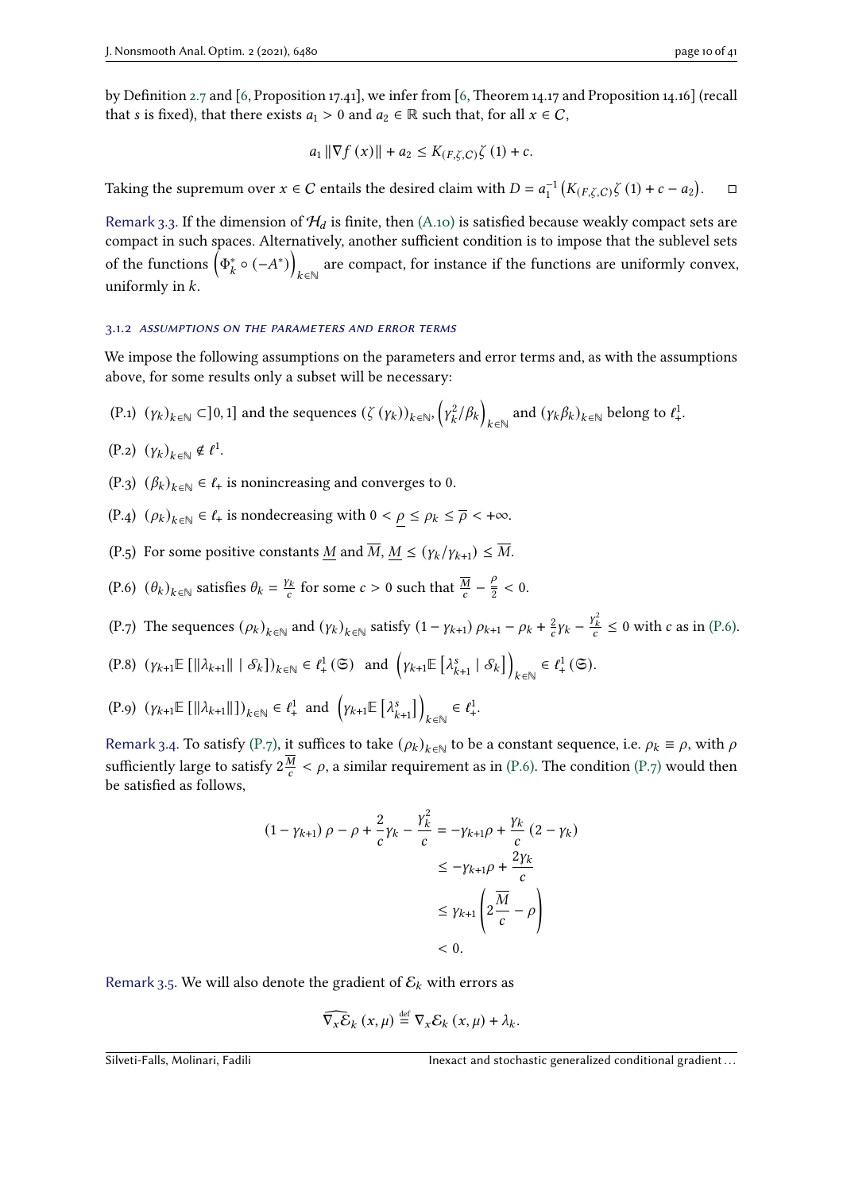by Definition 2.7 and [6, Proposition 17.41], we infer from [6, Theorem 14.17 and Proposition 14.16] (recall that $s$ is fixed), that there exists $a_1 > 0$ and $a_2 \in \mathbb{R}$ such that, for all $x \in C$,

$$a_1 \|\nabla f(x)\| + a_2 \leq K_{(F,\zeta,C)}\zeta(1) + c.$$

Taking the supremum over $x \in C$ entails the desired claim with $D = a_1^{-1}\left(K_{(F,\zeta,C)}\zeta(1) + c - a_2\right)$. $\square$

Remark 3.3. If the dimension of $\mathcal{H}_d$ is finite, then (A.10) is satisfied because weakly compact sets are compact in such spaces. Alternatively, another sufficient condition is to impose that the sublevel sets of the functions $\left(\Phi_k^* \circ (-A^*)\right)_{k\in\mathbb{N}}$ are compact, for instance if the functions are uniformly convex, uniformly in $k$.

#### 3.1.2 Assumptions on the parameters and error terms

We impose the following assumptions on the parameters and error terms and, as with the assumptions above, for some results only a subset will be necessary:

(P.1) $(\gamma_k)_{k\in\mathbb{N}} \subset ]0,1]$ and the sequences $(\zeta(\gamma_k))_{k\in\mathbb{N}}$, $\left(\gamma_k^2/\beta_k\right)_{k\in\mathbb{N}}$ and $(\gamma_k\beta_k)_{k\in\mathbb{N}}$ belong to $\ell_+^1$.

(P.2) $(\gamma_k)_{k\in\mathbb{N}} \notin \ell^1$.

(P.3) $(\beta_k)_{k\in\mathbb{N}} \in \ell_+$ is nonincreasing and converges to 0.

(P.4) $(\rho_k)_{k\in\mathbb{N}} \in \ell_+$ is nondecreasing with $0 < \underline{\rho} \leq \rho_k \leq \overline{\rho} < +\infty$.

(P.5) For some positive constants $\underline{M}$ and $\overline{M}$, $\underline{M} \leq (\gamma_k/\gamma_{k+1}) \leq \overline{M}$.

(P.6) $(\theta_k)_{k\in\mathbb{N}}$ satisfies $\theta_k = \frac{\gamma_k}{c}$ for some $c > 0$ such that $\frac{\overline{M}}{c} - \frac{\underline{\rho}}{2} < 0$.

(P.7) The sequences $(\rho_k)_{k\in\mathbb{N}}$ and $(\gamma_k)_{k\in\mathbb{N}}$ satisfy $(1-\gamma_{k+1})\rho_{k+1} - \rho_k + \frac{2}{c}\gamma_k - \frac{\gamma_k^2}{c} \leq 0$ with $c$ as in (P.6).

(P.8) $\left(\gamma_{k+1}\mathbb{E}\left[\|\lambda_{k+1}\| \mid \mathcal{S}_k\right]\right)_{k\in\mathbb{N}} \in \ell_+^1(\mathfrak{S})$ and $\left(\gamma_{k+1}\mathbb{E}\left[\lambda_{k+1}^s \mid \mathcal{S}_k\right]\right)_{k\in\mathbb{N}} \in \ell_+^1(\mathfrak{S})$.

(P.9) $\left(\gamma_{k+1}\mathbb{E}\left[\|\lambda_{k+1}\|\right]\right)_{k\in\mathbb{N}} \in \ell_+^1$ and $\left(\gamma_{k+1}\mathbb{E}\left[\lambda_{k+1}^s\right]\right)_{k\in\mathbb{N}} \in \ell_+^1$.

Remark 3.4. To satisfy (P.7), it suffices to take $(\rho_k)_{k\in\mathbb{N}}$ to be a constant sequence, i.e. $\rho_k \equiv \rho$, with $\rho$ sufficiently large to satisfy $2\frac{\overline{M}}{c} < \rho$, a similar requirement as in (P.6). The condition (P.7) would then be satisfied as follows,

$$\begin{aligned}
(1-\gamma_{k+1})\rho - \rho + \frac{2}{c}\gamma_k - \frac{\gamma_k^2}{c} &= -\gamma_{k+1}\rho + \frac{\gamma_k}{c}(2-\gamma_k) \\
&\leq -\gamma_{k+1}\rho + \frac{2\gamma_k}{c} \\
&\leq \gamma_{k+1}\left(2\frac{\overline{M}}{c} - \rho\right) \\
&< 0.
\end{aligned}$$

Remark 3.5. We will also denote the gradient of $\mathcal{E}_k$ with errors as

$$\widetilde{\nabla_x \mathcal{E}_k}(x,\mu) \stackrel{\text{def}}{=} \nabla_x \mathcal{E}_k(x,\mu) + \lambda_k.$$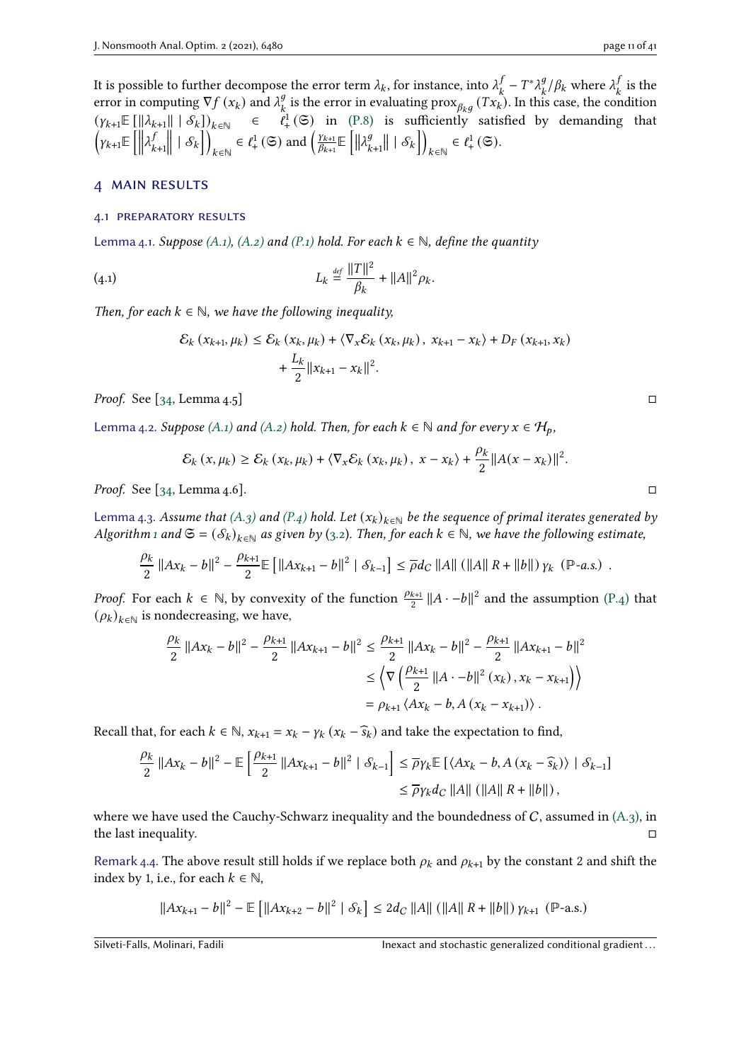It is possible to further decompose the error term $\lambda_k$, for instance, into $\lambda_k^f - T^*\lambda_k^g/\beta_k$ where $\lambda_k^f$ is the error in computing $\nabla f(x_k)$ and $\lambda_k^g$ is the error in evaluating $\operatorname{prox}_{\beta_k g}(Tx_k)$. In this case, the condition $(\gamma_{k+1}\mathbb{E}[\|\lambda_{k+1}\| \mid \mathcal{S}_k])_{k\in\mathbb{N}} \in \ell_+^1(\mathfrak{S})$ in (P.8) is sufficiently satisfied by demanding that $\left(\gamma_{k+1}\mathbb{E}\left[\left\|\lambda_{k+1}^f\right\| \mid \mathcal{S}_k\right]\right)_{k\in\mathbb{N}} \in \ell_+^1(\mathfrak{S})$ and $\left(\frac{\gamma_{k+1}}{\beta_{k+1}}\mathbb{E}\left[\left\|\lambda_{k+1}^g\right\| \mid \mathcal{S}_k\right]\right)_{k\in\mathbb{N}} \in \ell_+^1(\mathfrak{S})$.

## 4 Main results

### 4.1 Preparatory results

Lemma 4.1. *Suppose (A.1), (A.2) and (P.1) hold. For each $k \in \mathbb{N}$, define the quantity*

$$L_k \overset{\text{def}}{=} \frac{\|T\|^2}{\beta_k} + \|A\|^2\rho_k. \tag{4.1}$$

*Then, for each $k \in \mathbb{N}$, we have the following inequality,*

$$\mathcal{E}_k(x_{k+1}, \mu_k) \leq \mathcal{E}_k(x_k, \mu_k) + \langle \nabla_x \mathcal{E}_k(x_k, \mu_k),\ x_{k+1} - x_k\rangle + D_F(x_{k+1}, x_k) + \frac{L_k}{2}\|x_{k+1} - x_k\|^2.$$

*Proof.* See [34, Lemma 4.5] □

Lemma 4.2. *Suppose (A.1) and (A.2) hold. Then, for each $k \in \mathbb{N}$ and for every $x \in \mathcal{H}_p$,*

$$\mathcal{E}_k(x, \mu_k) \geq \mathcal{E}_k(x_k, \mu_k) + \langle \nabla_x \mathcal{E}_k(x_k, \mu_k),\ x - x_k\rangle + \frac{\rho_k}{2}\|A(x - x_k)\|^2.$$

*Proof.* See [34, Lemma 4.6]. □

Lemma 4.3. *Assume that (A.3) and (P.4) hold. Let $(x_k)_{k\in\mathbb{N}}$ be the sequence of primal iterates generated by Algorithm 1 and $\mathfrak{S} = (\mathcal{S}_k)_{k\in\mathbb{N}}$ as given by (3.2). Then, for each $k \in \mathbb{N}$, we have the following estimate,*

$$\frac{\rho_k}{2}\|Ax_k - b\|^2 - \frac{\rho_{k+1}}{2}\mathbb{E}\left[\|Ax_{k+1} - b\|^2 \mid \mathcal{S}_{k-1}\right] \leq \overline{\rho} d_C \|A\| (\|A\| R + \|b\|)\gamma_k \ \ (\mathbb{P}\text{-a.s.}) \ .$$

*Proof.* For each $k \in \mathbb{N}$, by convexity of the function $\frac{\rho_{k+1}}{2}\|A\cdot - b\|^2$ and the assumption (P.4) that $(\rho_k)_{k\in\mathbb{N}}$ is nondecreasing, we have,

$$\begin{aligned}
\frac{\rho_k}{2}\|Ax_k - b\|^2 - \frac{\rho_{k+1}}{2}\|Ax_{k+1} - b\|^2 &\leq \frac{\rho_{k+1}}{2}\|Ax_k - b\|^2 - \frac{\rho_{k+1}}{2}\|Ax_{k+1} - b\|^2 \\
&\leq \left\langle \nabla\left(\frac{\rho_{k+1}}{2}\|A\cdot - b\|^2(x_k)\right), x_k - x_{k+1}\right\rangle \\
&= \rho_{k+1}\langle Ax_k - b, A(x_k - x_{k+1})\rangle .
\end{aligned}$$

Recall that, for each $k \in \mathbb{N}$, $x_{k+1} = x_k - \gamma_k(x_k - \widehat{s}_k)$ and take the expectation to find,

$$\begin{aligned}
\frac{\rho_k}{2}\|Ax_k - b\|^2 - \mathbb{E}\left[\frac{\rho_{k+1}}{2}\|Ax_{k+1} - b\|^2 \mid \mathcal{S}_{k-1}\right] &\leq \overline{\rho}\gamma_k\mathbb{E}\left[\langle Ax_k - b, A(x_k - \widehat{s}_k)\rangle \mid \mathcal{S}_{k-1}\right] \\
&\leq \overline{\rho}\gamma_k d_C\|A\|(\|A\|R + \|b\|),
\end{aligned}$$

where we have used the Cauchy-Schwarz inequality and the boundedness of $C$, assumed in (A.3), in the last inequality. □

Remark 4.4. The above result still holds if we replace both $\rho_k$ and $\rho_{k+1}$ by the constant 2 and shift the index by 1, i.e., for each $k \in \mathbb{N}$,

$$\|Ax_{k+1} - b\|^2 - \mathbb{E}\left[\|Ax_{k+2} - b\|^2 \mid \mathcal{S}_k\right] \leq 2d_C\|A\|(\|A\|R + \|b\|)\gamma_{k+1} \ \ (\mathbb{P}\text{-a.s.})$$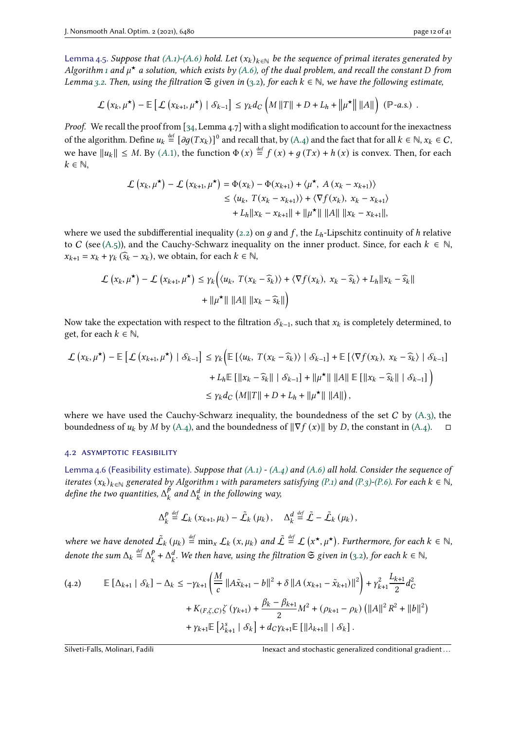**Lemma 4.5.** *Suppose that (A.1)-(A.6) hold. Let $(x_k)_{k\in\mathbb{N}}$ be the sequence of primal iterates generated by Algorithm 1 and $\mu^\star$ a solution, which exists by (A.6), of the dual problem, and recall the constant $D$ from Lemma 3.2. Then, using the filtration $\mathfrak{S}$ given in (3.2), for each $k \in \mathbb{N}$, we have the following estimate,*

$$\mathcal{L}\left(x_k, \mu^\star\right) - \mathbb{E}\left[\mathcal{L}\left(x_{k+1}, \mu^\star\right) \mid \mathcal{S}_{k-1}\right] \leq \gamma_k d_C \left(M \|T\| + D + L_h + \left\|\mu^\star\right\| \|A\|\right) \ (\mathbb{P}\text{-a.s.}) \ .$$

*Proof.* We recall the proof from [34, Lemma 4.7] with a slight modification to account for the inexactness of the algorithm. Define $u_k \overset{\text{def}}{=} [\partial g(Tx_k)]^0$ and recall that, by (A.4) and the fact that for all $k \in \mathbb{N}$, $x_k \in C$, we have $\|u_k\| \leq M$. By (A.1), the function $\Phi(x) \overset{\text{def}}{=} f(x) + g(Tx) + h(x)$ is convex. Then, for each $k \in \mathbb{N}$,

$$\begin{aligned}
\mathcal{L}\left(x_k, \mu^\star\right) - \mathcal{L}\left(x_{k+1}, \mu^\star\right) &= \Phi(x_k) - \Phi(x_{k+1}) + \langle \mu^\star,\ A\left(x_k - x_{k+1}\right)\rangle \\
&\leq \langle u_k,\ T(x_k - x_{k+1})\rangle + \langle \nabla f(x_k),\ x_k - x_{k+1}\rangle \\
&\quad + L_h\|x_k - x_{k+1}\| + \|\mu^\star\|\ \|A\|\ \|x_k - x_{k+1}\|,
\end{aligned}$$

where we used the subdifferential inequality (2.2) on $g$ and $f$, the $L_h$-Lipschitz continuity of $h$ relative to $C$ (see (A.5)), and the Cauchy-Schwarz inequality on the inner product. Since, for each $k \in \mathbb{N}$, $x_{k+1} = x_k + \gamma_k\left(\widehat{s}_k - x_k\right)$, we obtain, for each $k \in \mathbb{N}$,

$$\begin{aligned}
\mathcal{L}\left(x_k, \mu^\star\right) - \mathcal{L}\left(x_{k+1}, \mu^\star\right) \leq \gamma_k\Big(&\langle u_k,\ T(x_k - \widehat{s}_k)\rangle + \langle \nabla f(x_k),\ x_k - \widehat{s}_k\rangle + L_h\|x_k - \widehat{s}_k\| \\
&+ \|\mu^\star\|\ \|A\|\ \|x_k - \widehat{s}_k\|\Big)
\end{aligned}$$

Now take the expectation with respect to the filtration $\mathcal{S}_{k-1}$, such that $x_k$ is completely determined, to get, for each $k \in \mathbb{N}$,

$$\begin{aligned}
\mathcal{L}\left(x_k, \mu^\star\right) - \mathbb{E}\left[\mathcal{L}\left(x_{k+1}, \mu^\star\right) \mid \mathcal{S}_{k-1}\right] &\leq \gamma_k\Big(\mathbb{E}\left[\langle u_k,\ T(x_k - \widehat{s}_k)\rangle \mid \mathcal{S}_{k-1}\right] + \mathbb{E}\left[\langle \nabla f(x_k),\ x_k - \widehat{s}_k\rangle \mid \mathcal{S}_{k-1}\right] \\
&\quad + L_h\mathbb{E}\left[\|x_k - \widehat{s}_k\| \mid \mathcal{S}_{k-1}\right] + \|\mu^\star\|\ \|A\|\ \mathbb{E}\left[\|x_k - \widehat{s}_k\| \mid \mathcal{S}_{k-1}\right]\Big) \\
&\leq \gamma_k d_C\left(M\|T\| + D + L_h + \|\mu^\star\|\ \|A\|\right),
\end{aligned}$$

where we have used the Cauchy-Schwarz inequality, the boundedness of the set $C$ by (A.3), the boundedness of $u_k$ by $M$ by (A.4), and the boundedness of $\|\nabla f(x)\|$ by $D$, the constant in (A.4). ◻

### 4.2 Asymptotic feasibility

**Lemma 4.6 (Feasibility estimate).** *Suppose that (A.1) - (A.4) and (A.6) all hold. Consider the sequence of iterates $(x_k)_{k\in\mathbb{N}}$ generated by Algorithm 1 with parameters satisfying (P.1) and (P.3)-(P.6). For each $k \in \mathbb{N}$, define the two quantities, $\Delta_k^p$ and $\Delta_k^d$ in the following way,*

$$\Delta_k^p \overset{\text{def}}{=} \mathcal{L}_k\left(x_{k+1}, \mu_k\right) - \tilde{\mathcal{L}}_k\left(\mu_k\right), \quad \Delta_k^d \overset{\text{def}}{=} \tilde{\mathcal{L}} - \tilde{\mathcal{L}}_k\left(\mu_k\right),$$

*where we have denoted $\tilde{\mathcal{L}}_k\left(\mu_k\right) \overset{\text{def}}{=} \min_x \mathcal{L}_k\left(x, \mu_k\right)$ and $\tilde{\mathcal{L}} \overset{\text{def}}{=} \mathcal{L}\left(x^\star, \mu^\star\right)$. Furthermore, for each $k \in \mathbb{N}$, denote the sum $\Delta_k \overset{\text{def}}{=} \Delta_k^p + \Delta_k^d$. We then have, using the filtration $\mathfrak{S}$ given in (3.2), for each $k \in \mathbb{N}$,*

$$\begin{aligned}
\mathbb{E}\left[\Delta_{k+1} \mid \mathcal{S}_k\right] - \Delta_k \leq &-\gamma_{k+1}\left(\frac{M}{c}\left\|A\tilde{x}_{k+1} - b\right\|^2 + \delta\left\|A\left(x_{k+1} - \tilde{x}_{k+1}\right)\right\|^2\right) + \gamma_{k+1}^2\frac{L_{k+1}}{2}d_C^2 \\
&+ K_{(F,\zeta,C)}\zeta\left(\gamma_{k+1}\right) + \frac{\beta_k - \beta_{k+1}}{2}M^2 + \left(\rho_{k+1} - \rho_k\right)\left(\|A\|^2 R^2 + \|b\|^2\right) \\
&+ \gamma_{k+1}\mathbb{E}\left[\lambda_{k+1}^s \mid \mathcal{S}_k\right] + d_C\gamma_{k+1}\mathbb{E}\left[\|\lambda_{k+1}\| \mid \mathcal{S}_k\right].
\end{aligned} \tag{4.2}$$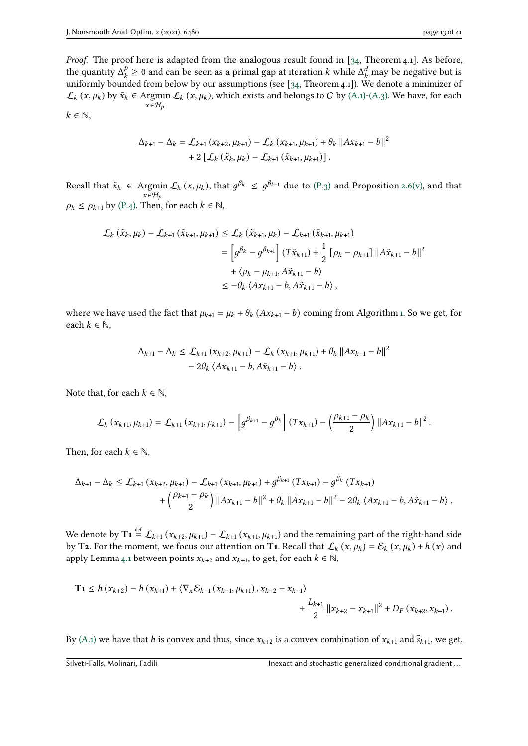*Proof.* The proof here is adapted from the analogous result found in [34, Theorem 4.1]. As before, the quantity $\Delta_k^p \geq 0$ and can be seen as a primal gap at iteration $k$ while $\Delta_k^d$ may be negative but is uniformly bounded from below by our assumptions (see [34, Theorem 4.1]). We denote a minimizer of $\mathcal{L}_k(x, \mu_k)$ by $\tilde{x}_k \in \operatorname{Argmin}_{x \in \mathcal{H}_p} \mathcal{L}_k(x, \mu_k)$, which exists and belongs to $\mathcal{C}$ by (A.1)-(A.3). We have, for each $k \in \mathbb{N}$,

$$
\begin{aligned}
\Delta_{k+1} - \Delta_k = \mathcal{L}_{k+1}(x_{k+2}, \mu_{k+1}) - \mathcal{L}_k(x_{k+1}, \mu_{k+1}) + \theta_k \|Ax_{k+1} - b\|^2 \\
+ 2\left[\mathcal{L}_k(\tilde{x}_k, \mu_k) - \mathcal{L}_{k+1}(\tilde{x}_{k+1}, \mu_{k+1})\right].
\end{aligned}
$$

Recall that $\tilde{x}_k \in \operatorname{Argmin}_{x \in \mathcal{H}_p} \mathcal{L}_k(x, \mu_k)$, that $g^{\beta_k} \leq g^{\beta_{k+1}}$ due to (P.3) and Proposition 2.6(v), and that $\rho_k \leq \rho_{k+1}$ by (P.4). Then, for each $k \in \mathbb{N}$,

$$
\begin{aligned}
\mathcal{L}_k(\tilde{x}_k, \mu_k) - \mathcal{L}_{k+1}(\tilde{x}_{k+1}, \mu_{k+1}) &\leq \mathcal{L}_k(\tilde{x}_{k+1}, \mu_k) - \mathcal{L}_{k+1}(\tilde{x}_{k+1}, \mu_{k+1}) \\
&= \left[g^{\beta_k} - g^{\beta_{k+1}}\right](T\tilde{x}_{k+1}) + \frac{1}{2}\left[\rho_k - \rho_{k+1}\right]\|A\tilde{x}_{k+1} - b\|^2 \\
&\quad + \langle \mu_k - \mu_{k+1}, A\tilde{x}_{k+1} - b\rangle \\
&\leq -\theta_k \langle Ax_{k+1} - b, A\tilde{x}_{k+1} - b\rangle,
\end{aligned}
$$

where we have used the fact that $\mu_{k+1} = \mu_k + \theta_k(Ax_{k+1} - b)$ coming from Algorithm 1. So we get, for each $k \in \mathbb{N}$,

$$
\begin{aligned}
\Delta_{k+1} - \Delta_k \leq \mathcal{L}_{k+1}(x_{k+2}, \mu_{k+1}) - \mathcal{L}_k(x_{k+1}, \mu_{k+1}) + \theta_k \|Ax_{k+1} - b\|^2 \\
- 2\theta_k \langle Ax_{k+1} - b, A\tilde{x}_{k+1} - b\rangle.
\end{aligned}
$$

Note that, for each $k \in \mathbb{N}$,

$$
\mathcal{L}_k(x_{k+1}, \mu_{k+1}) = \mathcal{L}_{k+1}(x_{k+1}, \mu_{k+1}) - \left[g^{\beta_{k+1}} - g^{\beta_k}\right](Tx_{k+1}) - \left(\frac{\rho_{k+1} - \rho_k}{2}\right)\|Ax_{k+1} - b\|^2.
$$

Then, for each $k \in \mathbb{N}$,

$$
\begin{aligned}
\Delta_{k+1} - \Delta_k \leq \mathcal{L}_{k+1}(x_{k+2}, \mu_{k+1}) - \mathcal{L}_{k+1}(x_{k+1}, \mu_{k+1}) + g^{\beta_{k+1}}(Tx_{k+1}) - g^{\beta_k}(Tx_{k+1}) \\
+ \left(\frac{\rho_{k+1} - \rho_k}{2}\right)\|Ax_{k+1} - b\|^2 + \theta_k\|Ax_{k+1} - b\|^2 - 2\theta_k\langle Ax_{k+1} - b, A\tilde{x}_{k+1} - b\rangle.
\end{aligned}
$$

We denote by $\mathbf{T1} \stackrel{\text{def}}{=} \mathcal{L}_{k+1}(x_{k+2}, \mu_{k+1}) - \mathcal{L}_{k+1}(x_{k+1}, \mu_{k+1})$ and the remaining part of the right-hand side by $\mathbf{T2}$. For the moment, we focus our attention on $\mathbf{T1}$. Recall that $\mathcal{L}_k(x, \mu_k) = \mathcal{E}_k(x, \mu_k) + h(x)$ and apply Lemma 4.1 between points $x_{k+2}$ and $x_{k+1}$, to get, for each $k \in \mathbb{N}$,

$$
\begin{aligned}
\mathbf{T1} \leq h(x_{k+2}) - h(x_{k+1}) + \langle \nabla_x \mathcal{E}_{k+1}(x_{k+1}, \mu_{k+1}), x_{k+2} - x_{k+1}\rangle \\
+ \frac{L_{k+1}}{2}\|x_{k+2} - x_{k+1}\|^2 + D_F(x_{k+2}, x_{k+1}).
\end{aligned}
$$

By (A.1) we have that $h$ is convex and thus, since $x_{k+2}$ is a convex combination of $x_{k+1}$ and $\widehat{s}_{k+1}$, we get,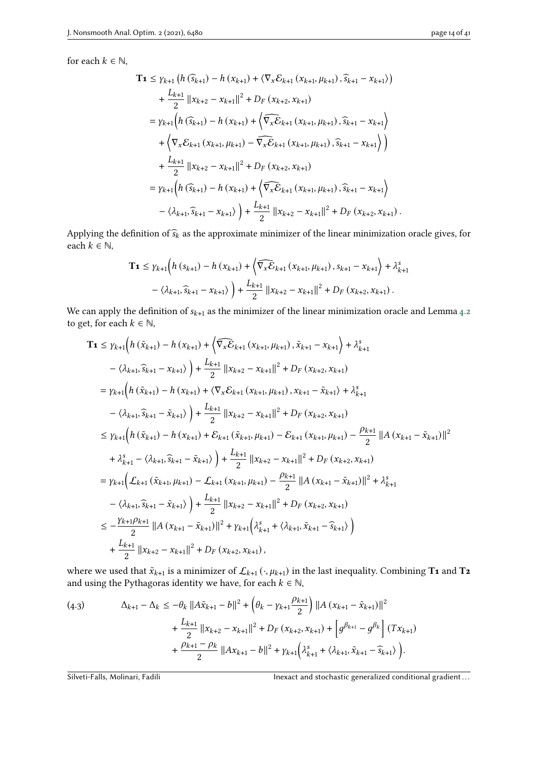for each $k \in \mathbb{N}$,

$$
\begin{aligned}
\mathbf{T1} &\leq \gamma_{k+1}\left(h\left(\widehat{s}_{k+1}\right) - h\left(x_{k+1}\right) + \left\langle \nabla_x \mathcal{E}_{k+1}\left(x_{k+1}, \mu_{k+1}\right), \widehat{s}_{k+1} - x_{k+1}\right\rangle\right) \\
&\quad + \frac{L_{k+1}}{2}\left\|x_{k+2} - x_{k+1}\right\|^2 + D_F\left(x_{k+2}, x_{k+1}\right) \\
&= \gamma_{k+1}\Big(h\left(\widehat{s}_{k+1}\right) - h\left(x_{k+1}\right) + \left\langle \widehat{\nabla_x \mathcal{E}}_{k+1}\left(x_{k+1}, \mu_{k+1}\right), \widehat{s}_{k+1} - x_{k+1}\right\rangle \\
&\quad + \left\langle \nabla_x \mathcal{E}_{k+1}\left(x_{k+1}, \mu_{k+1}\right) - \widehat{\nabla_x \mathcal{E}}_{k+1}\left(x_{k+1}, \mu_{k+1}\right), \widehat{s}_{k+1} - x_{k+1}\right\rangle\Big) \\
&\quad + \frac{L_{k+1}}{2}\left\|x_{k+2} - x_{k+1}\right\|^2 + D_F\left(x_{k+2}, x_{k+1}\right) \\
&= \gamma_{k+1}\Big(h\left(\widehat{s}_{k+1}\right) - h\left(x_{k+1}\right) + \left\langle \widehat{\nabla_x \mathcal{E}}_{k+1}\left(x_{k+1}, \mu_{k+1}\right), \widehat{s}_{k+1} - x_{k+1}\right\rangle \\
&\quad - \left\langle \lambda_{k+1}, \widehat{s}_{k+1} - x_{k+1}\right\rangle\Big) + \frac{L_{k+1}}{2}\left\|x_{k+2} - x_{k+1}\right\|^2 + D_F\left(x_{k+2}, x_{k+1}\right).
\end{aligned}
$$

Applying the definition of $\widehat{s}_k$ as the approximate minimizer of the linear minimization oracle gives, for each $k \in \mathbb{N}$,

$$
\begin{aligned}
\mathbf{T1} &\leq \gamma_{k+1}\Big(h\left(s_{k+1}\right) - h\left(x_{k+1}\right) + \left\langle \widehat{\nabla_x \mathcal{E}}_{k+1}\left(x_{k+1}, \mu_{k+1}\right), s_{k+1} - x_{k+1}\right\rangle + \lambda_{k+1}^s \\
&\quad - \left\langle \lambda_{k+1}, \widehat{s}_{k+1} - x_{k+1}\right\rangle\Big) + \frac{L_{k+1}}{2}\left\|x_{k+2} - x_{k+1}\right\|^2 + D_F\left(x_{k+2}, x_{k+1}\right).
\end{aligned}
$$

We can apply the definition of $s_{k+1}$ as the minimizer of the linear minimization oracle and Lemma 4.2 to get, for each $k \in \mathbb{N}$,

$$
\begin{aligned}
\mathbf{T1} &\leq \gamma_{k+1}\Big(h\left(\tilde{x}_{k+1}\right) - h\left(x_{k+1}\right) + \left\langle \widehat{\nabla_x \mathcal{E}}_{k+1}\left(x_{k+1}, \mu_{k+1}\right), \tilde{x}_{k+1} - x_{k+1}\right\rangle + \lambda_{k+1}^s \\
&\quad - \left\langle \lambda_{k+1}, \widehat{s}_{k+1} - x_{k+1}\right\rangle\Big) + \frac{L_{k+1}}{2}\left\|x_{k+2} - x_{k+1}\right\|^2 + D_F\left(x_{k+2}, x_{k+1}\right) \\
&= \gamma_{k+1}\Big(h\left(\tilde{x}_{k+1}\right) - h\left(x_{k+1}\right) + \left\langle \nabla_x \mathcal{E}_{k+1}\left(x_{k+1}, \mu_{k+1}\right), x_{k+1} - \tilde{x}_{k+1}\right\rangle + \lambda_{k+1}^s \\
&\quad - \left\langle \lambda_{k+1}, \widehat{s}_{k+1} - \tilde{x}_{k+1}\right\rangle\Big) + \frac{L_{k+1}}{2}\left\|x_{k+2} - x_{k+1}\right\|^2 + D_F\left(x_{k+2}, x_{k+1}\right) \\
&\leq \gamma_{k+1}\Big(h\left(\tilde{x}_{k+1}\right) - h\left(x_{k+1}\right) + \mathcal{E}_{k+1}\left(\tilde{x}_{k+1}, \mu_{k+1}\right) - \mathcal{E}_{k+1}\left(x_{k+1}, \mu_{k+1}\right) - \frac{\rho_{k+1}}{2}\left\|A\left(x_{k+1} - \tilde{x}_{k+1}\right)\right\|^2 \\
&\quad + \lambda_{k+1}^s - \left\langle \lambda_{k+1}, \widehat{s}_{k+1} - \tilde{x}_{k+1}\right\rangle\Big) + \frac{L_{k+1}}{2}\left\|x_{k+2} - x_{k+1}\right\|^2 + D_F\left(x_{k+2}, x_{k+1}\right) \\
&= \gamma_{k+1}\Big(\mathcal{L}_{k+1}\left(\tilde{x}_{k+1}, \mu_{k+1}\right) - \mathcal{L}_{k+1}\left(x_{k+1}, \mu_{k+1}\right) - \frac{\rho_{k+1}}{2}\left\|A\left(x_{k+1} - \tilde{x}_{k+1}\right)\right\|^2 + \lambda_{k+1}^s \\
&\quad - \left\langle \lambda_{k+1}, \widehat{s}_{k+1} - \tilde{x}_{k+1}\right\rangle\Big) + \frac{L_{k+1}}{2}\left\|x_{k+2} - x_{k+1}\right\|^2 + D_F\left(x_{k+2}, x_{k+1}\right) \\
&\leq -\frac{\gamma_{k+1}\rho_{k+1}}{2}\left\|A\left(x_{k+1} - \tilde{x}_{k+1}\right)\right\|^2 + \gamma_{k+1}\Big(\lambda_{k+1}^s + \left\langle \lambda_{k+1}, \tilde{x}_{k+1} - \widehat{s}_{k+1}\right\rangle\Big) \\
&\quad + \frac{L_{k+1}}{2}\left\|x_{k+2} - x_{k+1}\right\|^2 + D_F\left(x_{k+2}, x_{k+1}\right),
\end{aligned}
$$

where we used that $\tilde{x}_{k+1}$ is a minimizer of $\mathcal{L}_{k+1}\left(\cdot, \mu_{k+1}\right)$ in the last inequality. Combining **T1** and **T2** and using the Pythagoras identity we have, for each $k \in \mathbb{N}$,

$$
\begin{aligned}
\Delta_{k+1} - \Delta_k &\leq -\theta_k\left\|A\tilde{x}_{k+1} - b\right\|^2 + \left(\theta_k - \gamma_{k+1}\frac{\rho_{k+1}}{2}\right)\left\|A\left(x_{k+1} - \tilde{x}_{k+1}\right)\right\|^2 \\
&\quad + \frac{L_{k+1}}{2}\left\|x_{k+2} - x_{k+1}\right\|^2 + D_F\left(x_{k+2}, x_{k+1}\right) + \left[g^{\beta_{k+1}} - g^{\beta_k}\right]\left(Tx_{k+1}\right) \\
&\quad + \frac{\rho_{k+1} - \rho_k}{2}\left\|Ax_{k+1} - b\right\|^2 + \gamma_{k+1}\Big(\lambda_{k+1}^s + \left\langle \lambda_{k+1}, \tilde{x}_{k+1} - \widehat{s}_{k+1}\right\rangle\Big).
\end{aligned} \tag{4.3}
$$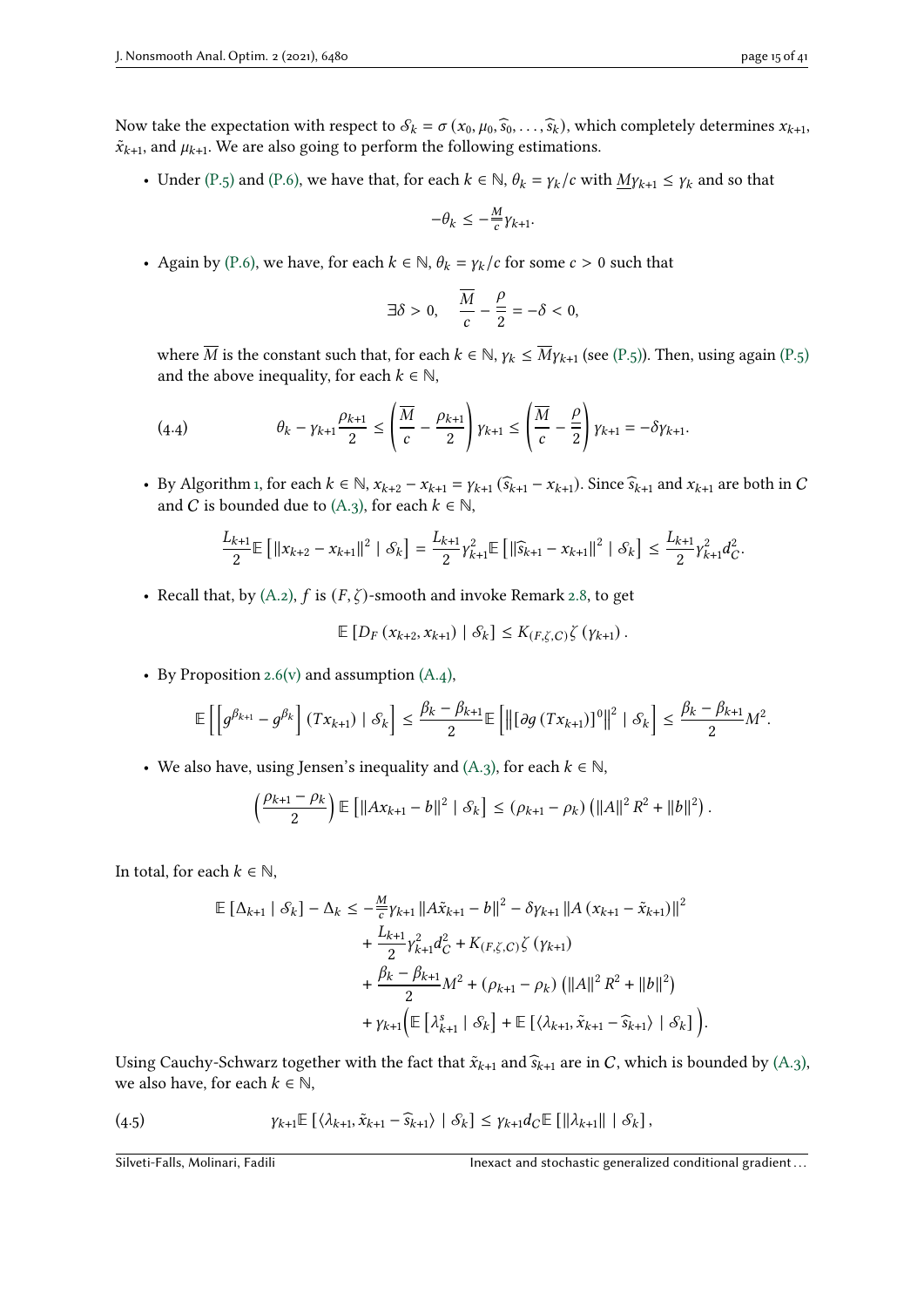Now take the expectation with respect to $\mathcal{S}_k = \sigma(x_0, \mu_0, \widehat{s}_0, \ldots, \widehat{s}_k)$, which completely determines $x_{k+1}$, $\tilde{x}_{k+1}$, and $\mu_{k+1}$. We are also going to perform the following estimations.

- Under (P.5) and (P.6), we have that, for each $k \in \mathbb{N}$, $\theta_k = \gamma_k / c$ with $\underline{M}\gamma_{k+1} \leq \gamma_k$ and so that

$$-\theta_k \leq -\tfrac{\underline{M}}{c}\gamma_{k+1}.$$

- Again by (P.6), we have, for each $k \in \mathbb{N}$, $\theta_k = \gamma_k / c$ for some $c > 0$ such that

$$\exists \delta > 0, \quad \frac{\overline{M}}{c} - \frac{\rho}{2} = -\delta < 0,$$

where $\overline{M}$ is the constant such that, for each $k \in \mathbb{N}$, $\gamma_k \leq \overline{M}\gamma_{k+1}$ (see (P.5)). Then, using again (P.5) and the above inequality, for each $k \in \mathbb{N}$,

$$\theta_k - \gamma_{k+1}\frac{\rho_{k+1}}{2} \leq \left(\frac{\overline{M}}{c} - \frac{\rho_{k+1}}{2}\right)\gamma_{k+1} \leq \left(\frac{\overline{M}}{c} - \frac{\rho}{2}\right)\gamma_{k+1} = -\delta\gamma_{k+1}. \tag{4.4}$$

- By Algorithm 1, for each $k \in \mathbb{N}$, $x_{k+2} - x_{k+1} = \gamma_{k+1}(\widehat{s}_{k+1} - x_{k+1})$. Since $\widehat{s}_{k+1}$ and $x_{k+1}$ are both in $\mathcal{C}$ and $\mathcal{C}$ is bounded due to (A.3), for each $k \in \mathbb{N}$,

$$\frac{L_{k+1}}{2}\mathbb{E}\left[\|x_{k+2} - x_{k+1}\|^2 \mid \mathcal{S}_k\right] = \frac{L_{k+1}}{2}\gamma_{k+1}^2\mathbb{E}\left[\|\widehat{s}_{k+1} - x_{k+1}\|^2 \mid \mathcal{S}_k\right] \leq \frac{L_{k+1}}{2}\gamma_{k+1}^2 d_{\mathcal{C}}^2.$$

- Recall that, by (A.2), $f$ is $(F, \zeta)$-smooth and invoke Remark 2.8, to get

$$\mathbb{E}\left[D_F(x_{k+2}, x_{k+1}) \mid \mathcal{S}_k\right] \leq K_{(F,\zeta,\mathcal{C})}\zeta(\gamma_{k+1}).$$

- By Proposition 2.6(v) and assumption (A.4),

$$\mathbb{E}\left[\left[g^{\beta_{k+1}} - g^{\beta_k}\right](Tx_{k+1}) \mid \mathcal{S}_k\right] \leq \frac{\beta_k - \beta_{k+1}}{2}\mathbb{E}\left[\left\|\left[\partial g(Tx_{k+1})\right]^0\right\|^2 \mid \mathcal{S}_k\right] \leq \frac{\beta_k - \beta_{k+1}}{2}M^2.$$

- We also have, using Jensen's inequality and (A.3), for each $k \in \mathbb{N}$,

$$\left(\frac{\rho_{k+1} - \rho_k}{2}\right)\mathbb{E}\left[\|Ax_{k+1} - b\|^2 \mid \mathcal{S}_k\right] \leq (\rho_{k+1} - \rho_k)\left(\|A\|^2 R^2 + \|b\|^2\right).$$

In total, for each $k \in \mathbb{N}$,

$$\begin{aligned}
\mathbb{E}\left[\Delta_{k+1} \mid \mathcal{S}_k\right] - \Delta_k \leq & -\tfrac{\underline{M}}{c}\gamma_{k+1}\|A\tilde{x}_{k+1} - b\|^2 - \delta\gamma_{k+1}\|A(x_{k+1} - \tilde{x}_{k+1})\|^2 \\
& + \frac{L_{k+1}}{2}\gamma_{k+1}^2 d_{\mathcal{C}}^2 + K_{(F,\zeta,\mathcal{C})}\zeta(\gamma_{k+1}) \\
& + \frac{\beta_k - \beta_{k+1}}{2}M^2 + (\rho_{k+1} - \rho_k)\left(\|A\|^2 R^2 + \|b\|^2\right) \\
& + \gamma_{k+1}\Big(\mathbb{E}\left[\lambda_{k+1}^s \mid \mathcal{S}_k\right] + \mathbb{E}\left[\langle \lambda_{k+1}, \tilde{x}_{k+1} - \widehat{s}_{k+1}\rangle \mid \mathcal{S}_k\right]\Big).
\end{aligned}$$

Using Cauchy-Schwarz together with the fact that $\tilde{x}_{k+1}$ and $\widehat{s}_{k+1}$ are in $\mathcal{C}$, which is bounded by (A.3), we also have, for each $k \in \mathbb{N}$,

$$\gamma_{k+1}\mathbb{E}\left[\langle \lambda_{k+1}, \tilde{x}_{k+1} - \widehat{s}_{k+1}\rangle \mid \mathcal{S}_k\right] \leq \gamma_{k+1} d_{\mathcal{C}}\mathbb{E}\left[\|\lambda_{k+1}\| \mid \mathcal{S}_k\right], \tag{4.5}$$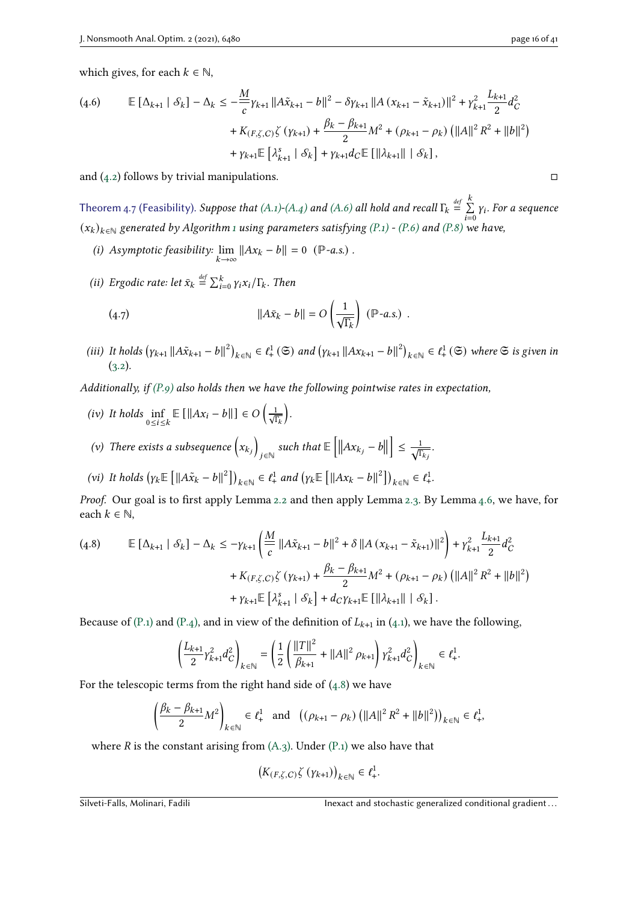which gives, for each $k \in \mathbb{N}$,

$$
\begin{aligned}
\mathbb{E}\left[\Delta_{k+1} \mid \mathcal{S}_k\right] - \Delta_k \leq & -\frac{M}{c}\gamma_{k+1}\left\|A\tilde{x}_{k+1} - b\right\|^2 - \delta\gamma_{k+1}\left\|A\left(x_{k+1} - \tilde{x}_{k+1}\right)\right\|^2 + \gamma_{k+1}^2\frac{L_{k+1}}{2}d_C^2 \\
& + K_{(F,\zeta,C)}\zeta\left(\gamma_{k+1}\right) + \frac{\beta_k - \beta_{k+1}}{2}M^2 + \left(\rho_{k+1} - \rho_k\right)\left(\|A\|^2 R^2 + \|b\|^2\right) \\
& + \gamma_{k+1}\mathbb{E}\left[\lambda_{k+1}^s \mid \mathcal{S}_k\right] + \gamma_{k+1}d_C\mathbb{E}\left[\|\lambda_{k+1}\| \mid \mathcal{S}_k\right],
\end{aligned} \tag{4.6}
$$

and (4.2) follows by trivial manipulations. □

**Theorem 4.7 (Feasibility).** *Suppose that (A.1)-(A.4) and (A.6) all hold and recall $\Gamma_k \stackrel{def}{=} \sum_{i=0}^{k}\gamma_i$. For a sequence $(x_k)_{k\in\mathbb{N}}$ generated by Algorithm 1 using parameters satisfying (P.1) - (P.6) and (P.8) we have,*

*(i) Asymptotic feasibility: $\lim_{k\to\infty}\|Ax_k - b\| = 0$ ($\mathbb{P}$-a.s.) .*

*(ii) Ergodic rate: let $\bar{x}_k \stackrel{def}{=} \sum_{i=0}^{k}\gamma_i x_i/\Gamma_k$. Then*

$$
\|A\bar{x}_k - b\| = O\left(\frac{1}{\sqrt{\Gamma_k}}\right) \ (\mathbb{P}\text{-a.s.}) \ . \tag{4.7}
$$

*(iii) It holds $\left(\gamma_{k+1}\|A\tilde{x}_{k+1} - b\|^2\right)_{k\in\mathbb{N}} \in \ell_+^1(\mathfrak{S})$ and $\left(\gamma_{k+1}\|Ax_{k+1} - b\|^2\right)_{k\in\mathbb{N}} \in \ell_+^1(\mathfrak{S})$ where $\mathfrak{S}$ is given in (3.2).*

*Additionally, if (P.9) also holds then we have the following pointwise rates in expectation,*

*(iv) It holds $\inf_{0\leq i\leq k}\mathbb{E}\left[\|Ax_i - b\|\right] \in O\left(\frac{1}{\sqrt{\Gamma_k}}\right)$.*

*(v) There exists a subsequence $\left(x_{k_j}\right)_{j\in\mathbb{N}}$ such that $\mathbb{E}\left[\left\|Ax_{k_j} - b\right\|\right] \leq \frac{1}{\sqrt{\Gamma_{k_j}}}$.*

*(vi) It holds $\left(\gamma_k\mathbb{E}\left[\|A\tilde{x}_k - b\|^2\right]\right)_{k\in\mathbb{N}} \in \ell_+^1$ and $\left(\gamma_k\mathbb{E}\left[\|Ax_k - b\|^2\right]\right)_{k\in\mathbb{N}} \in \ell_+^1$.*

*Proof.* Our goal is to first apply Lemma 2.2 and then apply Lemma 2.3. By Lemma 4.6, we have, for each $k \in \mathbb{N}$,

$$
\begin{aligned}
\mathbb{E}\left[\Delta_{k+1} \mid \mathcal{S}_k\right] - \Delta_k \leq & -\gamma_{k+1}\left(\frac{M}{c}\left\|A\tilde{x}_{k+1} - b\right\|^2 + \delta\left\|A\left(x_{k+1} - \tilde{x}_{k+1}\right)\right\|^2\right) + \gamma_{k+1}^2\frac{L_{k+1}}{2}d_C^2 \\
& + K_{(F,\zeta,C)}\zeta\left(\gamma_{k+1}\right) + \frac{\beta_k - \beta_{k+1}}{2}M^2 + \left(\rho_{k+1} - \rho_k\right)\left(\|A\|^2 R^2 + \|b\|^2\right) \\
& + \gamma_{k+1}\mathbb{E}\left[\lambda_{k+1}^s \mid \mathcal{S}_k\right] + d_C\gamma_{k+1}\mathbb{E}\left[\|\lambda_{k+1}\| \mid \mathcal{S}_k\right].
\end{aligned} \tag{4.8}
$$

Because of (P.1) and (P.4), and in view of the definition of $L_{k+1}$ in (4.1), we have the following,

$$
\left(\frac{L_{k+1}}{2}\gamma_{k+1}^2 d_C^2\right)_{k\in\mathbb{N}} = \left(\frac{1}{2}\left(\frac{\|T\|^2}{\beta_{k+1}} + \|A\|^2\rho_{k+1}\right)\gamma_{k+1}^2 d_C^2\right)_{k\in\mathbb{N}} \in \ell_+^1.
$$

For the telescopic terms from the right hand side of (4.8) we have

$$
\left(\frac{\beta_k - \beta_{k+1}}{2}M^2\right)_{k\in\mathbb{N}} \in \ell_+^1 \quad \text{and} \quad \left(\left(\rho_{k+1} - \rho_k\right)\left(\|A\|^2 R^2 + \|b\|^2\right)\right)_{k\in\mathbb{N}} \in \ell_+^1,
$$

where $R$ is the constant arising from (A.3). Under (P.1) we also have that

$$
\left(K_{(F,\zeta,C)}\zeta\left(\gamma_{k+1}\right)\right)_{k\in\mathbb{N}} \in \ell_+^1.
$$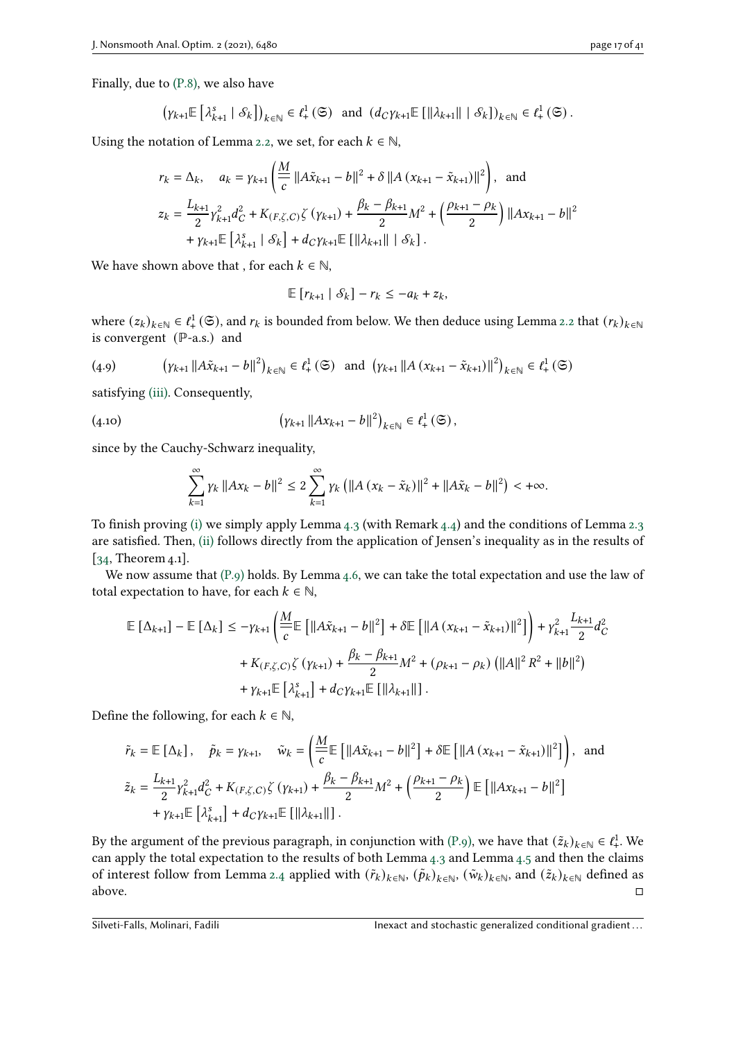Finally, due to (P.8), we also have

$$\left(\gamma_{k+1}\mathbb{E}\left[\lambda_{k+1}^s \mid \mathcal{S}_k\right]\right)_{k\in\mathbb{N}} \in \ell_+^1(\mathfrak{S}) \quad \text{and} \quad \left(d_C\gamma_{k+1}\mathbb{E}\left[\|\lambda_{k+1}\| \mid \mathcal{S}_k\right]\right)_{k\in\mathbb{N}} \in \ell_+^1(\mathfrak{S}).$$

Using the notation of Lemma 2.2, we set, for each $k \in \mathbb{N}$,

$$\begin{aligned}
r_k &= \Delta_k, \quad a_k = \gamma_{k+1}\left(\frac{M}{c}\left\|A\tilde{x}_{k+1} - b\right\|^2 + \delta\left\|A\left(x_{k+1} - \tilde{x}_{k+1}\right)\right\|^2\right), \quad \text{and} \\
z_k &= \frac{L_{k+1}}{2}\gamma_{k+1}^2 d_C^2 + K_{(F,\zeta,C)}\zeta\left(\gamma_{k+1}\right) + \frac{\beta_k - \beta_{k+1}}{2}M^2 + \left(\frac{\rho_{k+1} - \rho_k}{2}\right)\left\|Ax_{k+1} - b\right\|^2 \\
&\quad + \gamma_{k+1}\mathbb{E}\left[\lambda_{k+1}^s \mid \mathcal{S}_k\right] + d_C\gamma_{k+1}\mathbb{E}\left[\|\lambda_{k+1}\| \mid \mathcal{S}_k\right].
\end{aligned}$$

We have shown above that , for each $k \in \mathbb{N}$,

$$\mathbb{E}\left[r_{k+1} \mid \mathcal{S}_k\right] - r_k \leq -a_k + z_k,$$

where $(z_k)_{k\in\mathbb{N}} \in \ell_+^1(\mathfrak{S})$, and $r_k$ is bounded from below. We then deduce using Lemma 2.2 that $(r_k)_{k\in\mathbb{N}}$ is convergent ($\mathbb{P}$-a.s.) and

$$\left(\gamma_{k+1}\left\|A\tilde{x}_{k+1} - b\right\|^2\right)_{k\in\mathbb{N}} \in \ell_+^1(\mathfrak{S}) \quad \text{and} \quad \left(\gamma_{k+1}\left\|A\left(x_{k+1} - \tilde{x}_{k+1}\right)\right\|^2\right)_{k\in\mathbb{N}} \in \ell_+^1(\mathfrak{S}) \tag{4.9}$$

satisfying (iii). Consequently,

$$\left(\gamma_{k+1}\left\|Ax_{k+1} - b\right\|^2\right)_{k\in\mathbb{N}} \in \ell_+^1(\mathfrak{S}), \tag{4.10}$$

since by the Cauchy-Schwarz inequality,

$$\sum_{k=1}^{\infty}\gamma_k\left\|Ax_k - b\right\|^2 \leq 2\sum_{k=1}^{\infty}\gamma_k\left(\left\|A\left(x_k - \tilde{x}_k\right)\right\|^2 + \left\|A\tilde{x}_k - b\right\|^2\right) < +\infty.$$

To finish proving (i) we simply apply Lemma 4.3 (with Remark 4.4) and the conditions of Lemma 2.3 are satisfied. Then, (ii) follows directly from the application of Jensen's inequality as in the results of [34, Theorem 4.1].

We now assume that (P.9) holds. By Lemma 4.6, we can take the total expectation and use the law of total expectation to have, for each $k \in \mathbb{N}$,

$$\begin{aligned}
\mathbb{E}\left[\Delta_{k+1}\right] - \mathbb{E}\left[\Delta_k\right] &\leq -\gamma_{k+1}\left(\frac{M}{c}\mathbb{E}\left[\left\|A\tilde{x}_{k+1} - b\right\|^2\right] + \delta\mathbb{E}\left[\left\|A\left(x_{k+1} - \tilde{x}_{k+1}\right)\right\|^2\right]\right) + \gamma_{k+1}^2\frac{L_{k+1}}{2}d_C^2 \\
&\quad + K_{(F,\zeta,C)}\zeta\left(\gamma_{k+1}\right) + \frac{\beta_k - \beta_{k+1}}{2}M^2 + \left(\rho_{k+1} - \rho_k\right)\left(\|A\|^2R^2 + \|b\|^2\right) \\
&\quad + \gamma_{k+1}\mathbb{E}\left[\lambda_{k+1}^s\right] + d_C\gamma_{k+1}\mathbb{E}\left[\|\lambda_{k+1}\|\right].
\end{aligned}$$

Define the following, for each $k \in \mathbb{N}$,

$$\begin{aligned}
\tilde{r}_k &= \mathbb{E}\left[\Delta_k\right], \quad \tilde{p}_k = \gamma_{k+1}, \quad \tilde{w}_k = \left(\frac{M}{c}\mathbb{E}\left[\left\|A\tilde{x}_{k+1} - b\right\|^2\right] + \delta\mathbb{E}\left[\left\|A\left(x_{k+1} - \tilde{x}_{k+1}\right)\right\|^2\right]\right), \quad \text{and} \\
\tilde{z}_k &= \frac{L_{k+1}}{2}\gamma_{k+1}^2 d_C^2 + K_{(F,\zeta,C)}\zeta\left(\gamma_{k+1}\right) + \frac{\beta_k - \beta_{k+1}}{2}M^2 + \left(\frac{\rho_{k+1} - \rho_k}{2}\right)\mathbb{E}\left[\left\|Ax_{k+1} - b\right\|^2\right] \\
&\quad + \gamma_{k+1}\mathbb{E}\left[\lambda_{k+1}^s\right] + d_C\gamma_{k+1}\mathbb{E}\left[\|\lambda_{k+1}\|\right].
\end{aligned}$$

By the argument of the previous paragraph, in conjunction with (P.9), we have that $(\tilde{z}_k)_{k\in\mathbb{N}} \in \ell_+^1$. We can apply the total expectation to the results of both Lemma 4.3 and Lemma 4.5 and then the claims of interest follow from Lemma 2.4 applied with $(\tilde{r}_k)_{k\in\mathbb{N}}$, $(\tilde{p}_k)_{k\in\mathbb{N}}$, $(\tilde{w}_k)_{k\in\mathbb{N}}$, and $(\tilde{z}_k)_{k\in\mathbb{N}}$ defined as above. $\square$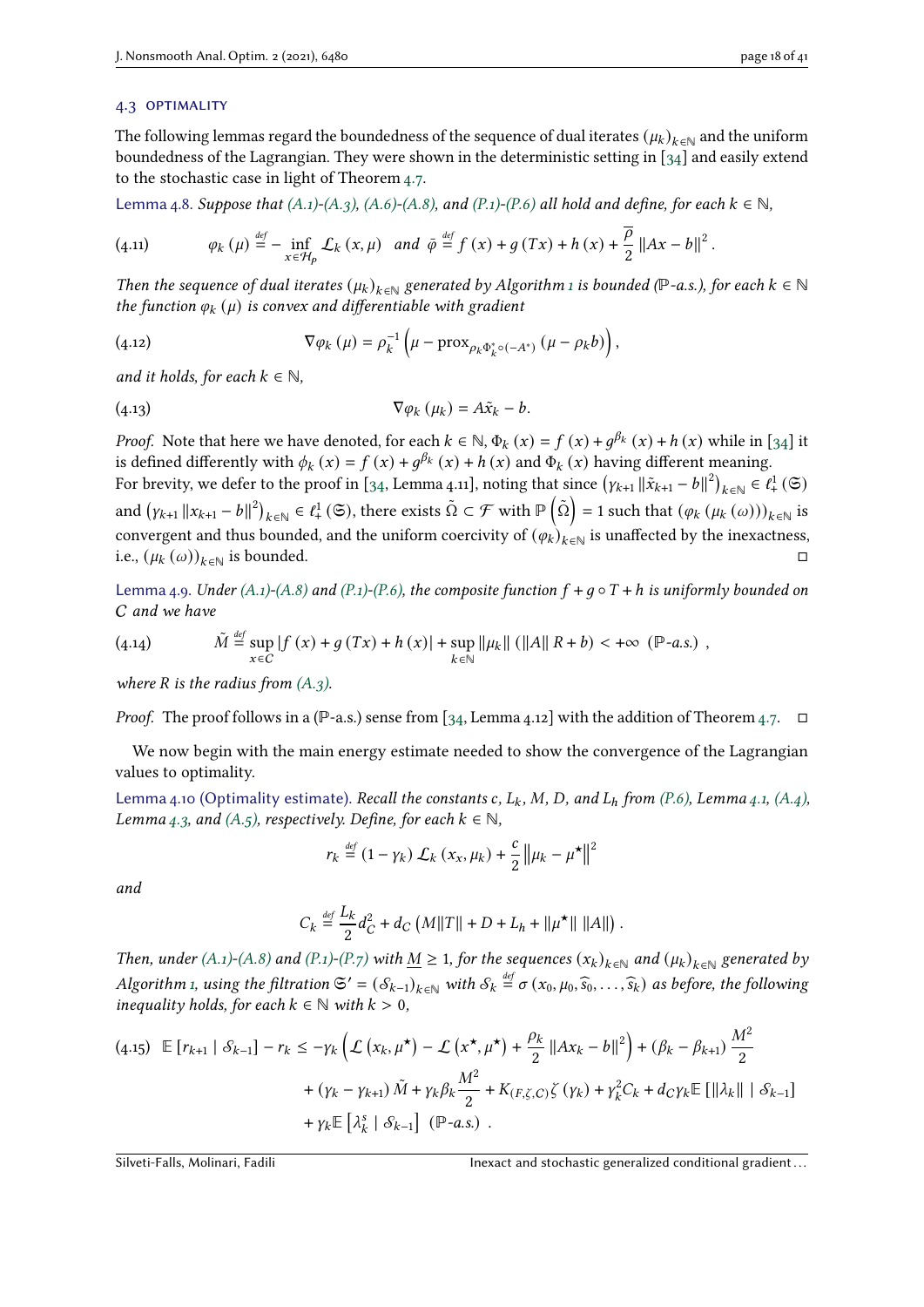### 4.3 OPTIMALITY

The following lemmas regard the boundedness of the sequence of dual iterates $(\mu_k)_{k\in\mathbb{N}}$ and the uniform boundedness of the Lagrangian. They were shown in the deterministic setting in [34] and easily extend to the stochastic case in light of Theorem 4.7.

Lemma 4.8. *Suppose that (A.1)-(A.3), (A.6)-(A.8), and (P.1)-(P.6) all hold and define, for each $k \in \mathbb{N}$,*

$$\varphi_k(\mu) \stackrel{\text{def}}{=} -\inf_{x\in\mathcal{H}_p} \mathcal{L}_k(x,\mu) \quad \text{and} \quad \bar{\varphi} \stackrel{\text{def}}{=} f(x) + g(Tx) + h(x) + \frac{\overline{\rho}}{2}\|Ax-b\|^2. \tag{4.11}$$

*Then the sequence of dual iterates $(\mu_k)_{k\in\mathbb{N}}$ generated by Algorithm 1 is bounded ($\mathbb{P}$-a.s.), for each $k\in\mathbb{N}$ the function $\varphi_k(\mu)$ is convex and differentiable with gradient*

$$\nabla\varphi_k(\mu) = \rho_k^{-1}\left(\mu - \operatorname{prox}_{\rho_k\Phi_k^*\circ(-A^*)}(\mu-\rho_k b)\right), \tag{4.12}$$

*and it holds, for each $k\in\mathbb{N}$,*

$$\nabla\varphi_k(\mu_k) = A\tilde{x}_k - b. \tag{4.13}$$

*Proof.* Note that here we have denoted, for each $k\in\mathbb{N}$, $\Phi_k(x) = f(x) + g^{\beta_k}(x) + h(x)$ while in [34] it is defined differently with $\phi_k(x) = f(x) + g^{\beta_k}(x) + h(x)$ and $\Phi_k(x)$ having different meaning. For brevity, we defer to the proof in [34, Lemma 4.11], noting that since $\left(\gamma_{k+1}\|\tilde{x}_{k+1}-b\|^2\right)_{k\in\mathbb{N}} \in \ell_+^1(\mathfrak{S})$ and $\left(\gamma_{k+1}\|x_{k+1}-b\|^2\right)_{k\in\mathbb{N}} \in \ell_+^1(\mathfrak{S})$, there exists $\tilde{\Omega}\subset\mathcal{F}$ with $\mathbb{P}\left(\tilde{\Omega}\right)=1$ such that $(\varphi_k(\mu_k(\omega)))_{k\in\mathbb{N}}$ is convergent and thus bounded, and the uniform coercivity of $(\varphi_k)_{k\in\mathbb{N}}$ is unaffected by the inexactness, i.e., $(\mu_k(\omega))_{k\in\mathbb{N}}$ is bounded. □

Lemma 4.9. *Under (A.1)-(A.8) and (P.1)-(P.6), the composite function $f + g\circ T + h$ is uniformly bounded on $C$ and we have*

$$\tilde{M} \stackrel{\text{def}}{=} \sup_{x\in C}|f(x) + g(Tx) + h(x)| + \sup_{k\in\mathbb{N}}\|\mu_k\|\left(\|A\|R + b\right) < +\infty \ \ (\mathbb{P}\text{-a.s.}), \tag{4.14}$$

*where $R$ is the radius from (A.3).*

*Proof.* The proof follows in a ($\mathbb{P}$-a.s.) sense from [34, Lemma 4.12] with the addition of Theorem 4.7. □

We now begin with the main energy estimate needed to show the convergence of the Lagrangian values to optimality.

Lemma 4.10 (Optimality estimate). *Recall the constants $c$, $L_k$, $M$, $D$, and $L_h$ from (P.6), Lemma 4.1, (A.4), Lemma 4.3, and (A.5), respectively. Define, for each $k\in\mathbb{N}$,*

$$r_k \stackrel{\text{def}}{=} (1-\gamma_k)\,\mathcal{L}_k(x_x,\mu_k) + \frac{c}{2}\left\|\mu_k - \mu^\star\right\|^2$$

*and*

$$C_k \stackrel{\text{def}}{=} \frac{L_k}{2}d_C^2 + d_C\left(M\|T\| + D + L_h + \|\mu^\star\|\,\|A\|\right).$$

*Then, under (A.1)-(A.8) and (P.1)-(P.7) with $\underline{M}\geq 1$, for the sequences $(x_k)_{k\in\mathbb{N}}$ and $(\mu_k)_{k\in\mathbb{N}}$ generated by Algorithm 1, using the filtration $\mathfrak{S}' = (\mathcal{S}_{k-1})_{k\in\mathbb{N}}$ with $\mathcal{S}_k \stackrel{\text{def}}{=} \sigma(x_0,\mu_0,\widehat{s_0},\ldots,\widehat{s}_k)$ as before, the following inequality holds, for each $k\in\mathbb{N}$ with $k>0$,*

$$\begin{aligned}
\mathbb{E}\left[r_{k+1}\mid\mathcal{S}_{k-1}\right] - r_k \leq{}& -\gamma_k\left(\mathcal{L}\left(x_k,\mu^\star\right) - \mathcal{L}\left(x^\star,\mu^\star\right) + \frac{\rho_k}{2}\|Ax_k-b\|^2\right) + (\beta_k-\beta_{k+1})\frac{M^2}{2} \\
&+ (\gamma_k-\gamma_{k+1})\tilde{M} + \gamma_k\beta_k\frac{M^2}{2} + K_{(F,\zeta,C)}\zeta(\gamma_k) + \gamma_k^2 C_k + d_C\gamma_k\mathbb{E}\left[\|\lambda_k\|\mid\mathcal{S}_{k-1}\right] \\
&+ \gamma_k\mathbb{E}\left[\lambda_k^s\mid\mathcal{S}_{k-1}\right] \ \ (\mathbb{P}\text{-a.s.}).
\end{aligned} \tag{4.15}$$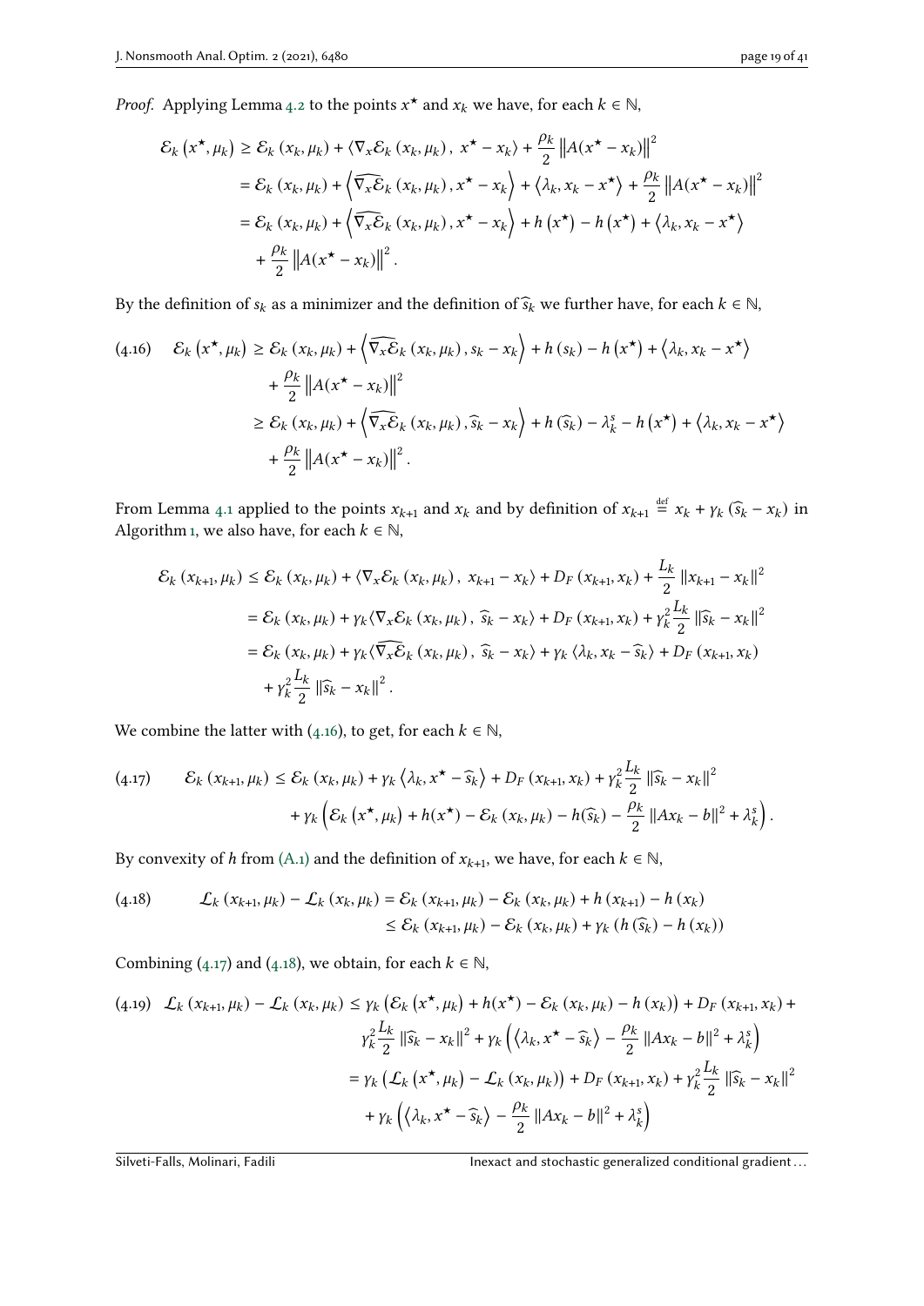*Proof.* Applying Lemma 4.2 to the points $x^\star$ and $x_k$ we have, for each $k \in \mathbb{N}$,

$$
\begin{aligned}
\mathcal{E}_k\left(x^\star, \mu_k\right) &\geq \mathcal{E}_k\left(x_k, \mu_k\right) + \left\langle \nabla_x \mathcal{E}_k\left(x_k, \mu_k\right),\ x^\star - x_k\right\rangle + \frac{\rho_k}{2}\left\|A(x^\star - x_k)\right\|^2 \\
&= \mathcal{E}_k\left(x_k, \mu_k\right) + \left\langle \widehat{\nabla_x \mathcal{E}_k}\left(x_k, \mu_k\right), x^\star - x_k\right\rangle + \left\langle \lambda_k, x_k - x^\star\right\rangle + \frac{\rho_k}{2}\left\|A(x^\star - x_k)\right\|^2 \\
&= \mathcal{E}_k\left(x_k, \mu_k\right) + \left\langle \widehat{\nabla_x \mathcal{E}_k}\left(x_k, \mu_k\right), x^\star - x_k\right\rangle + h\left(x^\star\right) - h\left(x^\star\right) + \left\langle \lambda_k, x_k - x^\star\right\rangle \\
&\quad + \frac{\rho_k}{2}\left\|A(x^\star - x_k)\right\|^2 .
\end{aligned}
$$

By the definition of $s_k$ as a minimizer and the definition of $\widehat{s}_k$ we further have, for each $k \in \mathbb{N}$,

$$
\begin{aligned}
(4.16)\quad \mathcal{E}_k\left(x^\star, \mu_k\right) &\geq \mathcal{E}_k\left(x_k, \mu_k\right) + \left\langle \widehat{\nabla_x \mathcal{E}_k}\left(x_k, \mu_k\right), s_k - x_k\right\rangle + h\left(s_k\right) - h\left(x^\star\right) + \left\langle \lambda_k, x_k - x^\star\right\rangle \\
&\quad + \frac{\rho_k}{2}\left\|A(x^\star - x_k)\right\|^2 \\
&\geq \mathcal{E}_k\left(x_k, \mu_k\right) + \left\langle \widehat{\nabla_x \mathcal{E}_k}\left(x_k, \mu_k\right), \widehat{s}_k - x_k\right\rangle + h\left(\widehat{s}_k\right) - \lambda_k^s - h\left(x^\star\right) + \left\langle \lambda_k, x_k - x^\star\right\rangle \\
&\quad + \frac{\rho_k}{2}\left\|A(x^\star - x_k)\right\|^2 .
\end{aligned}
$$

From Lemma 4.1 applied to the points $x_{k+1}$ and $x_k$ and by definition of $x_{k+1} \stackrel{\text{def}}{=} x_k + \gamma_k\left(\widehat{s}_k - x_k\right)$ in Algorithm 1, we also have, for each $k \in \mathbb{N}$,

$$
\begin{aligned}
\mathcal{E}_k\left(x_{k+1}, \mu_k\right) &\leq \mathcal{E}_k\left(x_k, \mu_k\right) + \left\langle \nabla_x \mathcal{E}_k\left(x_k, \mu_k\right),\ x_{k+1} - x_k\right\rangle + D_F\left(x_{k+1}, x_k\right) + \frac{L_k}{2}\left\|x_{k+1} - x_k\right\|^2 \\
&= \mathcal{E}_k\left(x_k, \mu_k\right) + \gamma_k\left\langle \nabla_x \mathcal{E}_k\left(x_k, \mu_k\right),\ \widehat{s}_k - x_k\right\rangle + D_F\left(x_{k+1}, x_k\right) + \gamma_k^2\frac{L_k}{2}\left\|\widehat{s}_k - x_k\right\|^2 \\
&= \mathcal{E}_k\left(x_k, \mu_k\right) + \gamma_k\left\langle \widehat{\nabla_x \mathcal{E}_k}\left(x_k, \mu_k\right),\ \widehat{s}_k - x_k\right\rangle + \gamma_k\left\langle \lambda_k, x_k - \widehat{s}_k\right\rangle + D_F\left(x_{k+1}, x_k\right) \\
&\quad + \gamma_k^2\frac{L_k}{2}\left\|\widehat{s}_k - x_k\right\|^2 .
\end{aligned}
$$

We combine the latter with (4.16), to get, for each $k \in \mathbb{N}$,

$$
\begin{aligned}
(4.17)\quad \mathcal{E}_k\left(x_{k+1}, \mu_k\right) &\leq \mathcal{E}_k\left(x_k, \mu_k\right) + \gamma_k\left\langle \lambda_k, x^\star - \widehat{s}_k\right\rangle + D_F\left(x_{k+1}, x_k\right) + \gamma_k^2\frac{L_k}{2}\left\|\widehat{s}_k - x_k\right\|^2 \\
&\quad + \gamma_k\left(\mathcal{E}_k\left(x^\star, \mu_k\right) + h(x^\star) - \mathcal{E}_k\left(x_k, \mu_k\right) - h(\widehat{s}_k) - \frac{\rho_k}{2}\left\|Ax_k - b\right\|^2 + \lambda_k^s\right).
\end{aligned}
$$

By convexity of $h$ from (A.1) and the definition of $x_{k+1}$, we have, for each $k \in \mathbb{N}$,

$$
\begin{aligned}
(4.18)\quad \mathcal{L}_k\left(x_{k+1}, \mu_k\right) - \mathcal{L}_k\left(x_k, \mu_k\right) &= \mathcal{E}_k\left(x_{k+1}, \mu_k\right) - \mathcal{E}_k\left(x_k, \mu_k\right) + h\left(x_{k+1}\right) - h\left(x_k\right) \\
&\leq \mathcal{E}_k\left(x_{k+1}, \mu_k\right) - \mathcal{E}_k\left(x_k, \mu_k\right) + \gamma_k\left(h\left(\widehat{s}_k\right) - h\left(x_k\right)\right)
\end{aligned}
$$

Combining (4.17) and (4.18), we obtain, for each $k \in \mathbb{N}$,

$$
\begin{aligned}
(4.19)\quad \mathcal{L}_k\left(x_{k+1}, \mu_k\right) - \mathcal{L}_k\left(x_k, \mu_k\right) &\leq \gamma_k\left(\mathcal{E}_k\left(x^\star, \mu_k\right) + h(x^\star) - \mathcal{E}_k\left(x_k, \mu_k\right) - h\left(x_k\right)\right) + D_F\left(x_{k+1}, x_k\right) + \\
&\quad \gamma_k^2\frac{L_k}{2}\left\|\widehat{s}_k - x_k\right\|^2 + \gamma_k\left(\left\langle \lambda_k, x^\star - \widehat{s}_k\right\rangle - \frac{\rho_k}{2}\left\|Ax_k - b\right\|^2 + \lambda_k^s\right) \\
&= \gamma_k\left(\mathcal{L}_k\left(x^\star, \mu_k\right) - \mathcal{L}_k\left(x_k, \mu_k\right)\right) + D_F\left(x_{k+1}, x_k\right) + \gamma_k^2\frac{L_k}{2}\left\|\widehat{s}_k - x_k\right\|^2 \\
&\quad + \gamma_k\left(\left\langle \lambda_k, x^\star - \widehat{s}_k\right\rangle - \frac{\rho_k}{2}\left\|Ax_k - b\right\|^2 + \lambda_k^s\right)
\end{aligned}
$$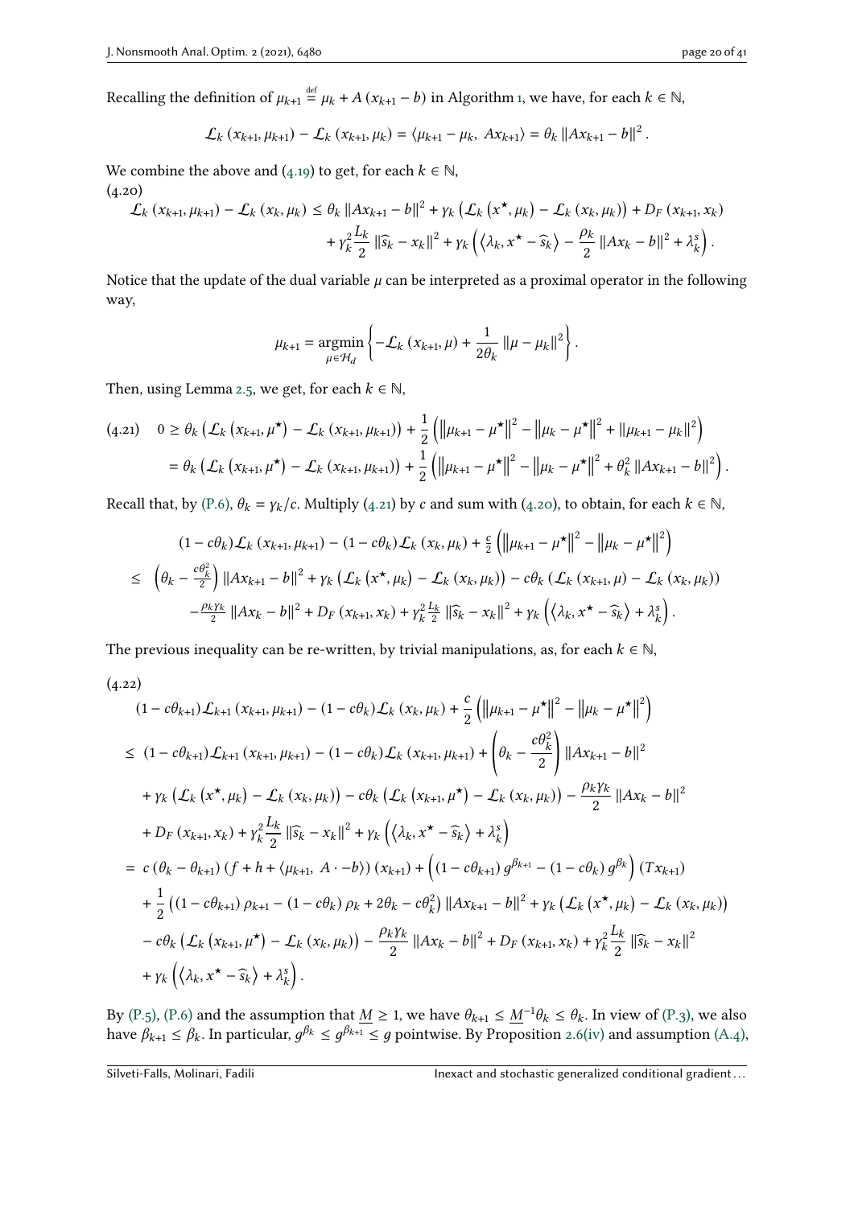Recalling the definition of $\mu_{k+1} \stackrel{\text{def}}{=} \mu_k + A(x_{k+1} - b)$ in Algorithm 1, we have, for each $k \in \mathbb{N}$,

$$\mathcal{L}_k(x_{k+1}, \mu_{k+1}) - \mathcal{L}_k(x_{k+1}, \mu_k) = \langle \mu_{k+1} - \mu_k,\ Ax_{k+1} \rangle = \theta_k \|Ax_{k+1} - b\|^2.$$

We combine the above and (4.19) to get, for each $k \in \mathbb{N}$,

(4.20)
$$\begin{aligned}
\mathcal{L}_k(x_{k+1}, \mu_{k+1}) - \mathcal{L}_k(x_k, \mu_k) \le \theta_k \|Ax_{k+1} - b\|^2 + \gamma_k \left(\mathcal{L}_k(x^\star, \mu_k) - \mathcal{L}_k(x_k, \mu_k)\right) + D_F(x_{k+1}, x_k) \\
+ \gamma_k^2 \frac{L_k}{2} \|\widehat{s}_k - x_k\|^2 + \gamma_k \left( \langle \lambda_k, x^\star - \widehat{s}_k \rangle - \frac{\rho_k}{2} \|Ax_k - b\|^2 + \lambda_k^s \right).
\end{aligned}$$

Notice that the update of the dual variable $\mu$ can be interpreted as a proximal operator in the following way,

$$\mu_{k+1} = \operatorname*{argmin}_{\mu \in \mathcal{H}_d} \left\{ -\mathcal{L}_k(x_{k+1}, \mu) + \frac{1}{2\theta_k} \|\mu - \mu_k\|^2 \right\}.$$

Then, using Lemma 2.5, we get, for each $k \in \mathbb{N}$,

(4.21)
$$\begin{aligned}
0 &\ge \theta_k \left(\mathcal{L}_k(x_{k+1}, \mu^\star) - \mathcal{L}_k(x_{k+1}, \mu_{k+1})\right) + \frac{1}{2}\left( \|\mu_{k+1} - \mu^\star\|^2 - \|\mu_k - \mu^\star\|^2 + \|\mu_{k+1} - \mu_k\|^2 \right) \\
&= \theta_k \left(\mathcal{L}_k(x_{k+1}, \mu^\star) - \mathcal{L}_k(x_{k+1}, \mu_{k+1})\right) + \frac{1}{2}\left( \|\mu_{k+1} - \mu^\star\|^2 - \|\mu_k - \mu^\star\|^2 + \theta_k^2 \|Ax_{k+1} - b\|^2 \right).
\end{aligned}$$

Recall that, by (P.6), $\theta_k = \gamma_k / c$. Multiply (4.21) by $c$ and sum with (4.20), to obtain, for each $k \in \mathbb{N}$,

$$\begin{aligned}
&(1 - c\theta_k)\mathcal{L}_k(x_{k+1}, \mu_{k+1}) - (1 - c\theta_k)\mathcal{L}_k(x_k, \mu_k) + \tfrac{c}{2}\left( \|\mu_{k+1} - \mu^\star\|^2 - \|\mu_k - \mu^\star\|^2 \right) \\
\le\ & \left(\theta_k - \tfrac{c\theta_k^2}{2}\right) \|Ax_{k+1} - b\|^2 + \gamma_k \left(\mathcal{L}_k(x^\star, \mu_k) - \mathcal{L}_k(x_k, \mu_k)\right) - c\theta_k \left(\mathcal{L}_k(x_{k+1}, \mu) - \mathcal{L}_k(x_k, \mu_k)\right) \\
& - \tfrac{\rho_k \gamma_k}{2} \|Ax_k - b\|^2 + D_F(x_{k+1}, x_k) + \gamma_k^2 \tfrac{L_k}{2} \|\widehat{s}_k - x_k\|^2 + \gamma_k \left( \langle \lambda_k, x^\star - \widehat{s}_k \rangle + \lambda_k^s \right).
\end{aligned}$$

The previous inequality can be re-written, by trivial manipulations, as, for each $k \in \mathbb{N}$,

(4.22)
$$\begin{aligned}
&(1 - c\theta_{k+1})\mathcal{L}_{k+1}(x_{k+1}, \mu_{k+1}) - (1 - c\theta_k)\mathcal{L}_k(x_k, \mu_k) + \frac{c}{2}\left( \|\mu_{k+1} - \mu^\star\|^2 - \|\mu_k - \mu^\star\|^2 \right) \\
\le\ & (1 - c\theta_{k+1})\mathcal{L}_{k+1}(x_{k+1}, \mu_{k+1}) - (1 - c\theta_k)\mathcal{L}_k(x_{k+1}, \mu_{k+1}) + \left(\theta_k - \frac{c\theta_k^2}{2}\right) \|Ax_{k+1} - b\|^2 \\
& + \gamma_k \left(\mathcal{L}_k(x^\star, \mu_k) - \mathcal{L}_k(x_k, \mu_k)\right) - c\theta_k \left(\mathcal{L}_k(x_{k+1}, \mu^\star) - \mathcal{L}_k(x_k, \mu_k)\right) - \frac{\rho_k \gamma_k}{2} \|Ax_k - b\|^2 \\
& + D_F(x_{k+1}, x_k) + \gamma_k^2 \frac{L_k}{2} \|\widehat{s}_k - x_k\|^2 + \gamma_k \left( \langle \lambda_k, x^\star - \widehat{s}_k \rangle + \lambda_k^s \right) \\
=\ & c\left(\theta_k - \theta_{k+1}\right)\left(f + h + \langle \mu_{k+1},\ A \cdot - b \rangle\right)(x_{k+1}) + \left( (1 - c\theta_{k+1})\, g^{\beta_{k+1}} - (1 - c\theta_k)\, g^{\beta_k} \right)(Tx_{k+1}) \\
& + \frac{1}{2}\left( (1 - c\theta_{k+1})\rho_{k+1} - (1 - c\theta_k)\rho_k + 2\theta_k - c\theta_k^2 \right) \|Ax_{k+1} - b\|^2 + \gamma_k \left(\mathcal{L}_k(x^\star, \mu_k) - \mathcal{L}_k(x_k, \mu_k)\right) \\
& - c\theta_k \left(\mathcal{L}_k(x_{k+1}, \mu^\star) - \mathcal{L}_k(x_k, \mu_k)\right) - \frac{\rho_k \gamma_k}{2} \|Ax_k - b\|^2 + D_F(x_{k+1}, x_k) + \gamma_k^2 \frac{L_k}{2} \|\widehat{s}_k - x_k\|^2 \\
& + \gamma_k \left( \langle \lambda_k, x^\star - \widehat{s}_k \rangle + \lambda_k^s \right).
\end{aligned}$$

By (P.5), (P.6) and the assumption that $\underline{M} \ge 1$, we have $\theta_{k+1} \le \underline{M}^{-1}\theta_k \le \theta_k$. In view of (P.3), we also have $\beta_{k+1} \le \beta_k$. In particular, $g^{\beta_k} \le g^{\beta_{k+1}} \le g$ pointwise. By Proposition 2.6(iv) and assumption (A.4),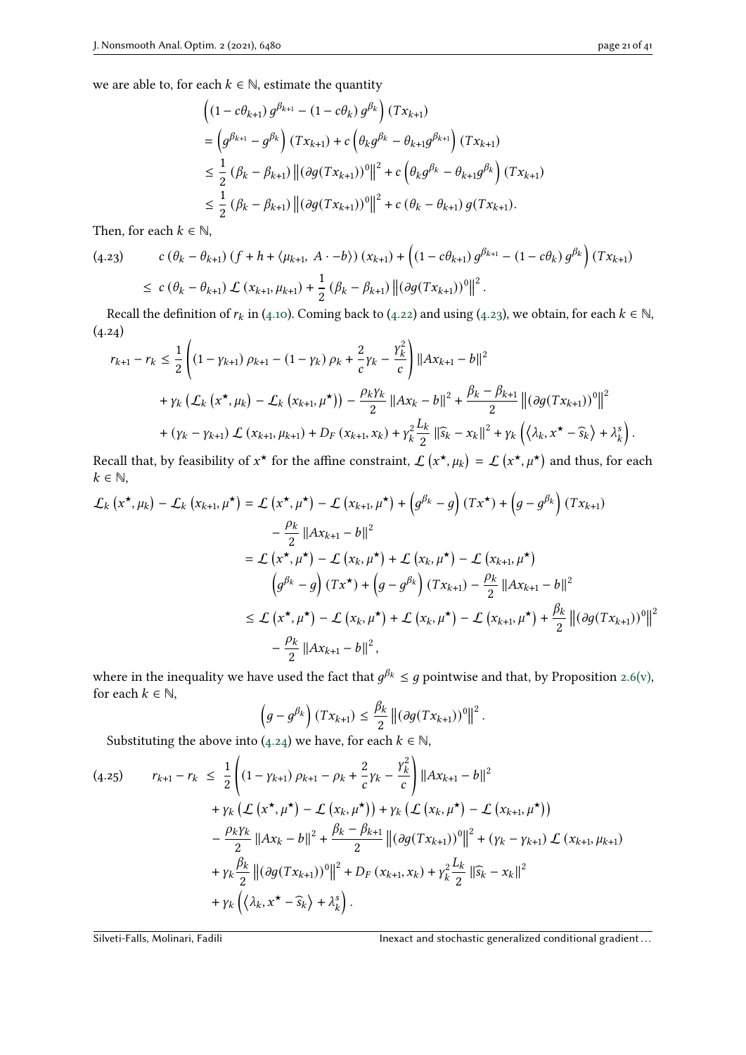we are able to, for each $k \in \mathbb{N}$, estimate the quantity

$$
\begin{aligned}
&\left((1-c\theta_{k+1})\, g^{\beta_{k+1}} - (1-c\theta_k)\, g^{\beta_k}\right)(Tx_{k+1}) \\
&= \left(g^{\beta_{k+1}} - g^{\beta_k}\right)(Tx_{k+1}) + c\left(\theta_k g^{\beta_k} - \theta_{k+1} g^{\beta_{k+1}}\right)(Tx_{k+1}) \\
&\leq \frac{1}{2}\left(\beta_k - \beta_{k+1}\right)\left\|(\partial g(Tx_{k+1}))^0\right\|^2 + c\left(\theta_k g^{\beta_k} - \theta_{k+1} g^{\beta_k}\right)(Tx_{k+1}) \\
&\leq \frac{1}{2}\left(\beta_k - \beta_{k+1}\right)\left\|(\partial g(Tx_{k+1}))^0\right\|^2 + c\left(\theta_k - \theta_{k+1}\right) g(Tx_{k+1}).
\end{aligned}
$$

Then, for each $k \in \mathbb{N}$,

$$
\begin{aligned}
(4.23)\qquad & c\left(\theta_k - \theta_{k+1}\right)\left(f + h + \langle \mu_{k+1},\, A\cdot - b\rangle\right)(x_{k+1}) + \left((1-c\theta_{k+1})\, g^{\beta_{k+1}} - (1-c\theta_k)\, g^{\beta_k}\right)(Tx_{k+1}) \\
&\leq\ c\left(\theta_k - \theta_{k+1}\right)\mathcal{L}\left(x_{k+1}, \mu_{k+1}\right) + \frac{1}{2}\left(\beta_k - \beta_{k+1}\right)\left\|(\partial g(Tx_{k+1}))^0\right\|^2.
\end{aligned}
$$

Recall the definition of $r_k$ in (4.10). Coming back to (4.22) and using (4.23), we obtain, for each $k \in \mathbb{N}$,

(4.24)

$$
\begin{aligned}
r_{k+1} - r_k &\leq \frac{1}{2}\left(\left(1-\gamma_{k+1}\right)\rho_{k+1} - \left(1-\gamma_k\right)\rho_k + \frac{2}{c}\gamma_k - \frac{\gamma_k^2}{c}\right)\left\|Ax_{k+1} - b\right\|^2 \\
&+ \gamma_k\left(\mathcal{L}_k\left(x^\star, \mu_k\right) - \mathcal{L}_k\left(x_{k+1}, \mu^\star\right)\right) - \frac{\rho_k\gamma_k}{2}\left\|Ax_k - b\right\|^2 + \frac{\beta_k - \beta_{k+1}}{2}\left\|(\partial g(Tx_{k+1}))^0\right\|^2 \\
&+ \left(\gamma_k - \gamma_{k+1}\right)\mathcal{L}\left(x_{k+1}, \mu_{k+1}\right) + D_F\left(x_{k+1}, x_k\right) + \gamma_k^2\frac{L_k}{2}\left\|\widehat{s}_k - x_k\right\|^2 + \gamma_k\left(\left\langle \lambda_k, x^\star - \widehat{s}_k\right\rangle + \lambda_k^s\right).
\end{aligned}
$$

Recall that, by feasibility of $x^\star$ for the affine constraint, $\mathcal{L}\left(x^\star, \mu_k\right) = \mathcal{L}\left(x^\star, \mu^\star\right)$ and thus, for each $k \in \mathbb{N}$,

$$
\begin{aligned}
\mathcal{L}_k\left(x^\star, \mu_k\right) - \mathcal{L}_k\left(x_{k+1}, \mu^\star\right) &= \mathcal{L}\left(x^\star, \mu^\star\right) - \mathcal{L}\left(x_{k+1}, \mu^\star\right) + \left(g^{\beta_k} - g\right)(Tx^\star) + \left(g - g^{\beta_k}\right)(Tx_{k+1}) \\
&\quad - \frac{\rho_k}{2}\left\|Ax_{k+1} - b\right\|^2 \\
&= \mathcal{L}\left(x^\star, \mu^\star\right) - \mathcal{L}\left(x_k, \mu^\star\right) + \mathcal{L}\left(x_k, \mu^\star\right) - \mathcal{L}\left(x_{k+1}, \mu^\star\right) \\
&\quad \left(g^{\beta_k} - g\right)(Tx^\star) + \left(g - g^{\beta_k}\right)(Tx_{k+1}) - \frac{\rho_k}{2}\left\|Ax_{k+1} - b\right\|^2 \\
&\leq \mathcal{L}\left(x^\star, \mu^\star\right) - \mathcal{L}\left(x_k, \mu^\star\right) + \mathcal{L}\left(x_k, \mu^\star\right) - \mathcal{L}\left(x_{k+1}, \mu^\star\right) + \frac{\beta_k}{2}\left\|(\partial g(Tx_{k+1}))^0\right\|^2 \\
&\quad - \frac{\rho_k}{2}\left\|Ax_{k+1} - b\right\|^2,
\end{aligned}
$$

where in the inequality we have used the fact that $g^{\beta_k} \leq g$ pointwise and that, by Proposition 2.6(v), for each $k \in \mathbb{N}$,

$$
\left(g - g^{\beta_k}\right)(Tx_{k+1}) \leq \frac{\beta_k}{2}\left\|(\partial g(Tx_{k+1}))^0\right\|^2.
$$

Substituting the above into (4.24) we have, for each $k \in \mathbb{N}$,

$$
\begin{aligned}
(4.25)\qquad r_{k+1} - r_k\ &\leq\ \frac{1}{2}\left(\left(1-\gamma_{k+1}\right)\rho_{k+1} - \rho_k + \frac{2}{c}\gamma_k - \frac{\gamma_k^2}{c}\right)\left\|Ax_{k+1} - b\right\|^2 \\
&+ \gamma_k\left(\mathcal{L}\left(x^\star, \mu^\star\right) - \mathcal{L}\left(x_k, \mu^\star\right)\right) + \gamma_k\left(\mathcal{L}\left(x_k, \mu^\star\right) - \mathcal{L}\left(x_{k+1}, \mu^\star\right)\right) \\
&- \frac{\rho_k\gamma_k}{2}\left\|Ax_k - b\right\|^2 + \frac{\beta_k - \beta_{k+1}}{2}\left\|(\partial g(Tx_{k+1}))^0\right\|^2 + \left(\gamma_k - \gamma_{k+1}\right)\mathcal{L}\left(x_{k+1}, \mu_{k+1}\right) \\
&+ \gamma_k\frac{\beta_k}{2}\left\|(\partial g(Tx_{k+1}))^0\right\|^2 + D_F\left(x_{k+1}, x_k\right) + \gamma_k^2\frac{L_k}{2}\left\|\widehat{s}_k - x_k\right\|^2 \\
&+ \gamma_k\left(\left\langle \lambda_k, x^\star - \widehat{s}_k\right\rangle + \lambda_k^s\right).
\end{aligned}
$$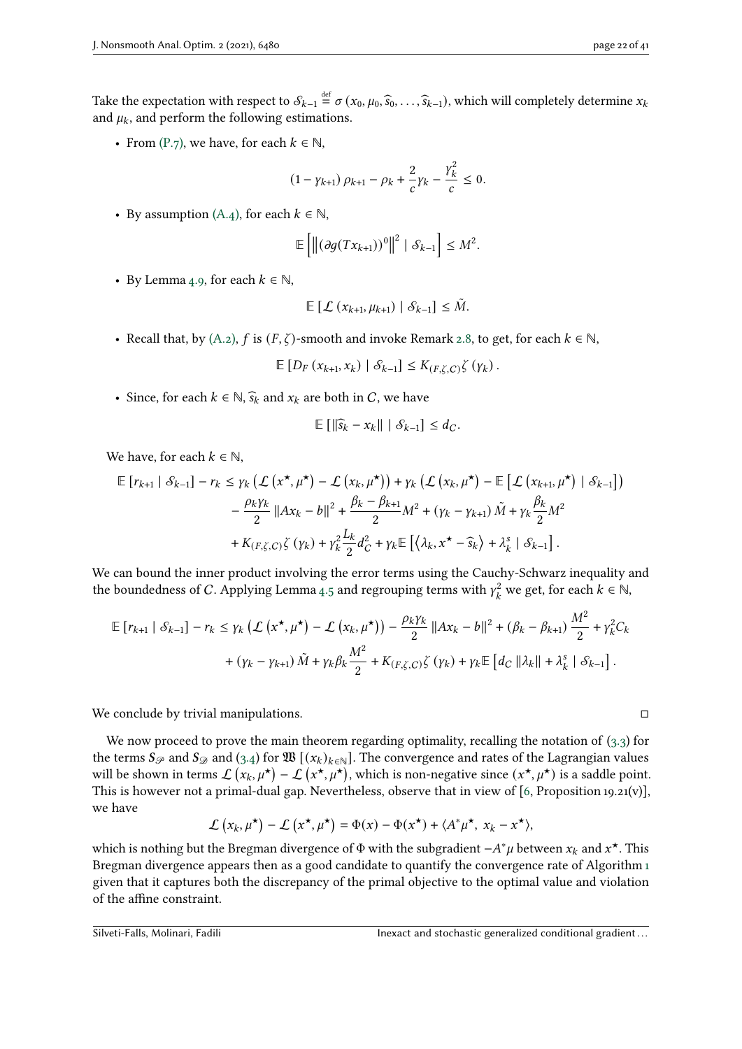Take the expectation with respect to $\mathcal{S}_{k-1} \stackrel{\text{def}}{=} \sigma(x_0, \mu_0, \widehat{s}_0, \ldots, \widehat{s}_{k-1})$, which will completely determine $x_k$ and $\mu_k$, and perform the following estimations.

- From (P.7), we have, for each $k \in \mathbb{N}$,

$$(1 - \gamma_{k+1})\,\rho_{k+1} - \rho_k + \frac{2}{c}\gamma_k - \frac{\gamma_k^2}{c} \leq 0.$$

- By assumption (A.4), for each $k \in \mathbb{N}$,

$$\mathbb{E}\left[\left\|(\partial g(Tx_{k+1}))^0\right\|^2 \mid \mathcal{S}_{k-1}\right] \leq M^2.$$

- By Lemma 4.9, for each $k \in \mathbb{N}$,

$$\mathbb{E}\left[\mathcal{L}\left(x_{k+1}, \mu_{k+1}\right) \mid \mathcal{S}_{k-1}\right] \leq \tilde{M}.$$

- Recall that, by (A.2), $f$ is $(F, \zeta)$-smooth and invoke Remark 2.8, to get, for each $k \in \mathbb{N}$,

$$\mathbb{E}\left[D_F\left(x_{k+1}, x_k\right) \mid \mathcal{S}_{k-1}\right] \leq K_{(F,\zeta,C)}\zeta\left(\gamma_k\right).$$

- Since, for each $k \in \mathbb{N}$, $\widehat{s}_k$ and $x_k$ are both in $C$, we have

$$\mathbb{E}\left[\|\widehat{s}_k - x_k\| \mid \mathcal{S}_{k-1}\right] \leq d_C.$$

We have, for each $k \in \mathbb{N}$,

$$\begin{aligned}
\mathbb{E}\left[r_{k+1} \mid \mathcal{S}_{k-1}\right] - r_k \leq{}& \gamma_k\left(\mathcal{L}\left(x^\star, \mu^\star\right) - \mathcal{L}\left(x_k, \mu^\star\right)\right) + \gamma_k\left(\mathcal{L}\left(x_k, \mu^\star\right) - \mathbb{E}\left[\mathcal{L}\left(x_{k+1}, \mu^\star\right) \mid \mathcal{S}_{k-1}\right]\right) \\
&- \frac{\rho_k\gamma_k}{2}\|Ax_k - b\|^2 + \frac{\beta_k - \beta_{k+1}}{2}M^2 + \left(\gamma_k - \gamma_{k+1}\right)\tilde{M} + \gamma_k\frac{\beta_k}{2}M^2 \\
&+ K_{(F,\zeta,C)}\zeta\left(\gamma_k\right) + \gamma_k^2\frac{L_k}{2}d_C^2 + \gamma_k\mathbb{E}\left[\left\langle\lambda_k, x^\star - \widehat{s}_k\right\rangle + \lambda_k^s \mid \mathcal{S}_{k-1}\right].
\end{aligned}$$

We can bound the inner product involving the error terms using the Cauchy-Schwarz inequality and the boundedness of $C$. Applying Lemma 4.5 and regrouping terms with $\gamma_k^2$ we get, for each $k \in \mathbb{N}$,

$$\begin{aligned}
\mathbb{E}\left[r_{k+1} \mid \mathcal{S}_{k-1}\right] - r_k \leq{}& \gamma_k\left(\mathcal{L}\left(x^\star, \mu^\star\right) - \mathcal{L}\left(x_k, \mu^\star\right)\right) - \frac{\rho_k\gamma_k}{2}\|Ax_k - b\|^2 + \left(\beta_k - \beta_{k+1}\right)\frac{M^2}{2} + \gamma_k^2 C_k \\
&+ \left(\gamma_k - \gamma_{k+1}\right)\tilde{M} + \gamma_k\beta_k\frac{M^2}{2} + K_{(F,\zeta,C)}\zeta\left(\gamma_k\right) + \gamma_k\mathbb{E}\left[d_C\|\lambda_k\| + \lambda_k^s \mid \mathcal{S}_{k-1}\right].
\end{aligned}$$

We conclude by trivial manipulations. ◻

We now proceed to prove the main theorem regarding optimality, recalling the notation of (3.3) for the terms $S_{\mathscr{P}}$ and $S_{\mathscr{D}}$ and (3.4) for $\mathfrak{W}\left[(x_k)_{k\in\mathbb{N}}\right]$. The convergence and rates of the Lagrangian values will be shown in terms $\mathcal{L}\left(x_k, \mu^\star\right) - \mathcal{L}\left(x^\star, \mu^\star\right)$, which is non-negative since $(x^\star, \mu^\star)$ is a saddle point. This is however not a primal-dual gap. Nevertheless, observe that in view of [6, Proposition 19.21(v)], we have

$$\mathcal{L}\left(x_k, \mu^\star\right) - \mathcal{L}\left(x^\star, \mu^\star\right) = \Phi(x) - \Phi(x^\star) + \langle A^*\mu^\star,\ x_k - x^\star\rangle,$$

which is nothing but the Bregman divergence of $\Phi$ with the subgradient $-A^*\mu$ between $x_k$ and $x^\star$. This Bregman divergence appears then as a good candidate to quantify the convergence rate of Algorithm 1 given that it captures both the discrepancy of the primal objective to the optimal value and violation of the affine constraint.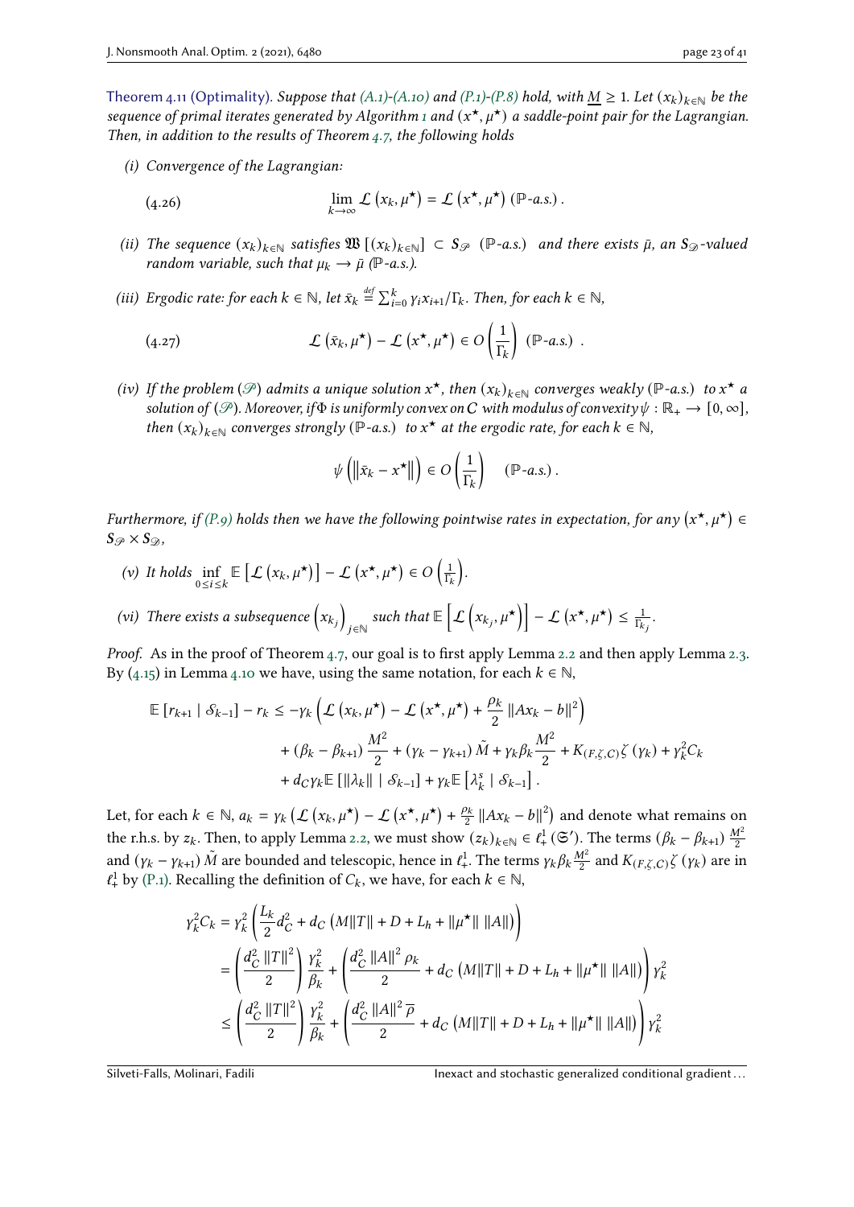**Theorem 4.11 (Optimality).** *Suppose that (A.1)-(A.10) and (P.1)-(P.8) hold, with $\underline{M} \geq 1$. Let $(x_k)_{k\in\mathbb{N}}$ be the sequence of primal iterates generated by Algorithm 1 and $(x^\star, \mu^\star)$ a saddle-point pair for the Lagrangian. Then, in addition to the results of Theorem 4.7, the following holds*

*(i) Convergence of the Lagrangian:*

$$
\lim_{k\to\infty} \mathcal{L}\left(x_k, \mu^\star\right) = \mathcal{L}\left(x^\star, \mu^\star\right) \ (\mathbb{P}\text{-a.s.}) . \tag{4.26}
$$

*(ii) The sequence $(x_k)_{k\in\mathbb{N}}$ satisfies $\mathfrak{W}\left[(x_k)_{k\in\mathbb{N}}\right] \subset S_{\mathscr{P}}$ ($\mathbb{P}$-a.s.) and there exists $\bar{\mu}$, an $S_{\mathscr{D}}$-valued random variable, such that $\mu_k \to \bar{\mu}$ ($\mathbb{P}$-a.s.).*

*(iii) Ergodic rate: for each $k \in \mathbb{N}$, let $\bar{x}_k \stackrel{\text{def}}{=} \sum_{i=0}^{k} \gamma_i x_{i+1}/\Gamma_k$. Then, for each $k \in \mathbb{N}$,*

$$
\mathcal{L}\left(\bar{x}_k, \mu^\star\right) - \mathcal{L}\left(x^\star, \mu^\star\right) \in O\left(\frac{1}{\Gamma_k}\right) \ (\mathbb{P}\text{-a.s.}) . \tag{4.27}
$$

*(iv) If the problem ($\mathscr{P}$) admits a unique solution $x^\star$, then $(x_k)_{k\in\mathbb{N}}$ converges weakly ($\mathbb{P}$-a.s.) to $x^\star$ a solution of ($\mathscr{P}$). Moreover, if $\Phi$ is uniformly convex on $C$ with modulus of convexity $\psi : \mathbb{R}_+ \to [0, \infty]$, then $(x_k)_{k\in\mathbb{N}}$ converges strongly ($\mathbb{P}$-a.s.) to $x^\star$ at the ergodic rate, for each $k \in \mathbb{N}$,*

$$
\psi\left(\left\|\bar{x}_k - x^\star\right\|\right) \in O\left(\frac{1}{\Gamma_k}\right) \quad (\mathbb{P}\text{-a.s.}) .
$$

*Furthermore, if (P.9) holds then we have the following pointwise rates in expectation, for any $(x^\star, \mu^\star) \in S_{\mathscr{P}} \times S_{\mathscr{D}}$,*

*(v) It holds $\inf_{0\leq i\leq k} \mathbb{E}\left[\mathcal{L}\left(x_k, \mu^\star\right)\right] - \mathcal{L}\left(x^\star, \mu^\star\right) \in O\left(\frac{1}{\Gamma_k}\right)$.*

*(vi) There exists a subsequence $\left(x_{k_j}\right)_{j\in\mathbb{N}}$ such that $\mathbb{E}\left[\mathcal{L}\left(x_{k_j}, \mu^\star\right)\right] - \mathcal{L}\left(x^\star, \mu^\star\right) \leq \frac{1}{\Gamma_{k_j}}$.*

*Proof.* As in the proof of Theorem 4.7, our goal is to first apply Lemma 2.2 and then apply Lemma 2.3. By (4.15) in Lemma 4.10 we have, using the same notation, for each $k \in \mathbb{N}$,

$$
\begin{aligned}
\mathbb{E}\left[r_{k+1} \mid \mathcal{S}_{k-1}\right] - r_k \leq & -\gamma_k\left(\mathcal{L}\left(x_k, \mu^\star\right) - \mathcal{L}\left(x^\star, \mu^\star\right) + \frac{\rho_k}{2}\left\|Ax_k - b\right\|^2\right) \\
& + \left(\beta_k - \beta_{k+1}\right)\frac{M^2}{2} + \left(\gamma_k - \gamma_{k+1}\right)\tilde{M} + \gamma_k\beta_k\frac{M^2}{2} + K_{(F,\zeta,C)}\zeta\left(\gamma_k\right) + \gamma_k^2 C_k \\
& + d_C\gamma_k\mathbb{E}\left[\|\lambda_k\| \mid \mathcal{S}_{k-1}\right] + \gamma_k\mathbb{E}\left[\lambda_k^s \mid \mathcal{S}_{k-1}\right].
\end{aligned}
$$

Let, for each $k \in \mathbb{N}$, $a_k = \gamma_k\left(\mathcal{L}\left(x_k, \mu^\star\right) - \mathcal{L}\left(x^\star, \mu^\star\right) + \frac{\rho_k}{2}\left\|Ax_k - b\right\|^2\right)$ and denote what remains on the r.h.s. by $z_k$. Then, to apply Lemma 2.2, we must show $(z_k)_{k\in\mathbb{N}} \in \ell^1_+(\mathfrak{S}')$. The terms $\left(\beta_k - \beta_{k+1}\right)\frac{M^2}{2}$ and $\left(\gamma_k - \gamma_{k+1}\right)\tilde{M}$ are bounded and telescopic, hence in $\ell^1_+$. The terms $\gamma_k\beta_k\frac{M^2}{2}$ and $K_{(F,\zeta,C)}\zeta\left(\gamma_k\right)$ are in $\ell^1_+$ by (P.1). Recalling the definition of $C_k$, we have, for each $k \in \mathbb{N}$,

$$
\begin{aligned}
\gamma_k^2 C_k &= \gamma_k^2\left(\frac{L_k}{2}d_C^2 + d_C\left(M\|T\| + D + L_h + \|\mu^\star\|\,\|A\|\right)\right) \\
&= \left(\frac{d_C^2\,\|T\|^2}{2}\right)\frac{\gamma_k^2}{\beta_k} + \left(\frac{d_C^2\,\|A\|^2\,\rho_k}{2} + d_C\left(M\|T\| + D + L_h + \|\mu^\star\|\,\|A\|\right)\right)\gamma_k^2 \\
&\leq \left(\frac{d_C^2\,\|T\|^2}{2}\right)\frac{\gamma_k^2}{\beta_k} + \left(\frac{d_C^2\,\|A\|^2\,\overline{\rho}}{2} + d_C\left(M\|T\| + D + L_h + \|\mu^\star\|\,\|A\|\right)\right)\gamma_k^2
\end{aligned}
$$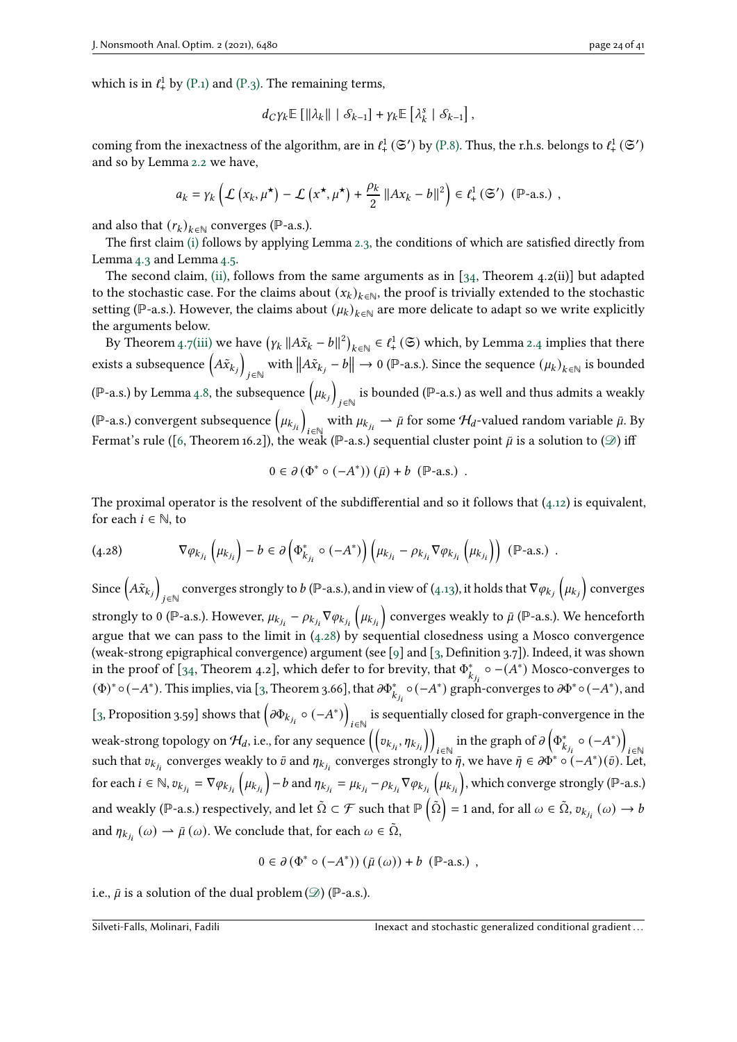which is in $\ell^1_+$ by (P.1) and (P.3). The remaining terms,

$$d_C \gamma_k \mathbb{E}\left[\|\lambda_k\| \mid \mathcal{S}_{k-1}\right] + \gamma_k \mathbb{E}\left[\lambda_k^s \mid \mathcal{S}_{k-1}\right],$$

coming from the inexactness of the algorithm, are in $\ell^1_+(\mathfrak{S}')$ by (P.8). Thus, the r.h.s. belongs to $\ell^1_+(\mathfrak{S}')$ and so by Lemma 2.2 we have,

$$a_k = \gamma_k \left( \mathcal{L}\left(x_k, \mu^\star\right) - \mathcal{L}\left(x^\star, \mu^\star\right) + \frac{\rho_k}{2}\|Ax_k - b\|^2 \right) \in \ell^1_+(\mathfrak{S}') \ \ (\mathbb{P}\text{-a.s.}) \ ,$$

and also that $(r_k)_{k\in\mathbb{N}}$ converges ($\mathbb{P}$-a.s.).

The first claim (i) follows by applying Lemma 2.3, the conditions of which are satisfied directly from Lemma 4.3 and Lemma 4.5.

The second claim, (ii), follows from the same arguments as in [34, Theorem 4.2(ii)] but adapted to the stochastic case. For the claims about $(x_k)_{k\in\mathbb{N}}$, the proof is trivially extended to the stochastic setting ($\mathbb{P}$-a.s.). However, the claims about $(\mu_k)_{k\in\mathbb{N}}$ are more delicate to adapt so we write explicitly the arguments below.

By Theorem 4.7(iii) we have $\left(\gamma_k \|A\tilde{x}_k - b\|^2\right)_{k\in\mathbb{N}} \in \ell^1_+(\mathfrak{S})$ which, by Lemma 2.4 implies that there exists a subsequence $\left(A\tilde{x}_{k_j}\right)_{j\in\mathbb{N}}$ with $\left\|A\tilde{x}_{k_j} - b\right\| \to 0$ ($\mathbb{P}$-a.s.). Since the sequence $(\mu_k)_{k\in\mathbb{N}}$ is bounded ($\mathbb{P}$-a.s.) by Lemma 4.8, the subsequence $\left(\mu_{k_j}\right)_{j\in\mathbb{N}}$ is bounded ($\mathbb{P}$-a.s.) as well and thus admits a weakly ($\mathbb{P}$-a.s.) convergent subsequence $\left(\mu_{k_{j_i}}\right)_{i\in\mathbb{N}}$ with $\mu_{k_{j_i}} \rightharpoonup \bar{\mu}$ for some $\mathcal{H}_d$-valued random variable $\bar{\mu}$. By Fermat's rule ([6, Theorem 16.2]), the weak ($\mathbb{P}$-a.s.) sequential cluster point $\bar{\mu}$ is a solution to ($\mathscr{D}$) iff

$$0 \in \partial\left(\Phi^* \circ (-A^*)\right)(\bar{\mu}) + b \ \ (\mathbb{P}\text{-a.s.}) \ .$$

The proximal operator is the resolvent of the subdifferential and so it follows that (4.12) is equivalent, for each $i \in \mathbb{N}$, to

$$\nabla\varphi_{k_{j_i}}\left(\mu_{k_{j_i}}\right) - b \in \partial\left(\Phi^*_{k_{j_i}} \circ (-A^*)\right)\left(\mu_{k_{j_i}} - \rho_{k_{j_i}}\nabla\varphi_{k_{j_i}}\left(\mu_{k_{j_i}}\right)\right) \ \ (\mathbb{P}\text{-a.s.}) \ . \tag{4.28}$$

Since $\left(A\tilde{x}_{k_j}\right)_{j\in\mathbb{N}}$ converges strongly to $b$ ($\mathbb{P}$-a.s.), and in view of (4.13), it holds that $\nabla\varphi_{k_j}\left(\mu_{k_j}\right)$ converges strongly to 0 ($\mathbb{P}$-a.s.). However, $\mu_{k_{j_i}} - \rho_{k_{j_i}}\nabla\varphi_{k_{j_i}}\left(\mu_{k_{j_i}}\right)$ converges weakly to $\bar{\mu}$ ($\mathbb{P}$-a.s.). We henceforth argue that we can pass to the limit in (4.28) by sequential closedness using a Mosco convergence (weak-strong epigraphical convergence) argument (see [9] and [3, Definition 3.7]). Indeed, it was shown in the proof of [34, Theorem 4.2], which defer to for brevity, that $\Phi^*_{k_{j_i}} \circ -(A^*)$ Mosco-converges to $(\Phi)^* \circ (-A^*)$. This implies, via [3, Theorem 3.66], that $\partial\Phi^*_{k_{j_i}} \circ (-A^*)$ graph-converges to $\partial\Phi^* \circ (-A^*)$, and [3, Proposition 3.59] shows that $\left(\partial\Phi_{k_{j_i}} \circ (-A^*)\right)_{i\in\mathbb{N}}$ is sequentially closed for graph-convergence in the weak-strong topology on $\mathcal{H}_d$, i.e., for any sequence $\left(\left(v_{k_{j_i}}, \eta_{k_{j_i}}\right)\right)_{i\in\mathbb{N}}$ in the graph of $\partial\left(\Phi^*_{k_{j_i}} \circ (-A^*)\right)_{i\in\mathbb{N}}$ such that $v_{k_{j_i}}$ converges weakly to $\bar{v}$ and $\eta_{k_{j_i}}$ converges strongly to $\bar{\eta}$, we have $\bar{\eta} \in \partial\Phi^* \circ (-A^*)(\bar{v})$. Let, for each $i \in \mathbb{N}$, $v_{k_{j_i}} = \nabla\varphi_{k_{j_i}}\left(\mu_{k_{j_i}}\right) - b$ and $\eta_{k_{j_i}} = \mu_{k_{j_i}} - \rho_{k_{j_i}}\nabla\varphi_{k_{j_i}}\left(\mu_{k_{j_i}}\right)$, which converge strongly ($\mathbb{P}$-a.s.) and weakly ($\mathbb{P}$-a.s.) respectively, and let $\tilde{\Omega} \subset \mathcal{F}$ such that $\mathbb{P}\left(\tilde{\Omega}\right) = 1$ and, for all $\omega \in \tilde{\Omega}$, $v_{k_{j_i}}(\omega) \to b$ and $\eta_{k_{j_i}}(\omega) \rightharpoonup \bar{\mu}(\omega)$. We conclude that, for each $\omega \in \tilde{\Omega}$,

$$0 \in \partial\left(\Phi^* \circ (-A^*)\right)(\bar{\mu}(\omega)) + b \ \ (\mathbb{P}\text{-a.s.}) \ ,$$

i.e., $\bar{\mu}$ is a solution of the dual problem ($\mathscr{D}$) ($\mathbb{P}$-a.s.).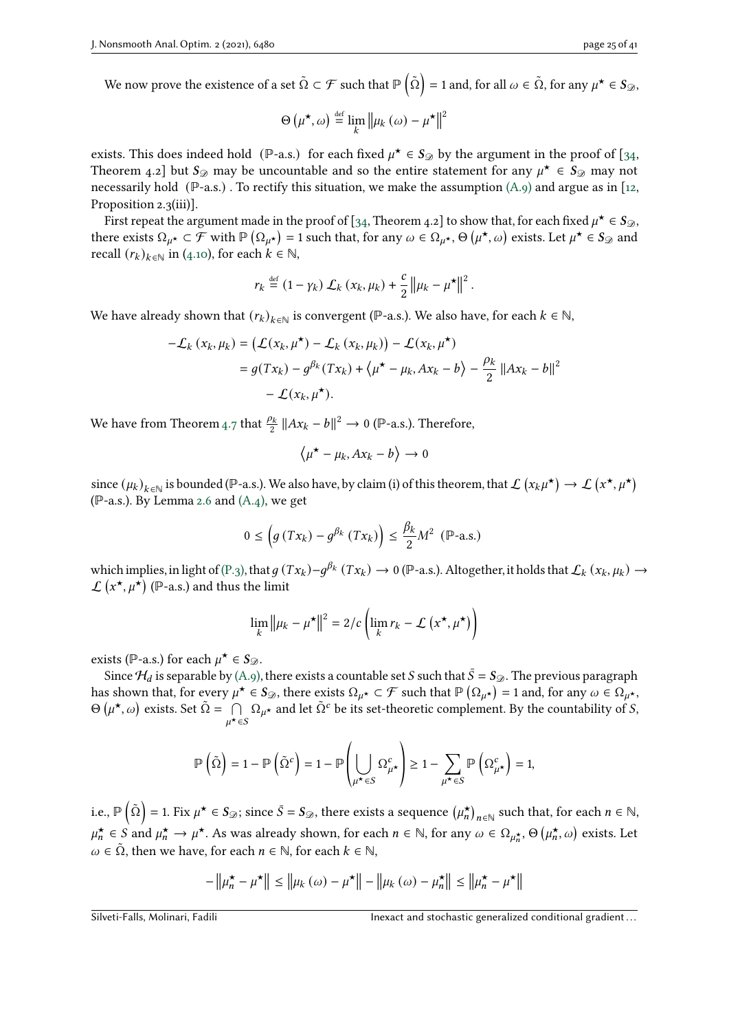We now prove the existence of a set $\tilde{\Omega} \subset \mathcal{F}$ such that $\mathbb{P}\left(\tilde{\Omega}\right) = 1$ and, for all $\omega \in \tilde{\Omega}$, for any $\mu^\star \in \boldsymbol{S}_{\mathscr{D}}$,

$$\Theta\left(\mu^\star, \omega\right) \stackrel{\text{def}}{=} \lim_k \left\|\mu_k\left(\omega\right) - \mu^\star\right\|^2$$

exists. This does indeed hold (ℙ-a.s.) for each fixed $\mu^\star \in \boldsymbol{S}_{\mathscr{D}}$ by the argument in the proof of [34, Theorem 4.2] but $\boldsymbol{S}_{\mathscr{D}}$ may be uncountable and so the entire statement for any $\mu^\star \in \boldsymbol{S}_{\mathscr{D}}$ may not necessarily hold (ℙ-a.s.). To rectify this situation, we make the assumption (A.9) and argue as in [12, Proposition 2.3(iii)].

First repeat the argument made in the proof of [34, Theorem 4.2] to show that, for each fixed $\mu^\star \in \boldsymbol{S}_{\mathscr{D}}$, there exists $\Omega_{\mu^\star} \subset \mathcal{F}$ with $\mathbb{P}\left(\Omega_{\mu^\star}\right) = 1$ such that, for any $\omega \in \Omega_{\mu^\star}$, $\Theta\left(\mu^\star, \omega\right)$ exists. Let $\mu^\star \in \boldsymbol{S}_{\mathscr{D}}$ and recall $(r_k)_{k\in\mathbb{N}}$ in (4.10), for each $k \in \mathbb{N}$,

$$r_k \stackrel{\text{def}}{=} (1 - \gamma_k)\,\mathcal{L}_k\left(x_k, \mu_k\right) + \frac{c}{2}\left\|\mu_k - \mu^\star\right\|^2.$$

We have already shown that $(r_k)_{k\in\mathbb{N}}$ is convergent (ℙ-a.s.). We also have, for each $k \in \mathbb{N}$,

$$\begin{aligned}
-\mathcal{L}_k\left(x_k, \mu_k\right) &= \left(\mathcal{L}(x_k, \mu^\star) - \mathcal{L}_k\left(x_k, \mu_k\right)\right) - \mathcal{L}(x_k, \mu^\star) \\
&= g(Tx_k) - g^{\beta_k}(Tx_k) + \left\langle \mu^\star - \mu_k, Ax_k - b\right\rangle - \frac{\rho_k}{2}\left\|Ax_k - b\right\|^2 \\
&\quad - \mathcal{L}(x_k, \mu^\star).
\end{aligned}$$

We have from Theorem 4.7 that $\frac{\rho_k}{2}\left\|Ax_k - b\right\|^2 \to 0$ (ℙ-a.s.). Therefore,

$$\left\langle \mu^\star - \mu_k, Ax_k - b\right\rangle \to 0$$

since $(\mu_k)_{k\in\mathbb{N}}$ is bounded (ℙ-a.s.). We also have, by claim (i) of this theorem, that $\mathcal{L}\left(x_k \mu^\star\right) \to \mathcal{L}\left(x^\star, \mu^\star\right)$ (ℙ-a.s.). By Lemma 2.6 and (A.4), we get

$$0 \le \left(g\left(Tx_k\right) - g^{\beta_k}\left(Tx_k\right)\right) \le \frac{\beta_k}{2}M^2 \ \text{(ℙ-a.s.)}$$

which implies, in light of (P.3), that $g\left(Tx_k\right) - g^{\beta_k}\left(Tx_k\right) \to 0$ (ℙ-a.s.). Altogether, it holds that $\mathcal{L}_k\left(x_k, \mu_k\right) \to \mathcal{L}\left(x^\star, \mu^\star\right)$ (ℙ-a.s.) and thus the limit

$$\lim_k \left\|\mu_k - \mu^\star\right\|^2 = 2/c\left(\lim_k r_k - \mathcal{L}\left(x^\star, \mu^\star\right)\right)$$

exists (ℙ-a.s.) for each $\mu^\star \in \boldsymbol{S}_{\mathscr{D}}$.

Since $\mathcal{H}_d$ is separable by (A.9), there exists a countable set $S$ such that $\bar{S} = \boldsymbol{S}_{\mathscr{D}}$. The previous paragraph has shown that, for every $\mu^\star \in \boldsymbol{S}_{\mathscr{D}}$, there exists $\Omega_{\mu^\star} \subset \mathcal{F}$ such that $\mathbb{P}\left(\Omega_{\mu^\star}\right) = 1$ and, for any $\omega \in \Omega_{\mu^\star}$, $\Theta\left(\mu^\star, \omega\right)$ exists. Set $\tilde{\Omega} = \bigcap_{\mu^\star \in S} \Omega_{\mu^\star}$ and let $\tilde{\Omega}^c$ be its set-theoretic complement. By the countability of $S$,

$$\mathbb{P}\left(\tilde{\Omega}\right) = 1 - \mathbb{P}\left(\tilde{\Omega}^c\right) = 1 - \mathbb{P}\left(\bigcup_{\mu^\star \in S} \Omega^c_{\mu^\star}\right) \ge 1 - \sum_{\mu^\star \in S} \mathbb{P}\left(\Omega^c_{\mu^\star}\right) = 1,$$

i.e., $\mathbb{P}\left(\tilde{\Omega}\right) = 1$. Fix $\mu^\star \in \boldsymbol{S}_{\mathscr{D}}$; since $\bar{S} = \boldsymbol{S}_{\mathscr{D}}$, there exists a sequence $\left(\mu^\star_n\right)_{n\in\mathbb{N}}$ such that, for each $n \in \mathbb{N}$, $\mu^\star_n \in S$ and $\mu^\star_n \to \mu^\star$. As was already shown, for each $n \in \mathbb{N}$, for any $\omega \in \Omega_{\mu^\star_n}$, $\Theta\left(\mu^\star_n, \omega\right)$ exists. Let $\omega \in \tilde{\Omega}$, then we have, for each $n \in \mathbb{N}$, for each $k \in \mathbb{N}$,

$$-\left\|\mu^\star_n - \mu^\star\right\| \le \left\|\mu_k\left(\omega\right) - \mu^\star\right\| - \left\|\mu_k\left(\omega\right) - \mu^\star_n\right\| \le \left\|\mu^\star_n - \mu^\star\right\|$$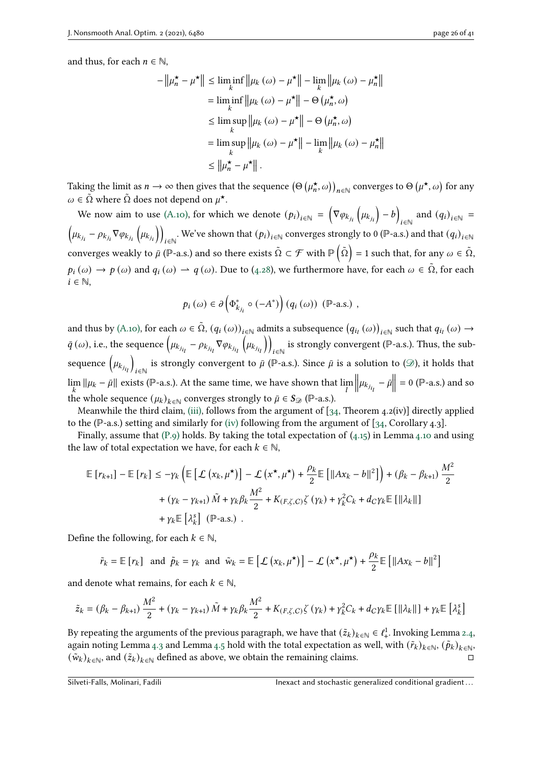and thus, for each $n \in \mathbb{N}$,

$$
\begin{aligned}
-\left\|\mu_n^\star - \mu^\star\right\| &\le \liminf_k \left\|\mu_k(\omega) - \mu^\star\right\| - \lim_k \left\|\mu_k(\omega) - \mu_n^\star\right\| \\
&= \liminf_k \left\|\mu_k(\omega) - \mu^\star\right\| - \Theta\left(\mu_n^\star, \omega\right) \\
&\le \limsup_k \left\|\mu_k(\omega) - \mu^\star\right\| - \Theta\left(\mu_n^\star, \omega\right) \\
&= \limsup_k \left\|\mu_k(\omega) - \mu^\star\right\| - \lim_k \left\|\mu_k(\omega) - \mu_n^\star\right\| \\
&\le \left\|\mu_n^\star - \mu^\star\right\|.
\end{aligned}
$$

Taking the limit as $n \to \infty$ then gives that the sequence $\left(\Theta\left(\mu_n^\star, \omega\right)\right)_{n\in\mathbb{N}}$ converges to $\Theta\left(\mu^\star, \omega\right)$ for any $\omega \in \tilde{\Omega}$ where $\tilde{\Omega}$ does not depend on $\mu^\star$.

We now aim to use (A.10), for which we denote $(p_i)_{i\in\mathbb{N}} = \left(\nabla\varphi_{k_{j_i}}\left(\mu_{k_{j_i}}\right) - b\right)_{i\in\mathbb{N}}$ and $(q_i)_{i\in\mathbb{N}} = \left(\mu_{k_{j_i}} - \rho_{k_{j_i}}\nabla\varphi_{k_{j_i}}\left(\mu_{k_{j_i}}\right)\right)_{i\in\mathbb{N}}$. We've shown that $(p_i)_{i\in\mathbb{N}}$ converges strongly to 0 ($\mathbb{P}$-a.s.) and that $(q_i)_{i\in\mathbb{N}}$ converges weakly to $\bar{\mu}$ ($\mathbb{P}$-a.s.) and so there exists $\tilde{\Omega} \subset \mathcal{F}$ with $\mathbb{P}\left(\tilde{\Omega}\right) = 1$ such that, for any $\omega \in \tilde{\Omega}$, $p_i(\omega) \to p(\omega)$ and $q_i(\omega) \rightharpoonup q(\omega)$. Due to (4.28), we furthermore have, for each $\omega \in \tilde{\Omega}$, for each $i \in \mathbb{N}$,

$$
p_i(\omega) \in \partial\left(\Phi_{k_{j_i}}^* \circ (-A^*)\right)(q_i(\omega)) \ \ (\mathbb{P}\text{-a.s.}) \ ,
$$

and thus by (A.10), for each $\omega \in \tilde{\Omega}$, $(q_i(\omega))_{i\in\mathbb{N}}$ admits a subsequence $\left(q_{i_l}(\omega)\right)_{i\in\mathbb{N}}$ such that $q_{i_l}(\omega) \to \bar{q}(\omega)$, i.e., the sequence $\left(\mu_{k_{j_{i_l}}} - \rho_{k_{j_{i_l}}}\nabla\varphi_{k_{j_{i_l}}}\left(\mu_{k_{j_{i_l}}}\right)\right)_{i\in\mathbb{N}}$ is strongly convergent ($\mathbb{P}$-a.s.). Thus, the subsequence $\left(\mu_{k_{j_{i_l}}}\right)_{i\in\mathbb{N}}$ is strongly convergent to $\bar{\mu}$ ($\mathbb{P}$-a.s.). Since $\bar{\mu}$ is a solution to ($\mathscr{D}$), it holds that $\lim_k \|\mu_k - \bar{\mu}\|$ exists ($\mathbb{P}$-a.s.). At the same time, we have shown that $\lim_l \left\|\mu_{k_{j_{i_l}}} - \bar{\mu}\right\| = 0$ ($\mathbb{P}$-a.s.) and so the whole sequence $(\mu_k)_{k\in\mathbb{N}}$ converges strongly to $\bar{\mu} \in \boldsymbol{S}_{\mathscr{D}}$ ($\mathbb{P}$-a.s.).

Meanwhile the third claim, (iii), follows from the argument of [34, Theorem 4.2(iv)] directly applied to the ($\mathbb{P}$-a.s.) setting and similarly for (iv) following from the argument of [34, Corollary 4.3].

Finally, assume that (P.9) holds. By taking the total expectation of (4.15) in Lemma 4.10 and using the law of total expectation we have, for each $k \in \mathbb{N}$,

$$
\begin{aligned}
\mathbb{E}\left[r_{k+1}\right] - \mathbb{E}\left[r_k\right] \le &-\gamma_k\left(\mathbb{E}\left[\mathcal{L}\left(x_k, \mu^\star\right)\right] - \mathcal{L}\left(x^\star, \mu^\star\right) + \frac{\rho_k}{2}\mathbb{E}\left[\|Ax_k - b\|^2\right]\right) + \left(\beta_k - \beta_{k+1}\right)\frac{M^2}{2} \\
&+ \left(\gamma_k - \gamma_{k+1}\right)\tilde{M} + \gamma_k\beta_k\frac{M^2}{2} + K_{(F,\zeta,C)}\zeta\left(\gamma_k\right) + \gamma_k^2 C_k + d_C\gamma_k\mathbb{E}\left[\|\lambda_k\|\right] \\
&+ \gamma_k\mathbb{E}\left[\lambda_k^s\right] \ \ (\mathbb{P}\text{-a.s.}) \ .
\end{aligned}
$$

Define the following, for each $k \in \mathbb{N}$,

$$
\tilde{r}_k = \mathbb{E}\left[r_k\right] \ \text{ and } \ \tilde{p}_k = \gamma_k \ \text{ and } \ \tilde{w}_k = \mathbb{E}\left[\mathcal{L}\left(x_k, \mu^\star\right)\right] - \mathcal{L}\left(x^\star, \mu^\star\right) + \frac{\rho_k}{2}\mathbb{E}\left[\|Ax_k - b\|^2\right]
$$

and denote what remains, for each $k \in \mathbb{N}$,

$$
\tilde{z}_k = \left(\beta_k - \beta_{k+1}\right)\frac{M^2}{2} + \left(\gamma_k - \gamma_{k+1}\right)\tilde{M} + \gamma_k\beta_k\frac{M^2}{2} + K_{(F,\zeta,C)}\zeta\left(\gamma_k\right) + \gamma_k^2 C_k + d_C\gamma_k\mathbb{E}\left[\|\lambda_k\|\right] + \gamma_k\mathbb{E}\left[\lambda_k^s\right]
$$

By repeating the arguments of the previous paragraph, we have that $(\tilde{z}_k)_{k\in\mathbb{N}} \in \ell_+^1$. Invoking Lemma 2.4, again noting Lemma 4.3 and Lemma 4.5 hold with the total expectation as well, with $(\tilde{r}_k)_{k\in\mathbb{N}}$, $(\tilde{p}_k)_{k\in\mathbb{N}}$, $(\tilde{w}_k)_{k\in\mathbb{N}}$, and $(\tilde{z}_k)_{k\in\mathbb{N}}$ defined as above, we obtain the remaining claims. ◻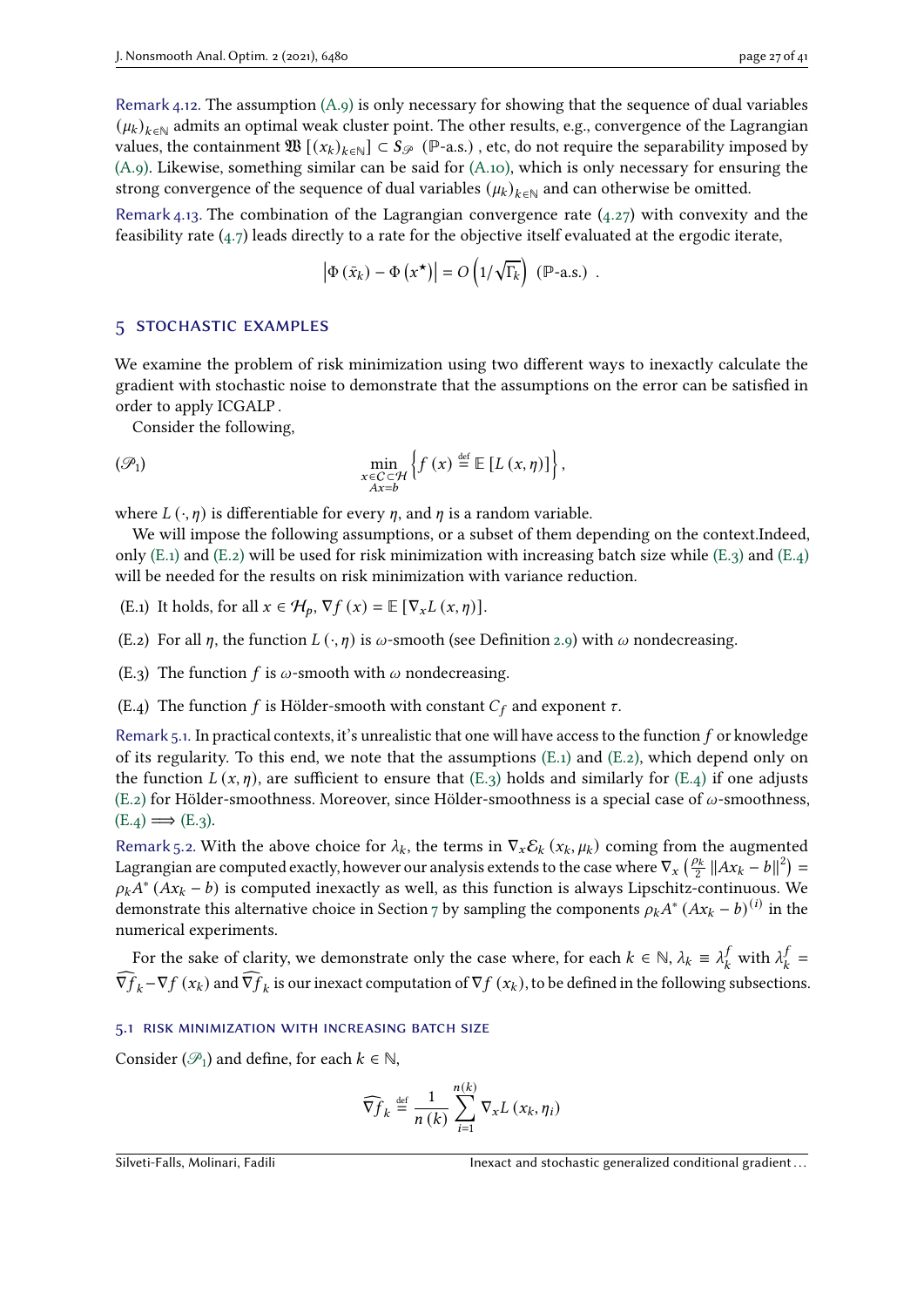Remark 4.12. The assumption (A.9) is only necessary for showing that the sequence of dual variables $(\mu_k)_{k\in\mathbb{N}}$ admits an optimal weak cluster point. The other results, e.g., convergence of the Lagrangian values, the containment $\mathfrak{W}\left[(x_k)_{k\in\mathbb{N}}\right] \subset S_{\mathscr{P}}$ ($\mathbb{P}$-a.s.) , etc, do not require the separability imposed by (A.9). Likewise, something similar can be said for (A.10), which is only necessary for ensuring the strong convergence of the sequence of dual variables $(\mu_k)_{k\in\mathbb{N}}$ and can otherwise be omitted.

Remark 4.13. The combination of the Lagrangian convergence rate (4.27) with convexity and the feasibility rate (4.7) leads directly to a rate for the objective itself evaluated at the ergodic iterate,

$$\left|\Phi\left(\bar{x}_k\right) - \Phi\left(x^\star\right)\right| = O\left(1/\sqrt{\Gamma_k}\right) \ (\mathbb{P}\text{-a.s.}) \ .$$

## 5 Stochastic examples

We examine the problem of risk minimization using two different ways to inexactly calculate the gradient with stochastic noise to demonstrate that the assumptions on the error can be satisfied in order to apply ICGALP .

Consider the following,

$$(\mathscr{P}_1) \qquad \min_{\substack{x\in C\subset\mathcal{H}\\ Ax=b}} \left\{ f\left(x\right) \stackrel{\text{def}}{=} \mathbb{E}\left[L\left(x,\eta\right)\right] \right\},$$

where $L\left(\cdot,\eta\right)$ is differentiable for every $\eta$, and $\eta$ is a random variable.

We will impose the following assumptions, or a subset of them depending on the context.Indeed, only (E.1) and (E.2) will be used for risk minimization with increasing batch size while (E.3) and (E.4) will be needed for the results on risk minimization with variance reduction.

(E.1) It holds, for all $x \in \mathcal{H}_p$, $\nabla f\left(x\right) = \mathbb{E}\left[\nabla_x L\left(x,\eta\right)\right]$.

(E.2) For all $\eta$, the function $L\left(\cdot,\eta\right)$ is $\omega$-smooth (see Definition 2.9) with $\omega$ nondecreasing.

(E.3) The function $f$ is $\omega$-smooth with $\omega$ nondecreasing.

(E.4) The function $f$ is Hölder-smooth with constant $C_f$ and exponent $\tau$.

Remark 5.1. In practical contexts, it's unrealistic that one will have access to the function $f$ or knowledge of its regularity. To this end, we note that the assumptions (E.1) and (E.2), which depend only on the function $L\left(x,\eta\right)$, are sufficient to ensure that (E.3) holds and similarly for (E.4) if one adjusts (E.2) for Hölder-smoothness. Moreover, since Hölder-smoothness is a special case of $\omega$-smoothness, (E.4) $\implies$ (E.3).

Remark 5.2. With the above choice for $\lambda_k$, the terms in $\nabla_x \mathcal{E}_k\left(x_k,\mu_k\right)$ coming from the augmented Lagrangian are computed exactly, however our analysis extends to the case where $\nabla_x\left(\frac{\rho_k}{2}\left\|Ax_k - b\right\|^2\right) = \rho_k A^*\left(Ax_k - b\right)$ is computed inexactly as well, as this function is always Lipschitz-continuous. We demonstrate this alternative choice in Section 7 by sampling the components $\rho_k A^*\left(Ax_k - b\right)^{(i)}$ in the numerical experiments.

For the sake of clarity, we demonstrate only the case where, for each $k \in \mathbb{N}$, $\lambda_k \equiv \lambda_k^f$ with $\lambda_k^f = \widehat{\nabla f}_k - \nabla f\left(x_k\right)$ and $\widehat{\nabla f}_k$ is our inexact computation of $\nabla f\left(x_k\right)$, to be defined in the following subsections.

### 5.1 Risk minimization with increasing batch size

Consider ($\mathscr{P}_1$) and define, for each $k \in \mathbb{N}$,

$$\widehat{\nabla f}_k \stackrel{\text{def}}{=} \frac{1}{n\left(k\right)} \sum_{i=1}^{n(k)} \nabla_x L\left(x_k,\eta_i\right)$$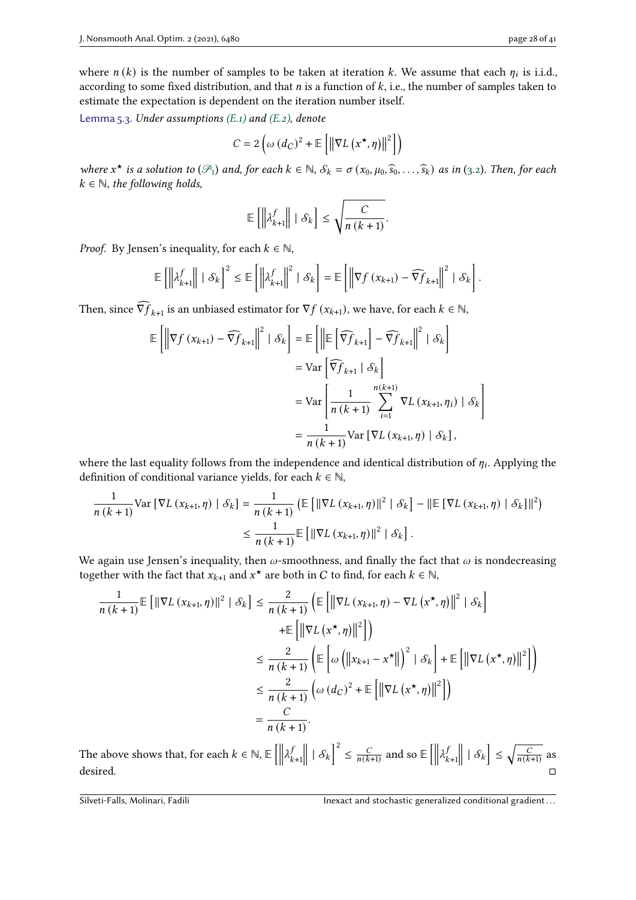where $n(k)$ is the number of samples to be taken at iteration $k$. We assume that each $\eta_i$ is i.i.d., according to some fixed distribution, and that $n$ is a function of $k$, i.e., the number of samples taken to estimate the expectation is dependent on the iteration number itself.

Lemma 5.3. *Under assumptions (E.1) and (E.2), denote*

$$C = 2\left(\omega(d_C)^2 + \mathbb{E}\left[\left\|\nabla L(x^\star, \eta)\right\|^2\right]\right)$$

*where $x^\star$ is a solution to $(\mathscr{P}_1)$ and, for each $k \in \mathbb{N}$, $\mathcal{S}_k = \sigma(x_0, \mu_0, \widehat{s}_0, \ldots, \widehat{s}_k)$ as in (3.2). Then, for each $k \in \mathbb{N}$, the following holds,*

$$\mathbb{E}\left[\left\|\lambda^f_{k+1}\right\| \mid \mathcal{S}_k\right] \leq \sqrt{\frac{C}{n(k+1)}}.$$

*Proof.* By Jensen's inequality, for each $k \in \mathbb{N}$,

$$\mathbb{E}\left[\left\|\lambda^f_{k+1}\right\| \mid \mathcal{S}_k\right]^2 \leq \mathbb{E}\left[\left\|\lambda^f_{k+1}\right\|^2 \mid \mathcal{S}_k\right] = \mathbb{E}\left[\left\|\nabla f(x_{k+1}) - \widehat{\nabla f}_{k+1}\right\|^2 \mid \mathcal{S}_k\right].$$

Then, since $\widehat{\nabla f}_{k+1}$ is an unbiased estimator for $\nabla f(x_{k+1})$, we have, for each $k \in \mathbb{N}$,

$$\begin{aligned}
\mathbb{E}\left[\left\|\nabla f(x_{k+1}) - \widehat{\nabla f}_{k+1}\right\|^2 \mid \mathcal{S}_k\right] &= \mathbb{E}\left[\left\|\mathbb{E}\left[\widehat{\nabla f}_{k+1}\right] - \widehat{\nabla f}_{k+1}\right\|^2 \mid \mathcal{S}_k\right] \\
&= \operatorname{Var}\left[\widehat{\nabla f}_{k+1} \mid \mathcal{S}_k\right] \\
&= \operatorname{Var}\left[\frac{1}{n(k+1)} \sum_{i=1}^{n(k+1)} \nabla L(x_{k+1}, \eta_i) \mid \mathcal{S}_k\right] \\
&= \frac{1}{n(k+1)} \operatorname{Var}\left[\nabla L(x_{k+1}, \eta) \mid \mathcal{S}_k\right],
\end{aligned}$$

where the last equality follows from the independence and identical distribution of $\eta_i$. Applying the definition of conditional variance yields, for each $k \in \mathbb{N}$,

$$\begin{aligned}
\frac{1}{n(k+1)} \operatorname{Var}\left[\nabla L(x_{k+1}, \eta) \mid \mathcal{S}_k\right] &= \frac{1}{n(k+1)}\left(\mathbb{E}\left[\|\nabla L(x_{k+1}, \eta)\|^2 \mid \mathcal{S}_k\right] - \|\mathbb{E}\left[\nabla L(x_{k+1}, \eta) \mid \mathcal{S}_k\right]\|^2\right) \\
&\leq \frac{1}{n(k+1)} \mathbb{E}\left[\|\nabla L(x_{k+1}, \eta)\|^2 \mid \mathcal{S}_k\right].
\end{aligned}$$

We again use Jensen's inequality, then $\omega$-smoothness, and finally the fact that $\omega$ is nondecreasing together with the fact that $x_{k+1}$ and $x^\star$ are both in $C$ to find, for each $k \in \mathbb{N}$,

$$\begin{aligned}
\frac{1}{n(k+1)} \mathbb{E}\left[\|\nabla L(x_{k+1}, \eta)\|^2 \mid \mathcal{S}_k\right] &\leq \frac{2}{n(k+1)}\left(\mathbb{E}\left[\left\|\nabla L(x_{k+1}, \eta) - \nabla L(x^\star, \eta)\right\|^2 \mid \mathcal{S}_k\right]\right. \\
&\qquad \left. + \mathbb{E}\left[\left\|\nabla L(x^\star, \eta)\right\|^2\right]\right) \\
&\leq \frac{2}{n(k+1)}\left(\mathbb{E}\left[\omega\left(\left\|x_{k+1} - x^\star\right\|\right)^2 \mid \mathcal{S}_k\right] + \mathbb{E}\left[\left\|\nabla L(x^\star, \eta)\right\|^2\right]\right) \\
&\leq \frac{2}{n(k+1)}\left(\omega(d_C)^2 + \mathbb{E}\left[\left\|\nabla L(x^\star, \eta)\right\|^2\right]\right) \\
&= \frac{C}{n(k+1)}.
\end{aligned}$$

The above shows that, for each $k \in \mathbb{N}$, $\mathbb{E}\left[\left\|\lambda^f_{k+1}\right\| \mid \mathcal{S}_k\right]^2 \leq \frac{C}{n(k+1)}$ and so $\mathbb{E}\left[\left\|\lambda^f_{k+1}\right\| \mid \mathcal{S}_k\right] \leq \sqrt{\frac{C}{n(k+1)}}$ as desired. ◻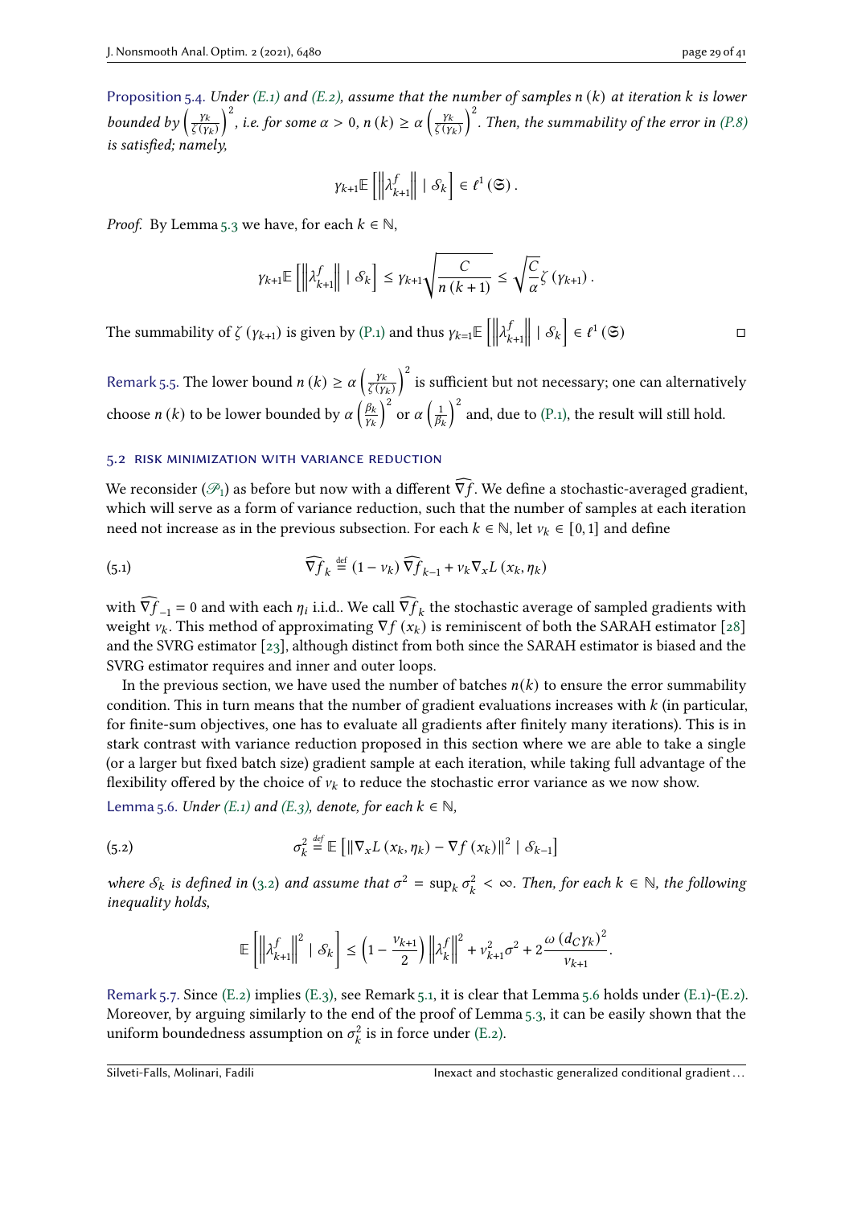Proposition 5.4. *Under (E.1) and (E.2), assume that the number of samples $n(k)$ at iteration $k$ is lower bounded by $\left(\frac{\gamma_k}{\zeta(\gamma_k)}\right)^2$, i.e. for some $\alpha > 0$, $n(k) \geq \alpha \left(\frac{\gamma_k}{\zeta(\gamma_k)}\right)^2$. Then, the summability of the error in (P.8) is satisfied; namely,*

$$\gamma_{k+1}\mathbb{E}\left[\left\|\lambda_{k+1}^f\right\| \mid \mathcal{S}_k\right] \in \ell^1(\mathfrak{S}).$$

*Proof.* By Lemma 5.3 we have, for each $k \in \mathbb{N}$,

$$\gamma_{k+1}\mathbb{E}\left[\left\|\lambda_{k+1}^f\right\| \mid \mathcal{S}_k\right] \leq \gamma_{k+1}\sqrt{\frac{C}{n(k+1)}} \leq \sqrt{\frac{C}{\alpha}}\zeta(\gamma_{k+1}).$$

The summability of $\zeta(\gamma_{k+1})$ is given by (P.1) and thus $\gamma_{k=1}\mathbb{E}\left[\left\|\lambda_{k+1}^f\right\| \mid \mathcal{S}_k\right] \in \ell^1(\mathfrak{S})$ ◻

Remark 5.5. The lower bound $n(k) \geq \alpha\left(\frac{\gamma_k}{\zeta(\gamma_k)}\right)^2$ is sufficient but not necessary; one can alternatively choose $n(k)$ to be lower bounded by $\alpha\left(\frac{\beta_k}{\gamma_k}\right)^2$ or $\alpha\left(\frac{1}{\beta_k}\right)^2$ and, due to (P.1), the result will still hold.

## 5.2 Risk minimization with variance reduction

We reconsider ($\mathscr{P}_1$) as before but now with a different $\widehat{\nabla f}$. We define a stochastic-averaged gradient, which will serve as a form of variance reduction, such that the number of samples at each iteration need not increase as in the previous subsection. For each $k \in \mathbb{N}$, let $\nu_k \in [0,1]$ and define

$$\widehat{\nabla f}_k \stackrel{\text{def}}{=} (1-\nu_k)\widehat{\nabla f}_{k-1} + \nu_k \nabla_x L(x_k, \eta_k) \tag{5.1}$$

with $\widehat{\nabla f}_{-1} = 0$ and with each $\eta_i$ i.i.d.. We call $\widehat{\nabla f}_k$ the stochastic average of sampled gradients with weight $\nu_k$. This method of approximating $\nabla f(x_k)$ is reminiscent of both the SARAH estimator [28] and the SVRG estimator [23], although distinct from both since the SARAH estimator is biased and the SVRG estimator requires and inner and outer loops.

In the previous section, we have used the number of batches $n(k)$ to ensure the error summability condition. This in turn means that the number of gradient evaluations increases with $k$ (in particular, for finite-sum objectives, one has to evaluate all gradients after finitely many iterations). This is in stark contrast with variance reduction proposed in this section where we are able to take a single (or a larger but fixed batch size) gradient sample at each iteration, while taking full advantage of the flexibility offered by the choice of $\nu_k$ to reduce the stochastic error variance as we now show.

Lemma 5.6. *Under (E.1) and (E.3), denote, for each $k \in \mathbb{N}$,*

$$\sigma_k^2 \stackrel{\text{def}}{=} \mathbb{E}\left[\|\nabla_x L(x_k, \eta_k) - \nabla f(x_k)\|^2 \mid \mathcal{S}_{k-1}\right] \tag{5.2}$$

*where $\mathcal{S}_k$ is defined in (3.2) and assume that $\sigma^2 = \sup_k \sigma_k^2 < \infty$. Then, for each $k \in \mathbb{N}$, the following inequality holds,*

$$\mathbb{E}\left[\left\|\lambda_{k+1}^f\right\|^2 \mid \mathcal{S}_k\right] \leq \left(1 - \frac{\nu_{k+1}}{2}\right)\left\|\lambda_k^f\right\|^2 + \nu_{k+1}^2\sigma^2 + 2\frac{\omega(d_C\gamma_k)^2}{\nu_{k+1}}.$$

Remark 5.7. Since (E.2) implies (E.3), see Remark 5.1, it is clear that Lemma 5.6 holds under (E.1)-(E.2). Moreover, by arguing similarly to the end of the proof of Lemma 5.3, it can be easily shown that the uniform boundedness assumption on $\sigma_k^2$ is in force under (E.2).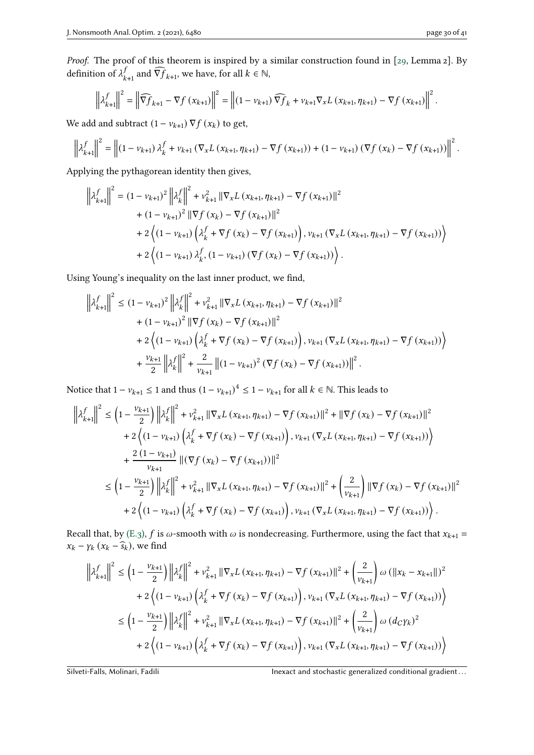*Proof.* The proof of this theorem is inspired by a similar construction found in [29, Lemma 2]. By definition of $\lambda_{k+1}^f$ and $\widehat{\nabla f}_{k+1}$, we have, for all $k \in \mathbb{N}$,

$$\left\|\lambda_{k+1}^f\right\|^2 = \left\|\widehat{\nabla f}_{k+1} - \nabla f\left(x_{k+1}\right)\right\|^2 = \left\|\left(1-\nu_{k+1}\right)\widehat{\nabla f}_k + \nu_{k+1}\nabla_x L\left(x_{k+1},\eta_{k+1}\right) - \nabla f\left(x_{k+1}\right)\right\|^2.$$

We add and subtract $\left(1-\nu_{k+1}\right)\nabla f\left(x_k\right)$ to get,

$$\left\|\lambda_{k+1}^f\right\|^2 = \left\|\left(1-\nu_{k+1}\right)\lambda_k^f + \nu_{k+1}\left(\nabla_x L\left(x_{k+1},\eta_{k+1}\right) - \nabla f\left(x_{k+1}\right)\right) + \left(1-\nu_{k+1}\right)\left(\nabla f\left(x_k\right) - \nabla f\left(x_{k+1}\right)\right)\right\|^2.$$

Applying the pythagorean identity then gives,

$$\begin{aligned}
\left\|\lambda_{k+1}^f\right\|^2 = &\left(1-\nu_{k+1}\right)^2\left\|\lambda_k^f\right\|^2 + \nu_{k+1}^2\left\|\nabla_x L\left(x_{k+1},\eta_{k+1}\right) - \nabla f\left(x_{k+1}\right)\right\|^2 \\
&+ \left(1-\nu_{k+1}\right)^2\left\|\nabla f\left(x_k\right) - \nabla f\left(x_{k+1}\right)\right\|^2 \\
&+ 2\left\langle\left(1-\nu_{k+1}\right)\left(\lambda_k^f + \nabla f\left(x_k\right) - \nabla f\left(x_{k+1}\right)\right), \nu_{k+1}\left(\nabla_x L\left(x_{k+1},\eta_{k+1}\right) - \nabla f\left(x_{k+1}\right)\right)\right\rangle \\
&+ 2\left\langle\left(1-\nu_{k+1}\right)\lambda_k^f, \left(1-\nu_{k+1}\right)\left(\nabla f\left(x_k\right) - \nabla f\left(x_{k+1}\right)\right)\right\rangle.
\end{aligned}$$

Using Young's inequality on the last inner product, we find,

$$\begin{aligned}
\left\|\lambda_{k+1}^f\right\|^2 \le &\left(1-\nu_{k+1}\right)^2\left\|\lambda_k^f\right\|^2 + \nu_{k+1}^2\left\|\nabla_x L\left(x_{k+1},\eta_{k+1}\right) - \nabla f\left(x_{k+1}\right)\right\|^2 \\
&+ \left(1-\nu_{k+1}\right)^2\left\|\nabla f\left(x_k\right) - \nabla f\left(x_{k+1}\right)\right\|^2 \\
&+ 2\left\langle\left(1-\nu_{k+1}\right)\left(\lambda_k^f + \nabla f\left(x_k\right) - \nabla f\left(x_{k+1}\right)\right), \nu_{k+1}\left(\nabla_x L\left(x_{k+1},\eta_{k+1}\right) - \nabla f\left(x_{k+1}\right)\right)\right\rangle \\
&+ \frac{\nu_{k+1}}{2}\left\|\lambda_k^f\right\|^2 + \frac{2}{\nu_{k+1}}\left\|\left(1-\nu_{k+1}\right)^2\left(\nabla f\left(x_k\right) - \nabla f\left(x_{k+1}\right)\right)\right\|^2.
\end{aligned}$$

Notice that $1-\nu_{k+1} \le 1$ and thus $\left(1-\nu_{k+1}\right)^4 \le 1-\nu_{k+1}$ for all $k \in \mathbb{N}$. This leads to

$$\begin{aligned}
\left\|\lambda_{k+1}^f\right\|^2 \le &\left(1-\frac{\nu_{k+1}}{2}\right)\left\|\lambda_k^f\right\|^2 + \nu_{k+1}^2\left\|\nabla_x L\left(x_{k+1},\eta_{k+1}\right) - \nabla f\left(x_{k+1}\right)\right\|^2 + \left\|\nabla f\left(x_k\right) - \nabla f\left(x_{k+1}\right)\right\|^2 \\
&+ 2\left\langle\left(1-\nu_{k+1}\right)\left(\lambda_k^f + \nabla f\left(x_k\right) - \nabla f\left(x_{k+1}\right)\right), \nu_{k+1}\left(\nabla_x L\left(x_{k+1},\eta_{k+1}\right) - \nabla f\left(x_{k+1}\right)\right)\right\rangle \\
&+ \frac{2\left(1-\nu_{k+1}\right)}{\nu_{k+1}}\left\|\left(\nabla f\left(x_k\right) - \nabla f\left(x_{k+1}\right)\right)\right\|^2 \\
\le &\left(1-\frac{\nu_{k+1}}{2}\right)\left\|\lambda_k^f\right\|^2 + \nu_{k+1}^2\left\|\nabla_x L\left(x_{k+1},\eta_{k+1}\right) - \nabla f\left(x_{k+1}\right)\right\|^2 + \left(\frac{2}{\nu_{k+1}}\right)\left\|\nabla f\left(x_k\right) - \nabla f\left(x_{k+1}\right)\right\|^2 \\
&+ 2\left\langle\left(1-\nu_{k+1}\right)\left(\lambda_k^f + \nabla f\left(x_k\right) - \nabla f\left(x_{k+1}\right)\right), \nu_{k+1}\left(\nabla_x L\left(x_{k+1},\eta_{k+1}\right) - \nabla f\left(x_{k+1}\right)\right)\right\rangle.
\end{aligned}$$

Recall that, by (E.3), $f$ is $\omega$-smooth with $\omega$ is nondecreasing. Furthermore, using the fact that $x_{k+1} = x_k - \gamma_k\left(x_k - \widehat{s}_k\right)$, we find

$$\begin{aligned}
\left\|\lambda_{k+1}^f\right\|^2 \le &\left(1-\frac{\nu_{k+1}}{2}\right)\left\|\lambda_k^f\right\|^2 + \nu_{k+1}^2\left\|\nabla_x L\left(x_{k+1},\eta_{k+1}\right) - \nabla f\left(x_{k+1}\right)\right\|^2 + \left(\frac{2}{\nu_{k+1}}\right)\omega\left(\left\|x_k - x_{k+1}\right\|\right)^2 \\
&+ 2\left\langle\left(1-\nu_{k+1}\right)\left(\lambda_k^f + \nabla f\left(x_k\right) - \nabla f\left(x_{k+1}\right)\right), \nu_{k+1}\left(\nabla_x L\left(x_{k+1},\eta_{k+1}\right) - \nabla f\left(x_{k+1}\right)\right)\right\rangle \\
\le &\left(1-\frac{\nu_{k+1}}{2}\right)\left\|\lambda_k^f\right\|^2 + \nu_{k+1}^2\left\|\nabla_x L\left(x_{k+1},\eta_{k+1}\right) - \nabla f\left(x_{k+1}\right)\right\|^2 + \left(\frac{2}{\nu_{k+1}}\right)\omega\left(d_C\gamma_k\right)^2 \\
&+ 2\left\langle\left(1-\nu_{k+1}\right)\left(\lambda_k^f + \nabla f\left(x_k\right) - \nabla f\left(x_{k+1}\right)\right), \nu_{k+1}\left(\nabla_x L\left(x_{k+1},\eta_{k+1}\right) - \nabla f\left(x_{k+1}\right)\right)\right\rangle
\end{aligned}$$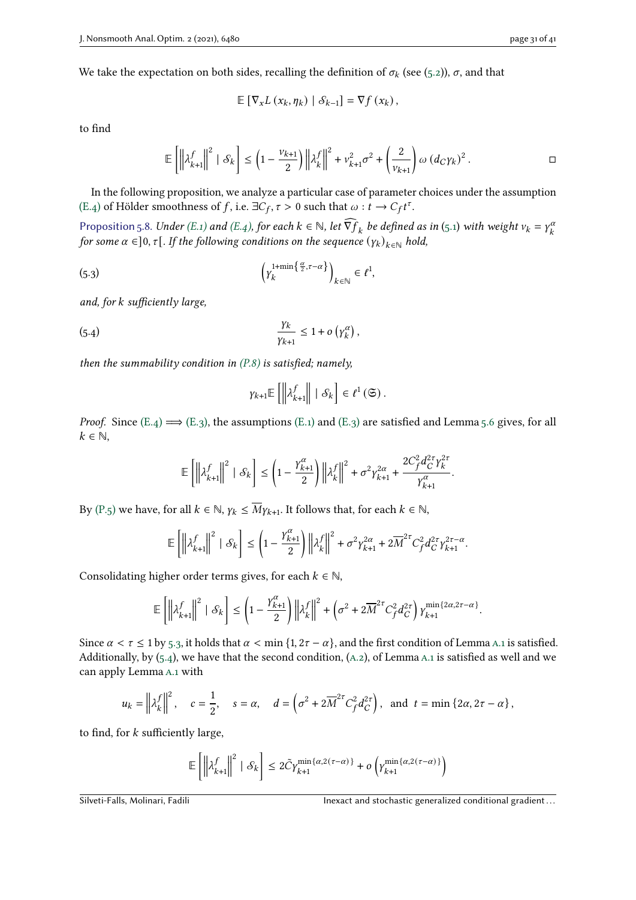We take the expectation on both sides, recalling the definition of $\sigma_k$ (see (5.2)), $\sigma$, and that

$$\mathbb{E}\left[\nabla_x L\left(x_k, \eta_k\right) \mid \mathcal{S}_{k-1}\right] = \nabla f\left(x_k\right),$$

to find

$$\mathbb{E}\left[\left\|\lambda_{k+1}^f\right\|^2 \mid \mathcal{S}_k\right] \leq \left(1 - \frac{v_{k+1}}{2}\right)\left\|\lambda_k^f\right\|^2 + v_{k+1}^2\sigma^2 + \left(\frac{2}{v_{k+1}}\right)\omega\left(d_C\gamma_k\right)^2. \qquad \square$$

In the following proposition, we analyze a particular case of parameter choices under the assumption (E.4) of Hölder smoothness of $f$, i.e. $\exists C_f, \tau > 0$ such that $\omega : t \to C_f t^\tau$.

*Proposition 5.8. Under (E.1) and (E.4), for each $k \in \mathbb{N}$, let $\widehat{\nabla f}_k$ be defined as in (5.1) with weight $v_k = \gamma_k^\alpha$ for some $\alpha \in ]0, \tau[$. If the following conditions on the sequence $(\gamma_k)_{k\in\mathbb{N}}$ hold,*

$$\left(\gamma_k^{1+\min\left\{\frac{\alpha}{2}, \tau-\alpha\right\}}\right)_{k\in\mathbb{N}} \in \ell^1, \tag{5.3}$$

*and, for $k$ sufficiently large,*

$$\frac{\gamma_k}{\gamma_{k+1}} \leq 1 + o\left(\gamma_k^\alpha\right), \tag{5.4}$$

*then the summability condition in (P.8) is satisfied; namely,*

$$\gamma_{k+1}\mathbb{E}\left[\left\|\lambda_{k+1}^f\right\| \mid \mathcal{S}_k\right] \in \ell^1(\mathfrak{S}).$$

*Proof.* Since (E.4) $\Longrightarrow$ (E.3), the assumptions (E.1) and (E.3) are satisfied and Lemma 5.6 gives, for all $k \in \mathbb{N}$,

$$\mathbb{E}\left[\left\|\lambda_{k+1}^f\right\|^2 \mid \mathcal{S}_k\right] \leq \left(1 - \frac{\gamma_{k+1}^\alpha}{2}\right)\left\|\lambda_k^f\right\|^2 + \sigma^2\gamma_{k+1}^{2\alpha} + \frac{2C_f^2 d_C^{2\tau}\gamma_k^{2\tau}}{\gamma_{k+1}^\alpha}.$$

By (P.5) we have, for all $k \in \mathbb{N}$, $\gamma_k \leq \overline{M}\gamma_{k+1}$. It follows that, for each $k \in \mathbb{N}$,

$$\mathbb{E}\left[\left\|\lambda_{k+1}^f\right\|^2 \mid \mathcal{S}_k\right] \leq \left(1 - \frac{\gamma_{k+1}^\alpha}{2}\right)\left\|\lambda_k^f\right\|^2 + \sigma^2\gamma_{k+1}^{2\alpha} + 2\overline{M}^{2\tau}C_f^2 d_C^{2\tau}\gamma_{k+1}^{2\tau-\alpha}.$$

Consolidating higher order terms gives, for each $k \in \mathbb{N}$,

$$\mathbb{E}\left[\left\|\lambda_{k+1}^f\right\|^2 \mid \mathcal{S}_k\right] \leq \left(1 - \frac{\gamma_{k+1}^\alpha}{2}\right)\left\|\lambda_k^f\right\|^2 + \left(\sigma^2 + 2\overline{M}^{2\tau}C_f^2 d_C^{2\tau}\right)\gamma_{k+1}^{\min\{2\alpha, 2\tau-\alpha\}}.$$

Since $\alpha < \tau \leq 1$ by 5.3, it holds that $\alpha < \min\{1, 2\tau - \alpha\}$, and the first condition of Lemma A.1 is satisfied. Additionally, by (5.4), we have that the second condition, (A.2), of Lemma A.1 is satisfied as well and we can apply Lemma A.1 with

$$u_k = \left\|\lambda_k^f\right\|^2, \quad c = \frac{1}{2}, \quad s = \alpha, \quad d = \left(\sigma^2 + 2\overline{M}^{2\tau}C_f^2 d_C^{2\tau}\right), \text{ and } t = \min\{2\alpha, 2\tau - \alpha\},$$

to find, for $k$ sufficiently large,

$$\mathbb{E}\left[\left\|\lambda_{k+1}^f\right\|^2 \mid \mathcal{S}_k\right] \leq 2\tilde{C}\gamma_{k+1}^{\min\{\alpha, 2(\tau-\alpha)\}} + o\left(\gamma_{k+1}^{\min\{\alpha, 2(\tau-\alpha)\}}\right)$$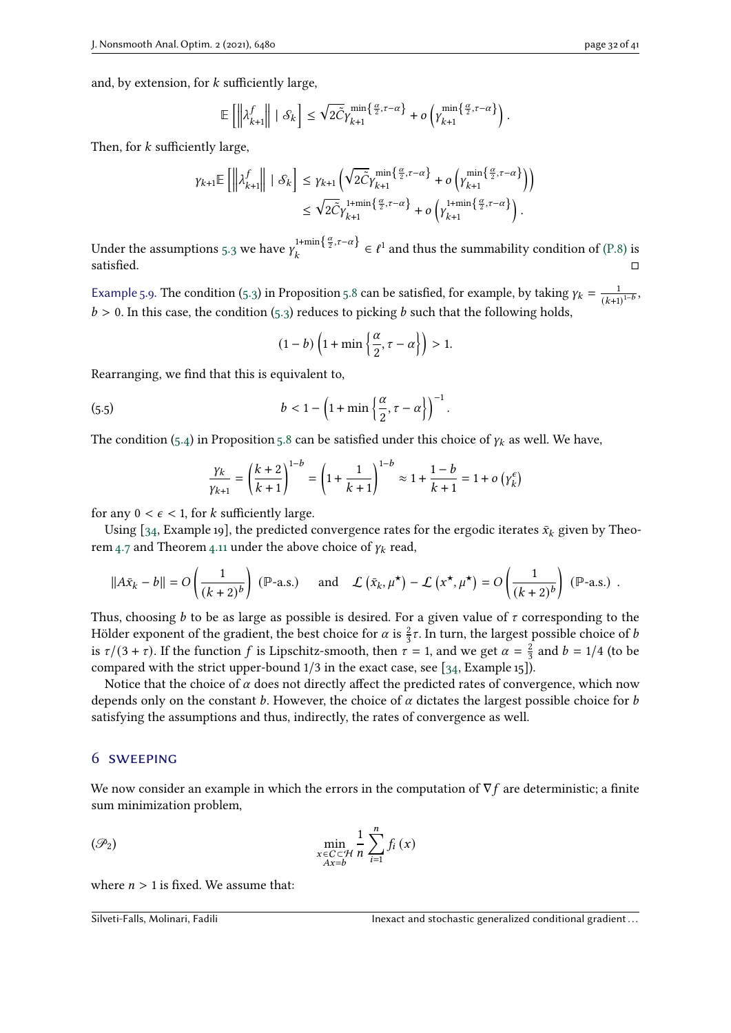and, by extension, for $k$ sufficiently large,

$$\mathbb{E}\left[\left\|\lambda_{k+1}^{f}\right\| \mid \mathcal{S}_k\right] \leq \sqrt{2\tilde{C}}\gamma_{k+1}^{\min\left\{\frac{\alpha}{2},\tau-\alpha\right\}} + o\left(\gamma_{k+1}^{\min\left\{\frac{\alpha}{2},\tau-\alpha\right\}}\right).$$

Then, for $k$ sufficiently large,

$$\begin{aligned}\gamma_{k+1}\mathbb{E}\left[\left\|\lambda_{k+1}^{f}\right\| \mid \mathcal{S}_k\right] &\leq \gamma_{k+1}\left(\sqrt{2\tilde{C}}\gamma_{k+1}^{\min\left\{\frac{\alpha}{2},\tau-\alpha\right\}} + o\left(\gamma_{k+1}^{\min\left\{\frac{\alpha}{2},\tau-\alpha\right\}}\right)\right)\\ &\leq \sqrt{2\tilde{C}}\gamma_{k+1}^{1+\min\left\{\frac{\alpha}{2},\tau-\alpha\right\}} + o\left(\gamma_{k+1}^{1+\min\left\{\frac{\alpha}{2},\tau-\alpha\right\}}\right).\end{aligned}$$

Under the assumptions 5.3 we have $\gamma_k^{1+\min\left\{\frac{\alpha}{2},\tau-\alpha\right\}} \in \ell^1$ and thus the summability condition of (P.8) is satisfied. □

Example 5.9. The condition (5.3) in Proposition 5.8 can be satisfied, for example, by taking $\gamma_k = \frac{1}{(k+1)^{1-b}}$, $b > 0$. In this case, the condition (5.3) reduces to picking $b$ such that the following holds,

$$(1-b)\left(1+\min\left\{\frac{\alpha}{2},\tau-\alpha\right\}\right) > 1.$$

Rearranging, we find that this is equivalent to,

$$b < 1 - \left(1+\min\left\{\frac{\alpha}{2},\tau-\alpha\right\}\right)^{-1}. \tag{5.5}$$

The condition (5.4) in Proposition 5.8 can be satisfied under this choice of $\gamma_k$ as well. We have,

$$\frac{\gamma_k}{\gamma_{k+1}} = \left(\frac{k+2}{k+1}\right)^{1-b} = \left(1+\frac{1}{k+1}\right)^{1-b} \approx 1 + \frac{1-b}{k+1} = 1 + o\left(\gamma_k^{\epsilon}\right)$$

for any $0 < \epsilon < 1$, for $k$ sufficiently large.

Using [34, Example 19], the predicted convergence rates for the ergodic iterates $\bar{x}_k$ given by Theorem 4.7 and Theorem 4.11 under the above choice of $\gamma_k$ read,

$$\|A\bar{x}_k - b\| = O\left(\frac{1}{(k+2)^b}\right) \ (\mathbb{P}\text{-a.s.}) \quad \text{ and } \quad \mathcal{L}\left(\bar{x}_k,\mu^{\star}\right) - \mathcal{L}\left(x^{\star},\mu^{\star}\right) = O\left(\frac{1}{(k+2)^b}\right) \ (\mathbb{P}\text{-a.s.}) \ .$$

Thus, choosing $b$ to be as large as possible is desired. For a given value of $\tau$ corresponding to the Hölder exponent of the gradient, the best choice for $\alpha$ is $\frac{2}{3}\tau$. In turn, the largest possible choice of $b$ is $\tau/(3+\tau)$. If the function $f$ is Lipschitz-smooth, then $\tau = 1$, and we get $\alpha = \frac{2}{3}$ and $b = 1/4$ (to be compared with the strict upper-bound $1/3$ in the exact case, see [34, Example 15]).

Notice that the choice of $\alpha$ does not directly affect the predicted rates of convergence, which now depends only on the constant $b$. However, the choice of $\alpha$ dictates the largest possible choice for $b$ satisfying the assumptions and thus, indirectly, the rates of convergence as well.

## 6 SWEEPING

We now consider an example in which the errors in the computation of $\nabla f$ are deterministic; a finite sum minimization problem,

$$\min_{\substack{x\in\mathcal{C}\subset\mathcal{H}\\ Ax=b}} \frac{1}{n}\sum_{i=1}^{n} f_i(x) \tag{$\mathscr{P}_2$}$$

where $n > 1$ is fixed. We assume that: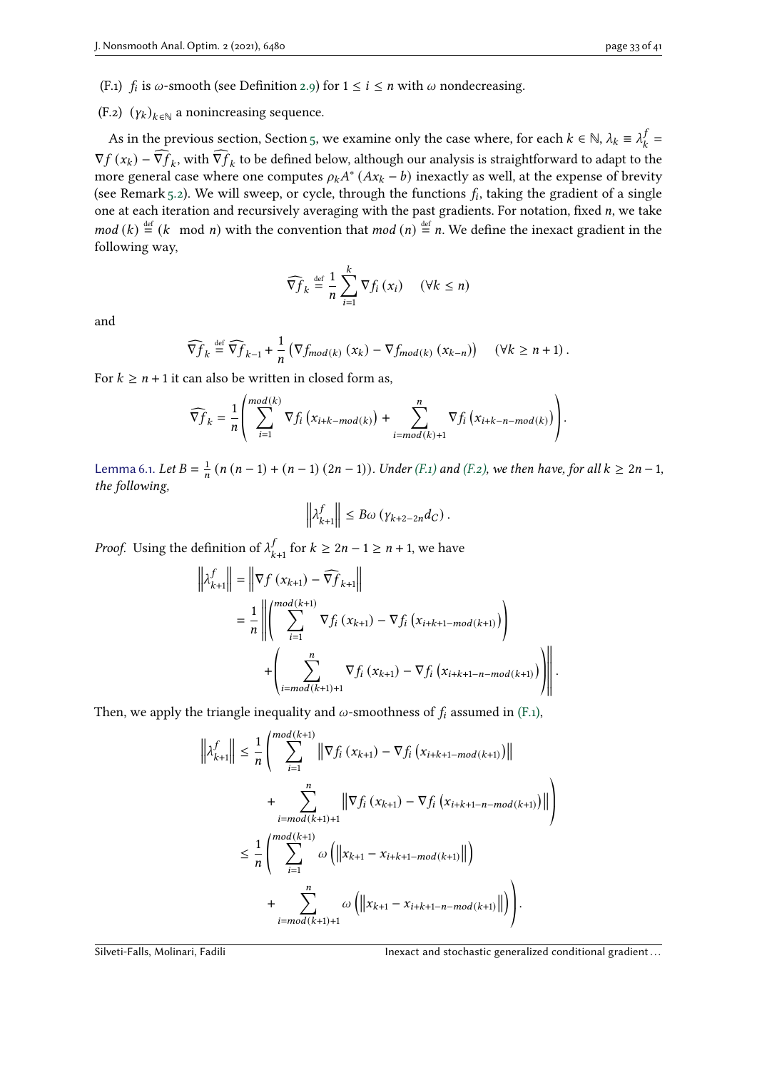(F.1) $f_i$ is $\omega$-smooth (see Definition 2.9) for $1 \le i \le n$ with $\omega$ nondecreasing.

(F.2) $(\gamma_k)_{k\in\mathbb{N}}$ a nonincreasing sequence.

As in the previous section, Section 5, we examine only the case where, for each $k \in \mathbb{N}$, $\lambda_k \equiv \lambda_k^f = \nabla f(x_k) - \widehat{\nabla f}_k$, with $\widehat{\nabla f}_k$ to be defined below, although our analysis is straightforward to adapt to the more general case where one computes $\rho_k A^*(Ax_k - b)$ inexactly as well, at the expense of brevity (see Remark 5.2). We will sweep, or cycle, through the functions $f_i$, taking the gradient of a single one at each iteration and recursively averaging with the past gradients. For notation, fixed $n$, we take $mod(k) \overset{\text{def}}{=} (k \mod n)$ with the convention that $mod(n) \overset{\text{def}}{=} n$. We define the inexact gradient in the following way,

$$
\widehat{\nabla f}_k \overset{\text{def}}{=} \frac{1}{n}\sum_{i=1}^{k} \nabla f_i(x_i) \quad (\forall k \le n)
$$

and

$$
\widehat{\nabla f}_k \overset{\text{def}}{=} \widehat{\nabla f}_{k-1} + \frac{1}{n}\left(\nabla f_{mod(k)}(x_k) - \nabla f_{mod(k)}(x_{k-n})\right) \quad (\forall k \ge n+1).
$$

For $k \ge n+1$ it can also be written in closed form as,

$$
\widehat{\nabla f}_k = \frac{1}{n}\left(\sum_{i=1}^{mod(k)} \nabla f_i\left(x_{i+k-mod(k)}\right) + \sum_{i=mod(k)+1}^{n} \nabla f_i\left(x_{i+k-n-mod(k)}\right)\right).
$$

**Lemma 6.1.** *Let $B = \frac{1}{n}\left(n(n-1) + (n-1)(2n-1)\right)$. Under (F.1) and (F.2), we then have, for all $k \ge 2n-1$, the following,*

$$
\left\|\lambda_{k+1}^f\right\| \le B\omega\left(\gamma_{k+2-2n} d_{\mathcal{C}}\right).
$$

*Proof.* Using the definition of $\lambda_{k+1}^f$ for $k \ge 2n-1 \ge n+1$, we have

$$
\begin{aligned}
\left\|\lambda_{k+1}^f\right\| &= \left\|\nabla f(x_{k+1}) - \widehat{\nabla f}_{k+1}\right\| \\
&= \frac{1}{n}\left\|\left(\sum_{i=1}^{mod(k+1)} \nabla f_i(x_{k+1}) - \nabla f_i\left(x_{i+k+1-mod(k+1)}\right)\right)\right. \\
&\quad \left. + \left(\sum_{i=mod(k+1)+1}^{n} \nabla f_i(x_{k+1}) - \nabla f_i\left(x_{i+k+1-n-mod(k+1)}\right)\right)\right\|.
\end{aligned}
$$

Then, we apply the triangle inequality and $\omega$-smoothness of $f_i$ assumed in (F.1),

$$
\begin{aligned}
\left\|\lambda_{k+1}^f\right\| &\le \frac{1}{n}\left(\sum_{i=1}^{mod(k+1)} \left\|\nabla f_i(x_{k+1}) - \nabla f_i\left(x_{i+k+1-mod(k+1)}\right)\right\|\right. \\
&\quad \left. + \sum_{i=mod(k+1)+1}^{n} \left\|\nabla f_i(x_{k+1}) - \nabla f_i\left(x_{i+k+1-n-mod(k+1)}\right)\right\|\right) \\
&\le \frac{1}{n}\left(\sum_{i=1}^{mod(k+1)} \omega\left(\left\|x_{k+1} - x_{i+k+1-mod(k+1)}\right\|\right)\right. \\
&\quad \left. + \sum_{i=mod(k+1)+1}^{n} \omega\left(\left\|x_{k+1} - x_{i+k+1-n-mod(k+1)}\right\|\right)\right).
\end{aligned}
$$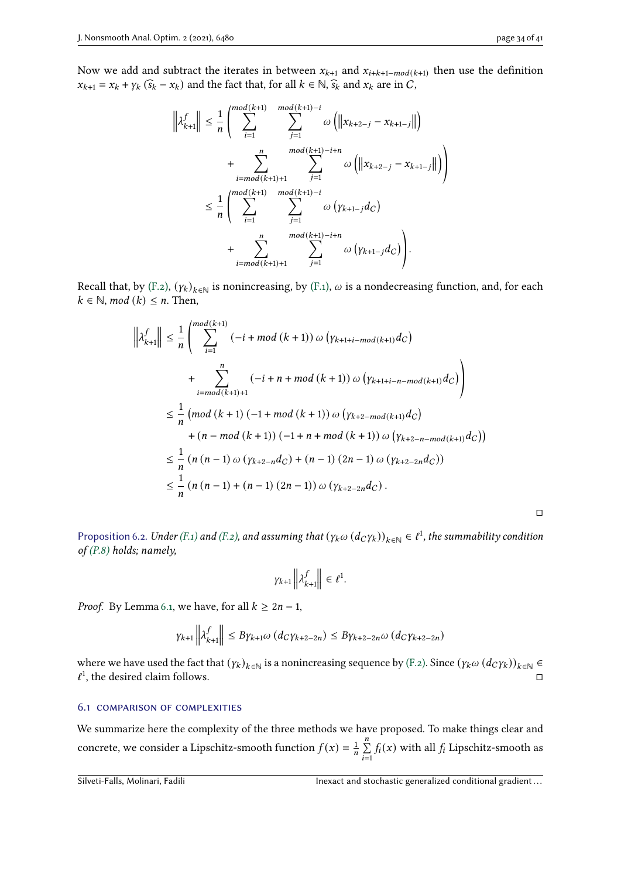Now we add and subtract the iterates in between $x_{k+1}$ and $x_{i+k+1-mod(k+1)}$ then use the definition $x_{k+1} = x_k + \gamma_k (\widehat{s}_k - x_k)$ and the fact that, for all $k \in \mathbb{N}$, $\widehat{s}_k$ and $x_k$ are in $C$,

$$
\begin{aligned}
\left\|\lambda_{k+1}^f\right\| &\le \frac{1}{n}\left(\sum_{i=1}^{mod(k+1)} \sum_{j=1}^{mod(k+1)-i} \omega\left(\left\|x_{k+2-j} - x_{k+1-j}\right\|\right)\right. \\
&\qquad \left. + \sum_{i=mod(k+1)+1}^{n} \sum_{j=1}^{mod(k+1)-i+n} \omega\left(\left\|x_{k+2-j} - x_{k+1-j}\right\|\right)\right) \\
&\le \frac{1}{n}\left(\sum_{i=1}^{mod(k+1)} \sum_{j=1}^{mod(k+1)-i} \omega\left(\gamma_{k+1-j} d_C\right)\right. \\
&\qquad \left. + \sum_{i=mod(k+1)+1}^{n} \sum_{j=1}^{mod(k+1)-i+n} \omega\left(\gamma_{k+1-j} d_C\right)\right).
\end{aligned}
$$

Recall that, by (F.2), $(\gamma_k)_{k\in\mathbb{N}}$ is nonincreasing, by (F.1), $\omega$ is a nondecreasing function, and, for each $k \in \mathbb{N}$, $mod\,(k) \le n$. Then,

$$
\begin{aligned}
\left\|\lambda_{k+1}^f\right\| &\le \frac{1}{n}\left(\sum_{i=1}^{mod(k+1)} \left(-i + mod\,(k+1)\right) \omega\left(\gamma_{k+1+i-mod(k+1)} d_C\right)\right. \\
&\qquad \left. + \sum_{i=mod(k+1)+1}^{n} \left(-i + n + mod\,(k+1)\right) \omega\left(\gamma_{k+1+i-n-mod(k+1)} d_C\right)\right) \\
&\le \frac{1}{n}\left(mod\,(k+1)\left(-1 + mod\,(k+1)\right) \omega\left(\gamma_{k+2-mod(k+1)} d_C\right)\right. \\
&\qquad \left. + \left(n - mod\,(k+1)\right)\left(-1 + n + mod\,(k+1)\right) \omega\left(\gamma_{k+2-n-mod(k+1)} d_C\right)\right) \\
&\le \frac{1}{n}\left(n\,(n-1)\,\omega\left(\gamma_{k+2-n} d_C\right) + (n-1)(2n-1)\,\omega\left(\gamma_{k+2-2n} d_C\right)\right) \\
&\le \frac{1}{n}\left(n\,(n-1) + (n-1)(2n-1)\right) \omega\left(\gamma_{k+2-2n} d_C\right).
\end{aligned}
$$

□

**Proposition 6.2.** *Under (F.1) and (F.2), and assuming that $(\gamma_k \omega\,(d_C \gamma_k))_{k\in\mathbb{N}} \in \ell^1$, the summability condition of (P.8) holds; namely,*

$$
\gamma_{k+1}\left\|\lambda_{k+1}^f\right\| \in \ell^1.
$$

*Proof.* By Lemma 6.1, we have, for all $k \ge 2n - 1$,

$$
\gamma_{k+1}\left\|\lambda_{k+1}^f\right\| \le B\gamma_{k+1}\omega\left(d_C \gamma_{k+2-2n}\right) \le B\gamma_{k+2-2n}\omega\left(d_C \gamma_{k+2-2n}\right)
$$

where we have used the fact that $(\gamma_k)_{k\in\mathbb{N}}$ is a nonincreasing sequence by (F.2). Since $(\gamma_k \omega\,(d_C \gamma_k))_{k\in\mathbb{N}} \in \ell^1$, the desired claim follows. □

### 6.1 comparison of complexities

We summarize here the complexity of the three methods we have proposed. To make things clear and concrete, we consider a Lipschitz-smooth function $f(x) = \frac{1}{n}\sum_{i=1}^{n} f_i(x)$ with all $f_i$ Lipschitz-smooth as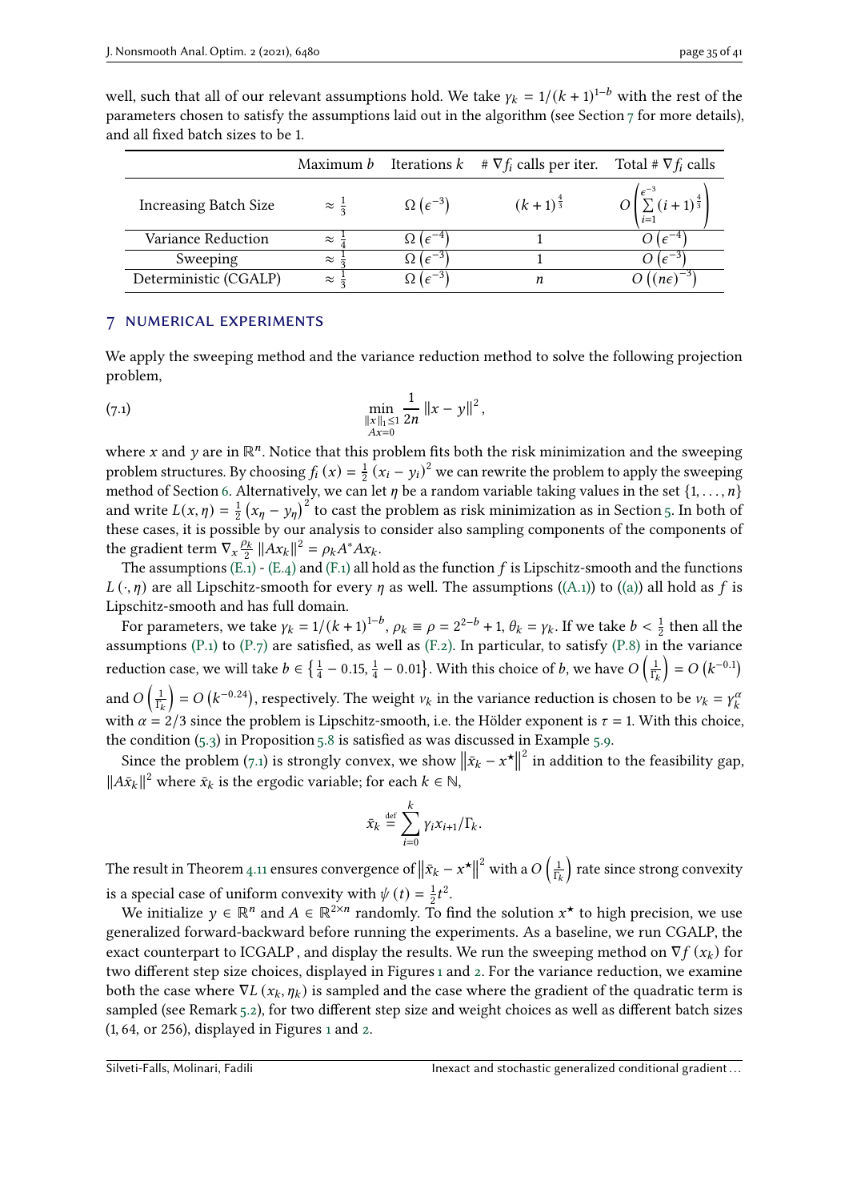well, such that all of our relevant assumptions hold. We take $\gamma_k = 1/(k+1)^{1-b}$ with the rest of the parameters chosen to satisfy the assumptions laid out in the algorithm (see Section 7 for more details), and all fixed batch sizes to be 1.

| | Maximum $b$ | Iterations $k$ | # $\nabla f_i$ calls per iter. | Total # $\nabla f_i$ calls |
|---|---|---|---|---|
| Increasing Batch Size | $\approx \frac{1}{3}$ | $\Omega\left(\epsilon^{-3}\right)$ | $(k+1)^{\frac{4}{3}}$ | $O\left(\sum_{i=1}^{\epsilon^{-3}} (i+1)^{\frac{4}{3}}\right)$ |
| Variance Reduction | $\approx \frac{1}{4}$ | $\Omega\left(\epsilon^{-4}\right)$ | 1 | $O\left(\epsilon^{-4}\right)$ |
| Sweeping | $\approx \frac{1}{3}$ | $\Omega\left(\epsilon^{-3}\right)$ | 1 | $O\left(\epsilon^{-3}\right)$ |
| Deterministic (CGALP) | $\approx \frac{1}{3}$ | $\Omega\left(\epsilon^{-3}\right)$ | $n$ | $O\left((n\epsilon)^{-3}\right)$ |

## 7 NUMERICAL EXPERIMENTS

We apply the sweeping method and the variance reduction method to solve the following projection problem,

$$\min_{\substack{\|x\|_1 \leq 1 \\ Ax=0}} \frac{1}{2n} \|x - y\|^2, \tag{7.1}$$

where $x$ and $y$ are in $\mathbb{R}^n$. Notice that this problem fits both the risk minimization and the sweeping problem structures. By choosing $f_i(x) = \frac{1}{2}(x_i - y_i)^2$ we can rewrite the problem to apply the sweeping method of Section 6. Alternatively, we can let $\eta$ be a random variable taking values in the set $\{1, \ldots, n\}$ and write $L(x, \eta) = \frac{1}{2}(x_\eta - y_\eta)^2$ to cast the problem as risk minimization as in Section 5. In both of these cases, it is possible by our analysis to consider also sampling components of the components of the gradient term $\nabla_x \frac{\rho_k}{2} \|Ax_k\|^2 = \rho_k A^* A x_k$.

The assumptions (E.1) - (E.4) and (F.1) all hold as the function $f$ is Lipschitz-smooth and the functions $L(\cdot, \eta)$ are all Lipschitz-smooth for every $\eta$ as well. The assumptions ((A.1)) to ((a)) all hold as $f$ is Lipschitz-smooth and has full domain.

For parameters, we take $\gamma_k = 1/(k+1)^{1-b}$, $\rho_k \equiv \rho = 2^{2-b} + 1$, $\theta_k = \gamma_k$. If we take $b < \frac{1}{2}$ then all the assumptions (P.1) to (P.7) are satisfied, as well as (F.2). In particular, to satisfy (P.8) in the variance reduction case, we will take $b \in \left\{\frac{1}{4} - 0.15, \frac{1}{4} - 0.01\right\}$. With this choice of $b$, we have $O\left(\frac{1}{\Gamma_k}\right) = O\left(k^{-0.1}\right)$ and $O\left(\frac{1}{\Gamma_k}\right) = O\left(k^{-0.24}\right)$, respectively. The weight $\nu_k$ in the variance reduction is chosen to be $\nu_k = \gamma_k^\alpha$ with $\alpha = 2/3$ since the problem is Lipschitz-smooth, i.e. the Hölder exponent is $\tau = 1$. With this choice, the condition (5.3) in Proposition 5.8 is satisfied as was discussed in Example 5.9.

Since the problem (7.1) is strongly convex, we show $\left\|\bar{x}_k - x^\star\right\|^2$ in addition to the feasibility gap, $\|A\bar{x}_k\|^2$ where $\bar{x}_k$ is the ergodic variable; for each $k \in \mathbb{N}$,

$$\bar{x}_k \stackrel{\text{def}}{=} \sum_{i=0}^{k} \gamma_i x_{i+1} / \Gamma_k.$$

The result in Theorem 4.11 ensures convergence of $\left\|\bar{x}_k - x^\star\right\|^2$ with a $O\left(\frac{1}{\Gamma_k}\right)$ rate since strong convexity is a special case of uniform convexity with $\psi(t) = \frac{1}{2}t^2$.

We initialize $y \in \mathbb{R}^n$ and $A \in \mathbb{R}^{2 \times n}$ randomly. To find the solution $x^\star$ to high precision, we use generalized forward-backward before running the experiments. As a baseline, we run CGALP, the exact counterpart to ICGALP , and display the results. We run the sweeping method on $\nabla f(x_k)$ for two different step size choices, displayed in Figures 1 and 2. For the variance reduction, we examine both the case where $\nabla L(x_k, \eta_k)$ is sampled and the case where the gradient of the quadratic term is sampled (see Remark 5.2), for two different step size and weight choices as well as different batch sizes (1, 64, or 256), displayed in Figures 1 and 2.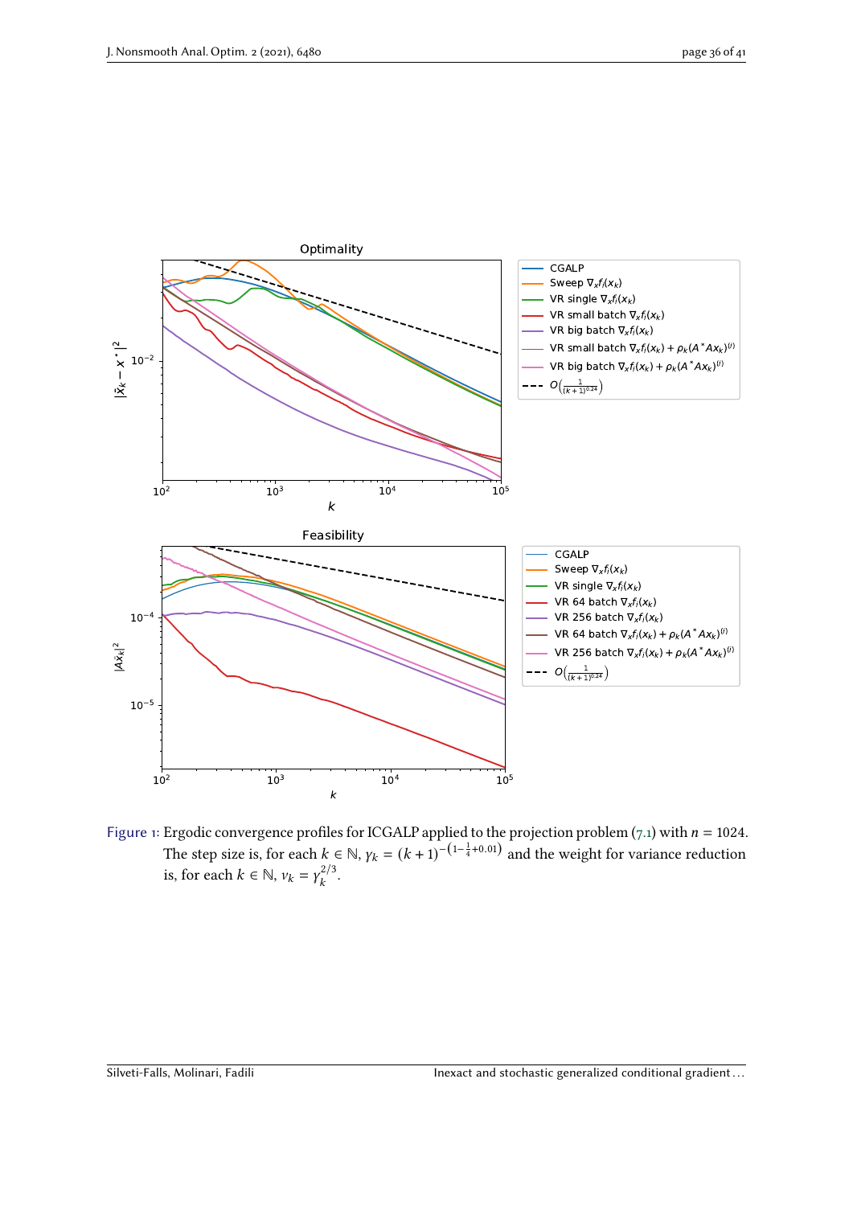Figure 1: Ergodic convergence profiles for ICGALP applied to the projection problem (7.1) with $n = 1024$. The step size is, for each $k \in \mathbb{N}$, $\gamma_k = (k+1)^{-\left(1-\frac{1}{4}+0.01\right)}$ and the weight for variance reduction is, for each $k \in \mathbb{N}$, $\nu_k = \gamma_k^{2/3}$.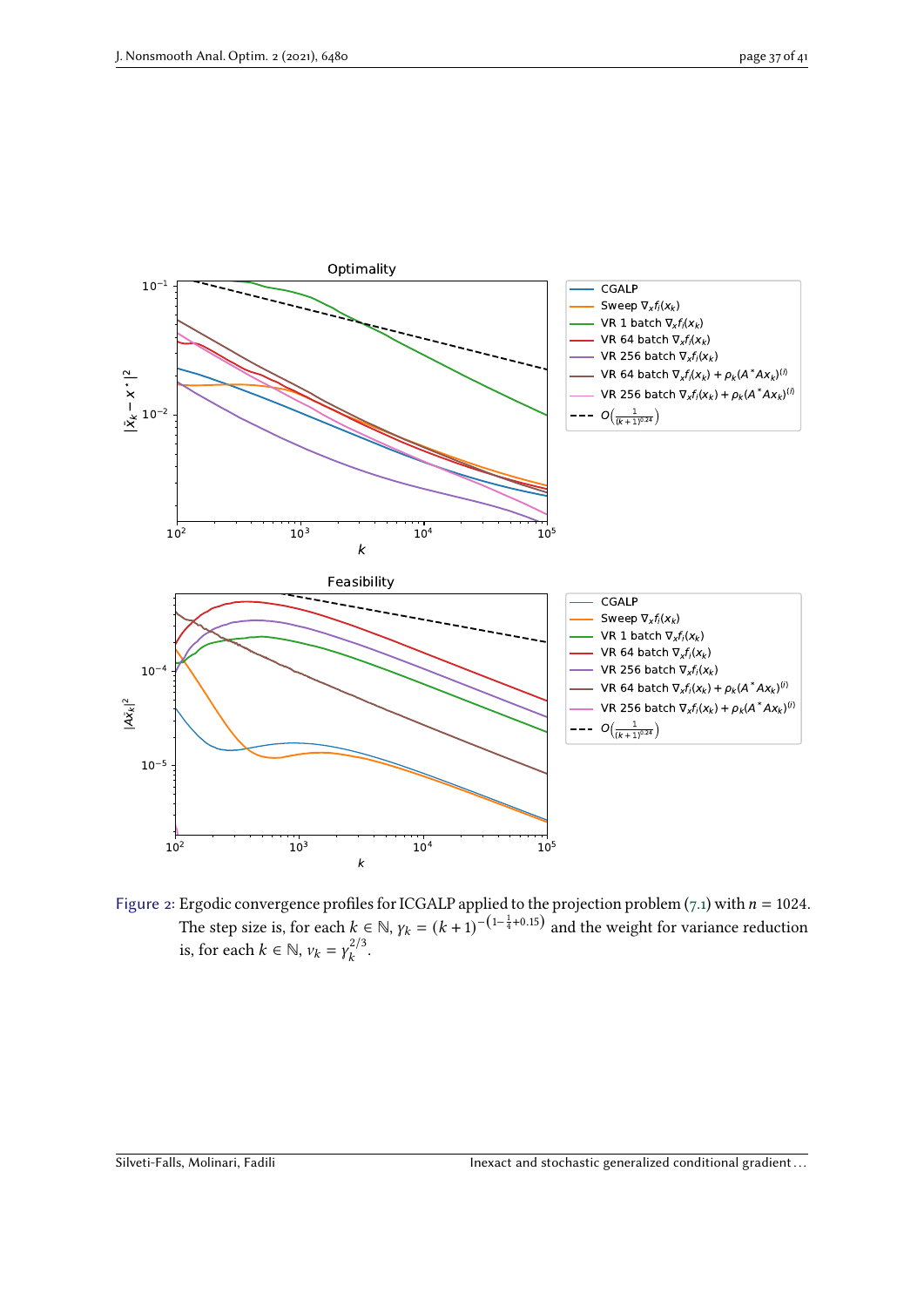Figure 2: Ergodic convergence profiles for ICGALP applied to the projection problem (7.1) with $n = 1024$. The step size is, for each $k \in \mathbb{N}$, $\gamma_k = (k+1)^{-\left(1-\frac{1}{4}+0.15\right)}$ and the weight for variance reduction is, for each $k \in \mathbb{N}$, $v_k = \gamma_k^{2/3}$.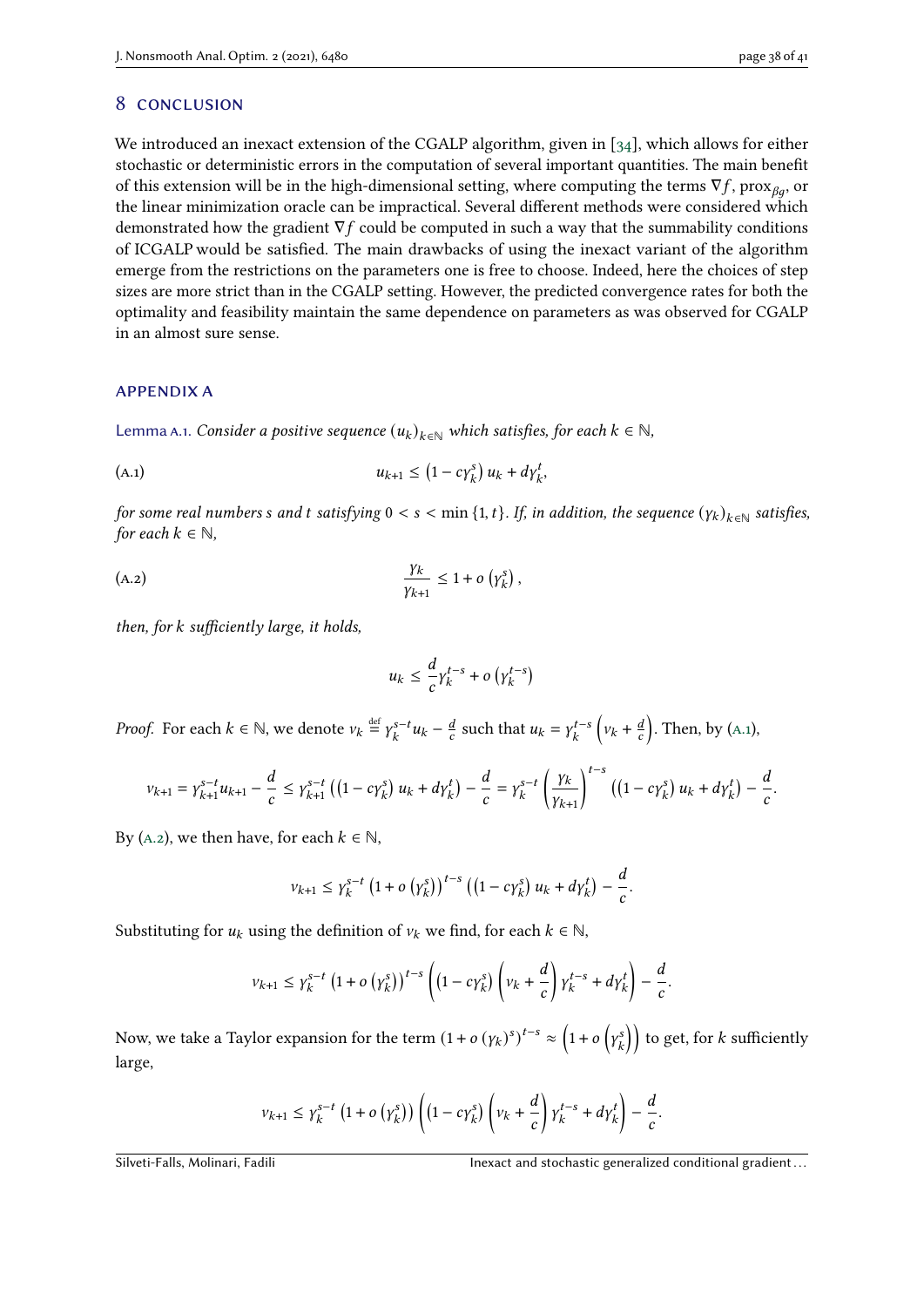## 8 Conclusion

We introduced an inexact extension of the CGALP algorithm, given in [34], which allows for either stochastic or deterministic errors in the computation of several important quantities. The main benefit of this extension will be in the high-dimensional setting, where computing the terms $\nabla f$, $\mathrm{prox}_{\beta g}$, or the linear minimization oracle can be impractical. Several different methods were considered which demonstrated how the gradient $\nabla f$ could be computed in such a way that the summability conditions of ICGALP would be satisfied. The main drawbacks of using the inexact variant of the algorithm emerge from the restrictions on the parameters one is free to choose. Indeed, here the choices of step sizes are more strict than in the CGALP setting. However, the predicted convergence rates for both the optimality and feasibility maintain the same dependence on parameters as was observed for CGALP in an almost sure sense.

## Appendix A

Lemma A.1. *Consider a positive sequence $(u_k)_{k\in\mathbb{N}}$ which satisfies, for each $k \in \mathbb{N}$,*

$$u_{k+1} \le \left(1 - c\gamma_k^s\right) u_k + d\gamma_k^t, \tag{A.1}$$

*for some real numbers $s$ and $t$ satisfying $0 < s < \min\{1, t\}$. If, in addition, the sequence $(\gamma_k)_{k\in\mathbb{N}}$ satisfies, for each $k \in \mathbb{N}$,*

$$\frac{\gamma_k}{\gamma_{k+1}} \le 1 + o\left(\gamma_k^s\right), \tag{A.2}$$

*then, for $k$ sufficiently large, it holds,*

$$u_k \le \frac{d}{c}\gamma_k^{t-s} + o\left(\gamma_k^{t-s}\right)$$

*Proof.* For each $k \in \mathbb{N}$, we denote $v_k \stackrel{\text{def}}{=} \gamma_k^{s-t} u_k - \frac{d}{c}$ such that $u_k = \gamma_k^{t-s}\left(v_k + \frac{d}{c}\right)$. Then, by (A.1),

$$v_{k+1} = \gamma_{k+1}^{s-t} u_{k+1} - \frac{d}{c} \le \gamma_{k+1}^{s-t}\left(\left(1 - c\gamma_k^s\right) u_k + d\gamma_k^t\right) - \frac{d}{c} = \gamma_k^{s-t}\left(\frac{\gamma_k}{\gamma_{k+1}}\right)^{t-s}\left(\left(1 - c\gamma_k^s\right) u_k + d\gamma_k^t\right) - \frac{d}{c}.$$

By (A.2), we then have, for each $k \in \mathbb{N}$,

$$v_{k+1} \le \gamma_k^{s-t}\left(1 + o\left(\gamma_k^s\right)\right)^{t-s}\left(\left(1 - c\gamma_k^s\right) u_k + d\gamma_k^t\right) - \frac{d}{c}.$$

Substituting for $u_k$ using the definition of $v_k$ we find, for each $k \in \mathbb{N}$,

$$v_{k+1} \le \gamma_k^{s-t}\left(1 + o\left(\gamma_k^s\right)\right)^{t-s}\left(\left(1 - c\gamma_k^s\right)\left(v_k + \frac{d}{c}\right)\gamma_k^{t-s} + d\gamma_k^t\right) - \frac{d}{c}.$$

Now, we take a Taylor expansion for the term $\left(1 + o\left(\gamma_k\right)^s\right)^{t-s} \approx \left(1 + o\left(\gamma_k^s\right)\right)$ to get, for $k$ sufficiently large,

$$v_{k+1} \le \gamma_k^{s-t}\left(1 + o\left(\gamma_k^s\right)\right)\left(\left(1 - c\gamma_k^s\right)\left(v_k + \frac{d}{c}\right)\gamma_k^{t-s} + d\gamma_k^t\right) - \frac{d}{c}.$$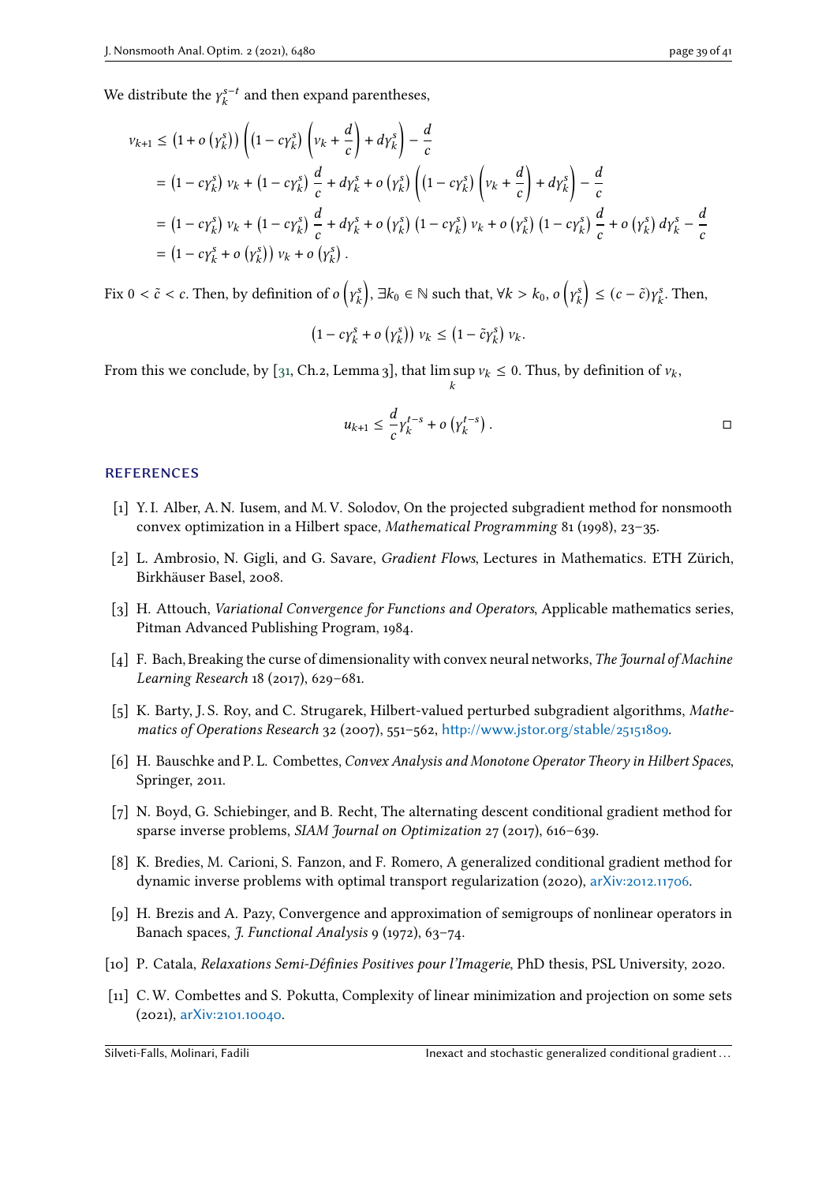We distribute the $\gamma_k^{s-t}$ and then expand parentheses,

$$
\begin{aligned}
v_{k+1} &\leq \left(1 + o\left(\gamma_k^s\right)\right)\left(\left(1 - c\gamma_k^s\right)\left(v_k + \frac{d}{c}\right) + d\gamma_k^s\right) - \frac{d}{c} \\
&= \left(1 - c\gamma_k^s\right) v_k + \left(1 - c\gamma_k^s\right)\frac{d}{c} + d\gamma_k^s + o\left(\gamma_k^s\right)\left(\left(1 - c\gamma_k^s\right)\left(v_k + \frac{d}{c}\right) + d\gamma_k^s\right) - \frac{d}{c} \\
&= \left(1 - c\gamma_k^s\right) v_k + \left(1 - c\gamma_k^s\right)\frac{d}{c} + d\gamma_k^s + o\left(\gamma_k^s\right)\left(1 - c\gamma_k^s\right) v_k + o\left(\gamma_k^s\right)\left(1 - c\gamma_k^s\right)\frac{d}{c} + o\left(\gamma_k^s\right) d\gamma_k^s - \frac{d}{c} \\
&= \left(1 - c\gamma_k^s + o\left(\gamma_k^s\right)\right) v_k + o\left(\gamma_k^s\right).
\end{aligned}
$$

Fix $0 < \tilde{c} < c$. Then, by definition of $o\left(\gamma_k^s\right)$, $\exists k_0 \in \mathbb{N}$ such that, $\forall k > k_0$, $o\left(\gamma_k^s\right) \leq (c - \tilde{c})\gamma_k^s$. Then,

$$
\left(1 - c\gamma_k^s + o\left(\gamma_k^s\right)\right) v_k \leq \left(1 - \tilde{c}\gamma_k^s\right) v_k.
$$

From this we conclude, by [31, Ch.2, Lemma 3], that $\limsup_k v_k \leq 0$. Thus, by definition of $v_k$,

$$
u_{k+1} \leq \frac{d}{c}\gamma_k^{t-s} + o\left(\gamma_k^{t-s}\right). \qquad \square
$$

## REFERENCES

[1] Y. I. Alber, A. N. Iusem, and M. V. Solodov, On the projected subgradient method for nonsmooth convex optimization in a Hilbert space, *Mathematical Programming* 81 (1998), 23–35.

[2] L. Ambrosio, N. Gigli, and G. Savare, *Gradient Flows*, Lectures in Mathematics. ETH Zürich, Birkhäuser Basel, 2008.

[3] H. Attouch, *Variational Convergence for Functions and Operators*, Applicable mathematics series, Pitman Advanced Publishing Program, 1984.

[4] F. Bach, Breaking the curse of dimensionality with convex neural networks, *The Journal of Machine Learning Research* 18 (2017), 629–681.

[5] K. Barty, J. S. Roy, and C. Strugarek, Hilbert-valued perturbed subgradient algorithms, *Mathematics of Operations Research* 32 (2007), 551–562, http://www.jstor.org/stable/25151809.

[6] H. Bauschke and P. L. Combettes, *Convex Analysis and Monotone Operator Theory in Hilbert Spaces*, Springer, 2011.

[7] N. Boyd, G. Schiebinger, and B. Recht, The alternating descent conditional gradient method for sparse inverse problems, *SIAM Journal on Optimization* 27 (2017), 616–639.

[8] K. Bredies, M. Carioni, S. Fanzon, and F. Romero, A generalized conditional gradient method for dynamic inverse problems with optimal transport regularization (2020), arXiv:2012.11706.

[9] H. Brezis and A. Pazy, Convergence and approximation of semigroups of nonlinear operators in Banach spaces, *J. Functional Analysis* 9 (1972), 63–74.

[10] P. Catala, *Relaxations Semi-Définies Positives pour l'Imagerie*, PhD thesis, PSL University, 2020.

[11] C. W. Combettes and S. Pokutta, Complexity of linear minimization and projection on some sets (2021), arXiv:2101.10040.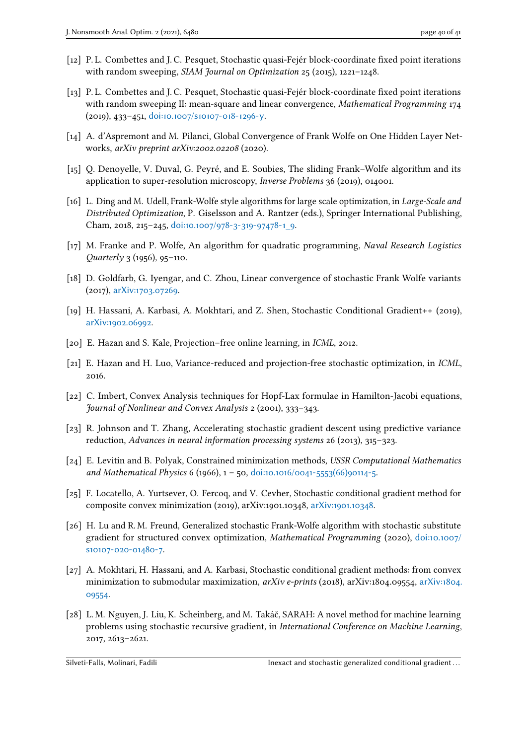[12] P. L. Combettes and J. C. Pesquet, Stochastic quasi-Fejér block-coordinate fixed point iterations with random sweeping, *SIAM Journal on Optimization* 25 (2015), 1221–1248.

[13] P. L. Combettes and J. C. Pesquet, Stochastic quasi-Fejér block-coordinate fixed point iterations with random sweeping II: mean-square and linear convergence, *Mathematical Programming* 174 (2019), 433–451, doi:10.1007/s10107-018-1296-y.

[14] A. d'Aspremont and M. Pilanci, Global Convergence of Frank Wolfe on One Hidden Layer Networks, *arXiv preprint arXiv:2002.02208* (2020).

[15] Q. Denoyelle, V. Duval, G. Peyré, and E. Soubies, The sliding Frank–Wolfe algorithm and its application to super-resolution microscopy, *Inverse Problems* 36 (2019), 014001.

[16] L. Ding and M. Udell, Frank-Wolfe style algorithms for large scale optimization, in *Large-Scale and Distributed Optimization*, P. Giselsson and A. Rantzer (eds.), Springer International Publishing, Cham, 2018, 215–245, doi:10.1007/978-3-319-97478-1_9.

[17] M. Franke and P. Wolfe, An algorithm for quadratic programming, *Naval Research Logistics Quarterly* 3 (1956), 95–110.

[18] D. Goldfarb, G. Iyengar, and C. Zhou, Linear convergence of stochastic Frank Wolfe variants (2017), arXiv:1703.07269.

[19] H. Hassani, A. Karbasi, A. Mokhtari, and Z. Shen, Stochastic Conditional Gradient++ (2019), arXiv:1902.06992.

[20] E. Hazan and S. Kale, Projection–free online learning, in *ICML*, 2012.

[21] E. Hazan and H. Luo, Variance-reduced and projection-free stochastic optimization, in *ICML*, 2016.

[22] C. Imbert, Convex Analysis techniques for Hopf-Lax formulae in Hamilton-Jacobi equations, *Journal of Nonlinear and Convex Analysis* 2 (2001), 333–343.

[23] R. Johnson and T. Zhang, Accelerating stochastic gradient descent using predictive variance reduction, *Advances in neural information processing systems* 26 (2013), 315–323.

[24] E. Levitin and B. Polyak, Constrained minimization methods, *USSR Computational Mathematics and Mathematical Physics* 6 (1966), 1 – 50, doi:10.1016/0041-5553(66)90114-5.

[25] F. Locatello, A. Yurtsever, O. Fercoq, and V. Cevher, Stochastic conditional gradient method for composite convex minimization (2019), arXiv:1901.10348, arXiv:1901.10348.

[26] H. Lu and R. M. Freund, Generalized stochastic Frank-Wolfe algorithm with stochastic substitute gradient for structured convex optimization, *Mathematical Programming* (2020), doi:10.1007/s10107-020-01480-7.

[27] A. Mokhtari, H. Hassani, and A. Karbasi, Stochastic conditional gradient methods: from convex minimization to submodular maximization, *arXiv e-prints* (2018), arXiv:1804.09554, arXiv:1804.09554.

[28] L. M. Nguyen, J. Liu, K. Scheinberg, and M. Takáč, SARAH: A novel method for machine learning problems using stochastic recursive gradient, in *International Conference on Machine Learning*, 2017, 2613–2621.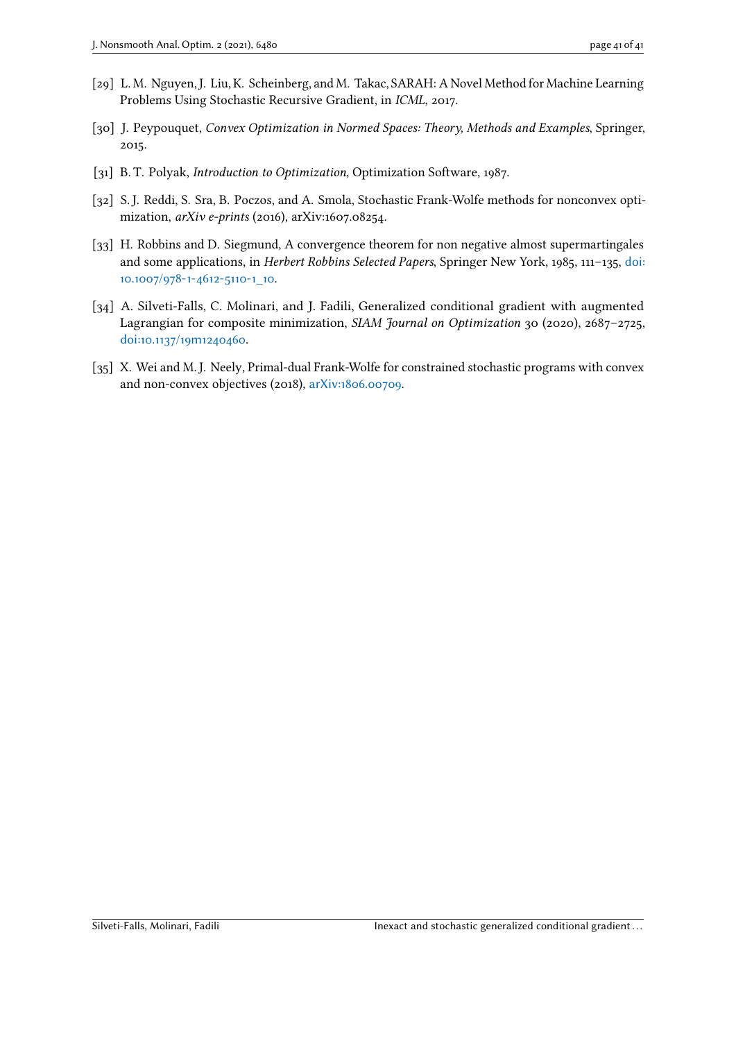[29] L. M. Nguyen, J. Liu, K. Scheinberg, and M. Takac, SARAH: A Novel Method for Machine Learning Problems Using Stochastic Recursive Gradient, in *ICML*, 2017.

[30] J. Peypouquet, *Convex Optimization in Normed Spaces: Theory, Methods and Examples*, Springer, 2015.

[31] B. T. Polyak, *Introduction to Optimization*, Optimization Software, 1987.

[32] S. J. Reddi, S. Sra, B. Poczos, and A. Smola, Stochastic Frank-Wolfe methods for nonconvex optimization, *arXiv e-prints* (2016), arXiv:1607.08254.

[33] H. Robbins and D. Siegmund, A convergence theorem for non negative almost supermartingales and some applications, in *Herbert Robbins Selected Papers*, Springer New York, 1985, 111–135, doi: 10.1007/978-1-4612-5110-1_10.

[34] A. Silveti-Falls, C. Molinari, and J. Fadili, Generalized conditional gradient with augmented Lagrangian for composite minimization, *SIAM Journal on Optimization* 30 (2020), 2687–2725, doi:10.1137/19m1240460.

[35] X. Wei and M. J. Neely, Primal-dual Frank-Wolfe for constrained stochastic programs with convex and non-convex objectives (2018), arXiv:1806.00709.